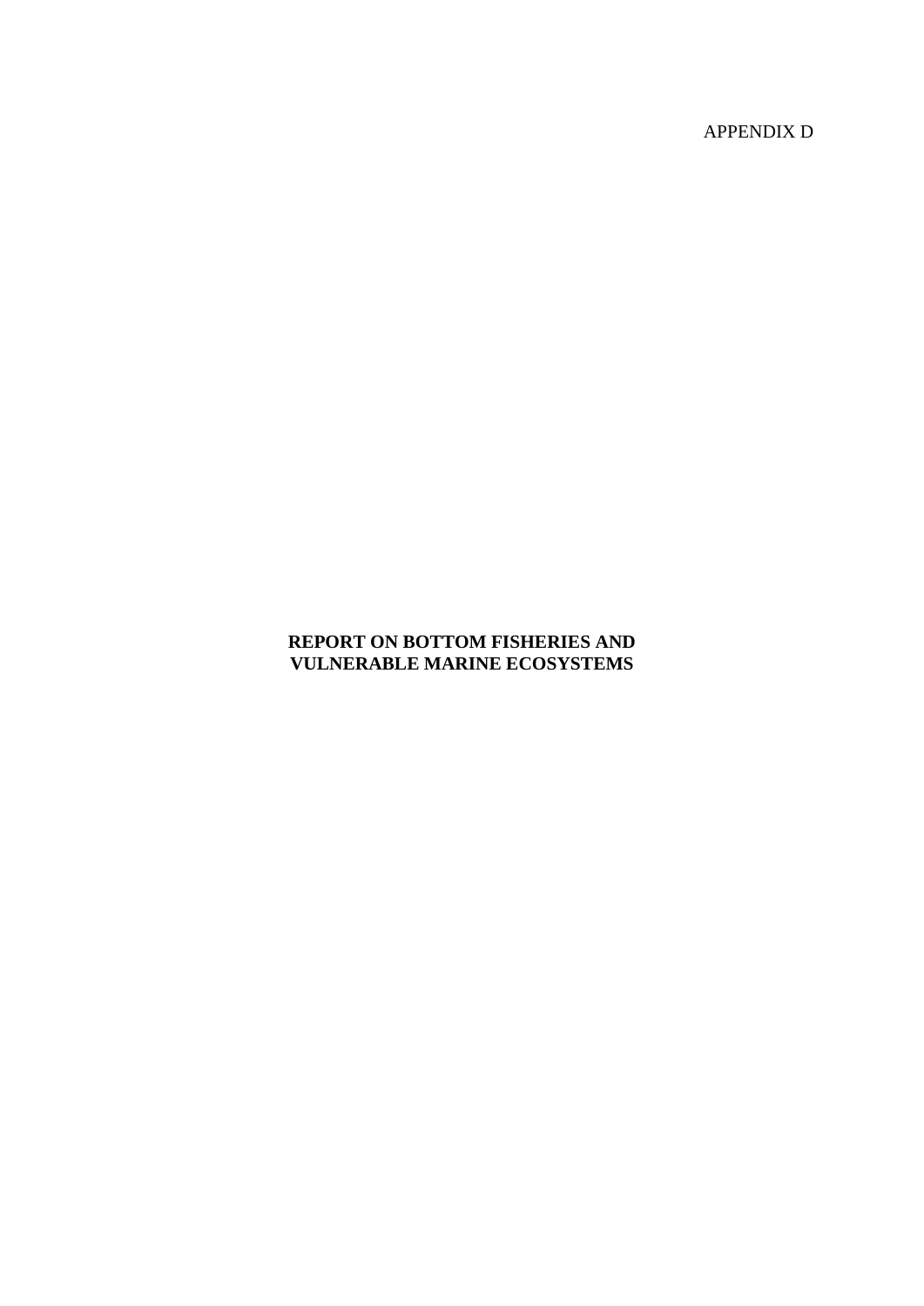APPENDIX D

# REPORT ON BOTTOM FISHERIES AND VULNERABLE MARINE ECOSYSTEMS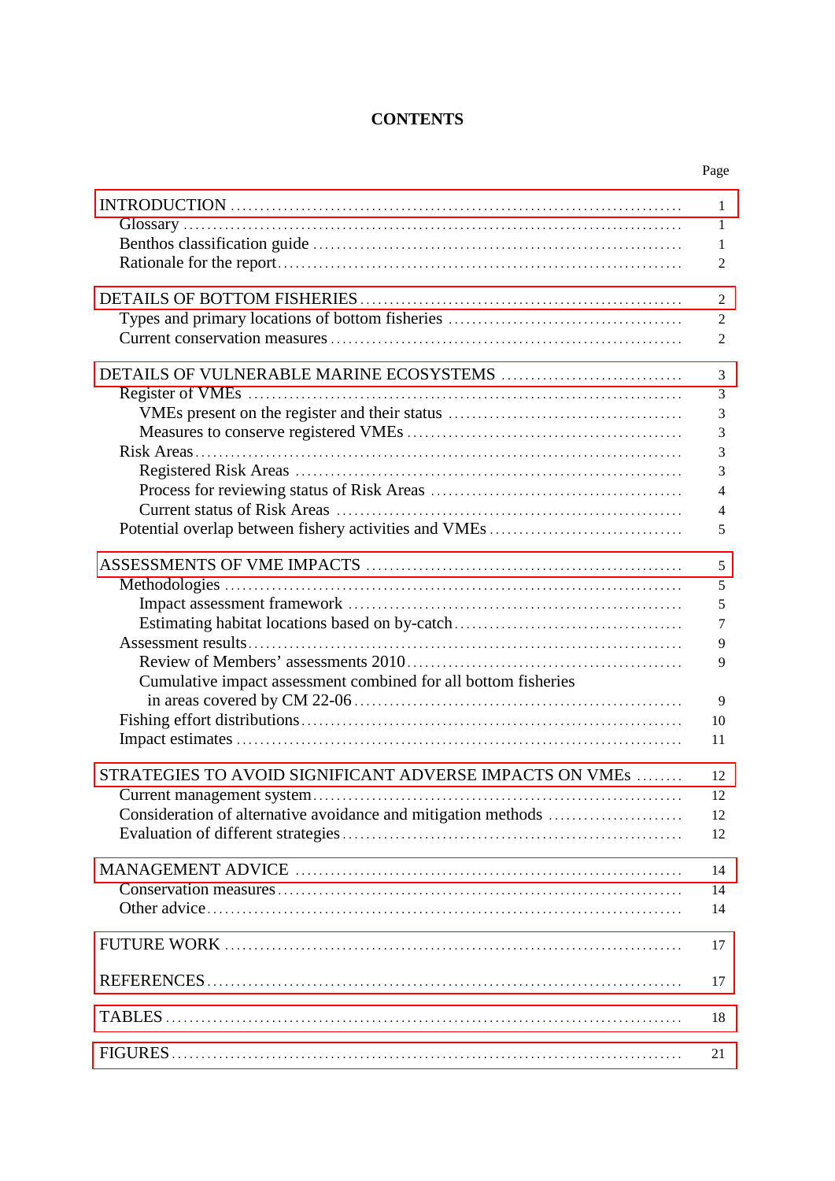# CONTENTS

| | Page |
|---|---|
| INTRODUCTION | 1 |
| Glossary | 1 |
| Benthos classification guide | 1 |
| Rationale for the report | 2 |
| DETAILS OF BOTTOM FISHERIES | 2 |
| Types and primary locations of bottom fisheries | 2 |
| Current conservation measures | 2 |
| DETAILS OF VULNERABLE MARINE ECOSYSTEMS | 3 |
| Register of VMEs | 3 |
| VMEs present on the register and their status | 3 |
| Measures to conserve registered VMEs | 3 |
| Risk Areas | 3 |
| Registered Risk Areas | 3 |
| Process for reviewing status of Risk Areas | 4 |
| Current status of Risk Areas | 4 |
| Potential overlap between fishery activities and VMEs | 5 |
| ASSESSMENTS OF VME IMPACTS | 5 |
| Methodologies | 5 |
| Impact assessment framework | 5 |
| Estimating habitat locations based on by-catch | 7 |
| Assessment results | 9 |
| Review of Members' assessments 2010 | 9 |
| Cumulative impact assessment combined for all bottom fisheries in areas covered by CM 22-06 | 9 |
| Fishing effort distributions | 10 |
| Impact estimates | 11 |
| STRATEGIES TO AVOID SIGNIFICANT ADVERSE IMPACTS ON VMEs | 12 |
| Current management system | 12 |
| Consideration of alternative avoidance and mitigation methods | 12 |
| Evaluation of different strategies | 12 |
| MANAGEMENT ADVICE | 14 |
| Conservation measures | 14 |
| Other advice | 14 |
| FUTURE WORK | 17 |
| REFERENCES | 17 |
| TABLES | 18 |
| FIGURES | 21 |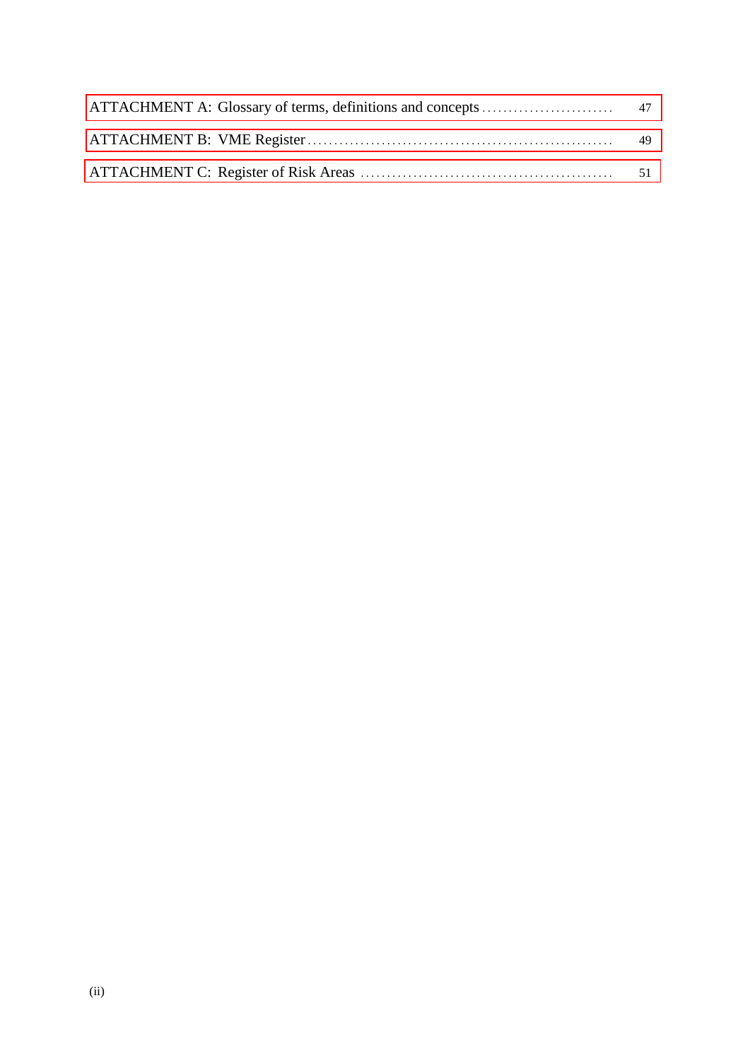ATTACHMENT A: Glossary of terms, definitions and concepts ......................... 47

ATTACHMENT B: VME Register ......................................................... 49

ATTACHMENT C: Register of Risk Areas ................................................ 51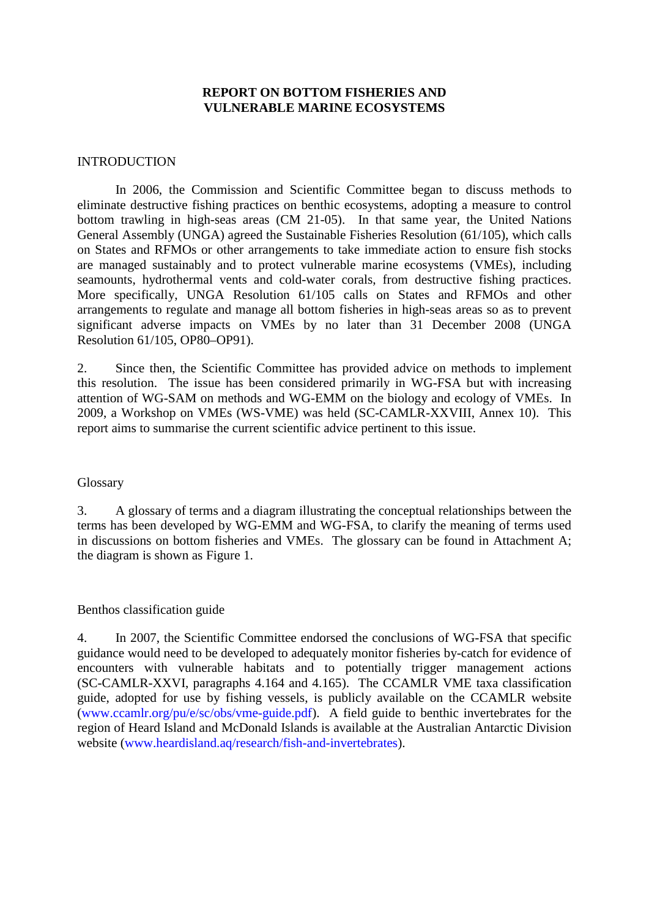# REPORT ON BOTTOM FISHERIES AND VULNERABLE MARINE ECOSYSTEMS

## INTRODUCTION

In 2006, the Commission and Scientific Committee began to discuss methods to eliminate destructive fishing practices on benthic ecosystems, adopting a measure to control bottom trawling in high-seas areas (CM 21-05). In that same year, the United Nations General Assembly (UNGA) agreed the Sustainable Fisheries Resolution (61/105), which calls on States and RFMOs or other arrangements to take immediate action to ensure fish stocks are managed sustainably and to protect vulnerable marine ecosystems (VMEs), including seamounts, hydrothermal vents and cold-water corals, from destructive fishing practices. More specifically, UNGA Resolution 61/105 calls on States and RFMOs and other arrangements to regulate and manage all bottom fisheries in high-seas areas so as to prevent significant adverse impacts on VMEs by no later than 31 December 2008 (UNGA Resolution 61/105, OP80–OP91).

2. Since then, the Scientific Committee has provided advice on methods to implement this resolution. The issue has been considered primarily in WG-FSA but with increasing attention of WG-SAM on methods and WG-EMM on the biology and ecology of VMEs. In 2009, a Workshop on VMEs (WS-VME) was held (SC-CAMLR-XXVIII, Annex 10). This report aims to summarise the current scientific advice pertinent to this issue.

### Glossary

3. A glossary of terms and a diagram illustrating the conceptual relationships between the terms has been developed by WG-EMM and WG-FSA, to clarify the meaning of terms used in discussions on bottom fisheries and VMEs. The glossary can be found in Attachment A; the diagram is shown as Figure 1.

### Benthos classification guide

4. In 2007, the Scientific Committee endorsed the conclusions of WG-FSA that specific guidance would need to be developed to adequately monitor fisheries by-catch for evidence of encounters with vulnerable habitats and to potentially trigger management actions (SC-CAMLR-XXVI, paragraphs 4.164 and 4.165). The CCAMLR VME taxa classification guide, adopted for use by fishing vessels, is publicly available on the CCAMLR website (www.ccamlr.org/pu/e/sc/obs/vme-guide.pdf). A field guide to benthic invertebrates for the region of Heard Island and McDonald Islands is available at the Australian Antarctic Division website (www.heardisland.aq/research/fish-and-invertebrates).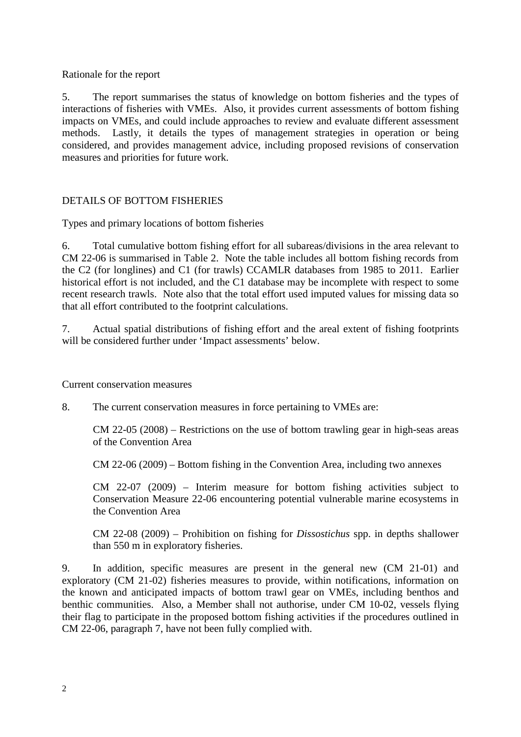### Rationale for the report

5. The report summarises the status of knowledge on bottom fisheries and the types of interactions of fisheries with VMEs. Also, it provides current assessments of bottom fishing impacts on VMEs, and could include approaches to review and evaluate different assessment methods. Lastly, it details the types of management strategies in operation or being considered, and provides management advice, including proposed revisions of conservation measures and priorities for future work.

## DETAILS OF BOTTOM FISHERIES

### Types and primary locations of bottom fisheries

6. Total cumulative bottom fishing effort for all subareas/divisions in the area relevant to CM 22-06 is summarised in Table 2. Note the table includes all bottom fishing records from the C2 (for longlines) and C1 (for trawls) CCAMLR databases from 1985 to 2011. Earlier historical effort is not included, and the C1 database may be incomplete with respect to some recent research trawls. Note also that the total effort used imputed values for missing data so that all effort contributed to the footprint calculations.

7. Actual spatial distributions of fishing effort and the areal extent of fishing footprints will be considered further under 'Impact assessments' below.

### Current conservation measures

8. The current conservation measures in force pertaining to VMEs are:

CM 22-05 (2008) – Restrictions on the use of bottom trawling gear in high-seas areas of the Convention Area

CM 22-06 (2009) – Bottom fishing in the Convention Area, including two annexes

CM 22-07 (2009) – Interim measure for bottom fishing activities subject to Conservation Measure 22-06 encountering potential vulnerable marine ecosystems in the Convention Area

CM 22-08 (2009) – Prohibition on fishing for *Dissostichus* spp. in depths shallower than 550 m in exploratory fisheries.

9. In addition, specific measures are present in the general new (CM 21-01) and exploratory (CM 21-02) fisheries measures to provide, within notifications, information on the known and anticipated impacts of bottom trawl gear on VMEs, including benthos and benthic communities. Also, a Member shall not authorise, under CM 10-02, vessels flying their flag to participate in the proposed bottom fishing activities if the procedures outlined in CM 22-06, paragraph 7, have not been fully complied with.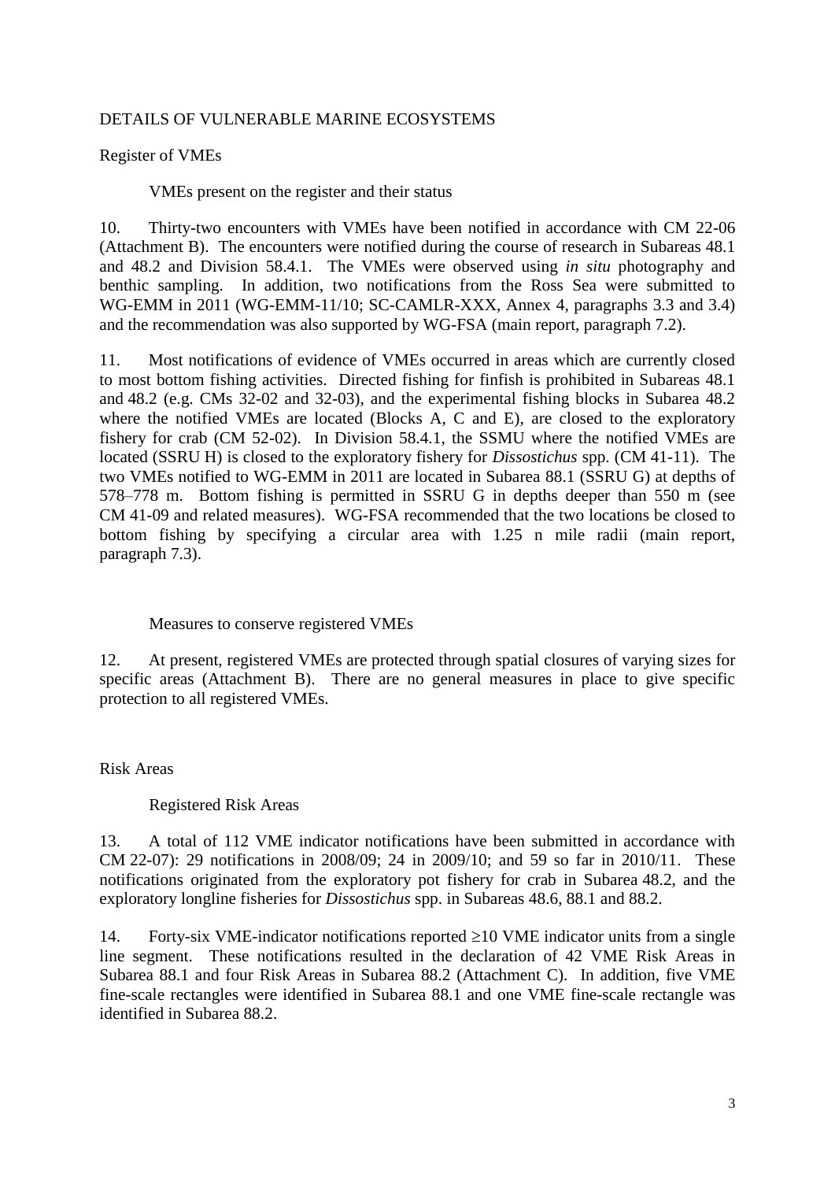## DETAILS OF VULNERABLE MARINE ECOSYSTEMS

### Register of VMEs

#### VMEs present on the register and their status

10. Thirty-two encounters with VMEs have been notified in accordance with CM 22-06 (Attachment B). The encounters were notified during the course of research in Subareas 48.1 and 48.2 and Division 58.4.1. The VMEs were observed using *in situ* photography and benthic sampling. In addition, two notifications from the Ross Sea were submitted to WG-EMM in 2011 (WG-EMM-11/10; SC-CAMLR-XXX, Annex 4, paragraphs 3.3 and 3.4) and the recommendation was also supported by WG-FSA (main report, paragraph 7.2).

11. Most notifications of evidence of VMEs occurred in areas which are currently closed to most bottom fishing activities. Directed fishing for finfish is prohibited in Subareas 48.1 and 48.2 (e.g. CMs 32-02 and 32-03), and the experimental fishing blocks in Subarea 48.2 where the notified VMEs are located (Blocks A, C and E), are closed to the exploratory fishery for crab (CM 52-02). In Division 58.4.1, the SSMU where the notified VMEs are located (SSRU H) is closed to the exploratory fishery for *Dissostichus* spp. (CM 41-11). The two VMEs notified to WG-EMM in 2011 are located in Subarea 88.1 (SSRU G) at depths of 578–778 m. Bottom fishing is permitted in SSRU G in depths deeper than 550 m (see CM 41-09 and related measures). WG-FSA recommended that the two locations be closed to bottom fishing by specifying a circular area with 1.25 n mile radii (main report, paragraph 7.3).

#### Measures to conserve registered VMEs

12. At present, registered VMEs are protected through spatial closures of varying sizes for specific areas (Attachment B). There are no general measures in place to give specific protection to all registered VMEs.

### Risk Areas

#### Registered Risk Areas

13. A total of 112 VME indicator notifications have been submitted in accordance with CM 22-07): 29 notifications in 2008/09; 24 in 2009/10; and 59 so far in 2010/11. These notifications originated from the exploratory pot fishery for crab in Subarea 48.2, and the exploratory longline fisheries for *Dissostichus* spp. in Subareas 48.6, 88.1 and 88.2.

14. Forty-six VME-indicator notifications reported ≥10 VME indicator units from a single line segment. These notifications resulted in the declaration of 42 VME Risk Areas in Subarea 88.1 and four Risk Areas in Subarea 88.2 (Attachment C). In addition, five VME fine-scale rectangles were identified in Subarea 88.1 and one VME fine-scale rectangle was identified in Subarea 88.2.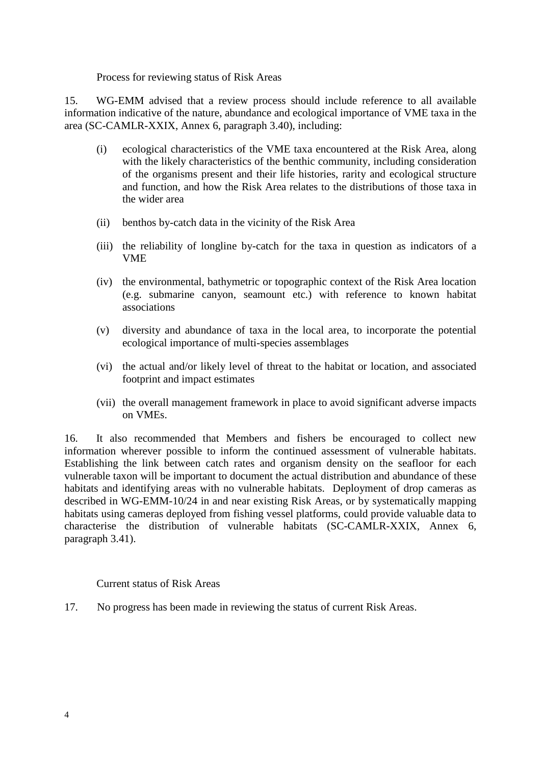### Process for reviewing status of Risk Areas

15. WG-EMM advised that a review process should include reference to all available information indicative of the nature, abundance and ecological importance of VME taxa in the area (SC-CAMLR-XXIX, Annex 6, paragraph 3.40), including:

(i) ecological characteristics of the VME taxa encountered at the Risk Area, along with the likely characteristics of the benthic community, including consideration of the organisms present and their life histories, rarity and ecological structure and function, and how the Risk Area relates to the distributions of those taxa in the wider area

(ii) benthos by-catch data in the vicinity of the Risk Area

(iii) the reliability of longline by-catch for the taxa in question as indicators of a VME

(iv) the environmental, bathymetric or topographic context of the Risk Area location (e.g. submarine canyon, seamount etc.) with reference to known habitat associations

(v) diversity and abundance of taxa in the local area, to incorporate the potential ecological importance of multi-species assemblages

(vi) the actual and/or likely level of threat to the habitat or location, and associated footprint and impact estimates

(vii) the overall management framework in place to avoid significant adverse impacts on VMEs.

16. It also recommended that Members and fishers be encouraged to collect new information wherever possible to inform the continued assessment of vulnerable habitats. Establishing the link between catch rates and organism density on the seafloor for each vulnerable taxon will be important to document the actual distribution and abundance of these habitats and identifying areas with no vulnerable habitats. Deployment of drop cameras as described in WG-EMM-10/24 in and near existing Risk Areas, or by systematically mapping habitats using cameras deployed from fishing vessel platforms, could provide valuable data to characterise the distribution of vulnerable habitats (SC-CAMLR-XXIX, Annex 6, paragraph 3.41).

### Current status of Risk Areas

17. No progress has been made in reviewing the status of current Risk Areas.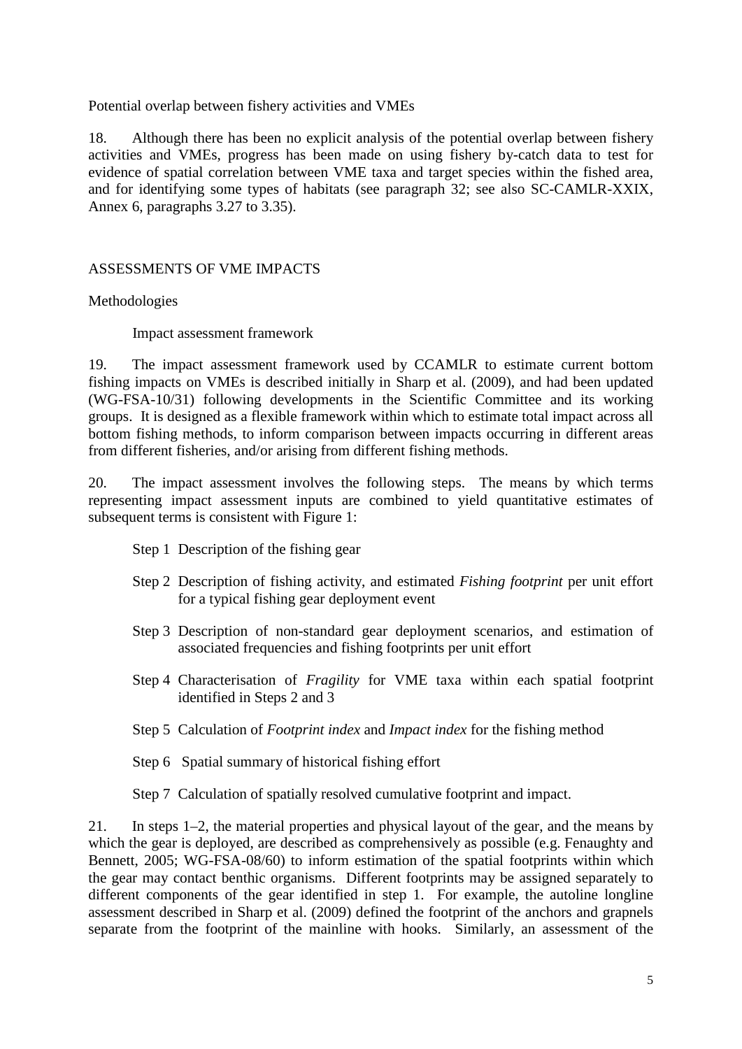Potential overlap between fishery activities and VMEs

18. Although there has been no explicit analysis of the potential overlap between fishery activities and VMEs, progress has been made on using fishery by-catch data to test for evidence of spatial correlation between VME taxa and target species within the fished area, and for identifying some types of habitats (see paragraph 32; see also SC-CAMLR-XXIX, Annex 6, paragraphs 3.27 to 3.35).

## ASSESSMENTS OF VME IMPACTS

### Methodologies

#### Impact assessment framework

19. The impact assessment framework used by CCAMLR to estimate current bottom fishing impacts on VMEs is described initially in Sharp et al. (2009), and had been updated (WG-FSA-10/31) following developments in the Scientific Committee and its working groups. It is designed as a flexible framework within which to estimate total impact across all bottom fishing methods, to inform comparison between impacts occurring in different areas from different fisheries, and/or arising from different fishing methods.

20. The impact assessment involves the following steps. The means by which terms representing impact assessment inputs are combined to yield quantitative estimates of subsequent terms is consistent with Figure 1:

- Step 1 Description of the fishing gear
- Step 2 Description of fishing activity, and estimated *Fishing footprint* per unit effort for a typical fishing gear deployment event
- Step 3 Description of non-standard gear deployment scenarios, and estimation of associated frequencies and fishing footprints per unit effort
- Step 4 Characterisation of *Fragility* for VME taxa within each spatial footprint identified in Steps 2 and 3
- Step 5 Calculation of *Footprint index* and *Impact index* for the fishing method
- Step 6 Spatial summary of historical fishing effort
- Step 7 Calculation of spatially resolved cumulative footprint and impact.

21. In steps 1–2, the material properties and physical layout of the gear, and the means by which the gear is deployed, are described as comprehensively as possible (e.g. Fenaughty and Bennett, 2005; WG-FSA-08/60) to inform estimation of the spatial footprints within which the gear may contact benthic organisms. Different footprints may be assigned separately to different components of the gear identified in step 1. For example, the autoline longline assessment described in Sharp et al. (2009) defined the footprint of the anchors and grapnels separate from the footprint of the mainline with hooks. Similarly, an assessment of the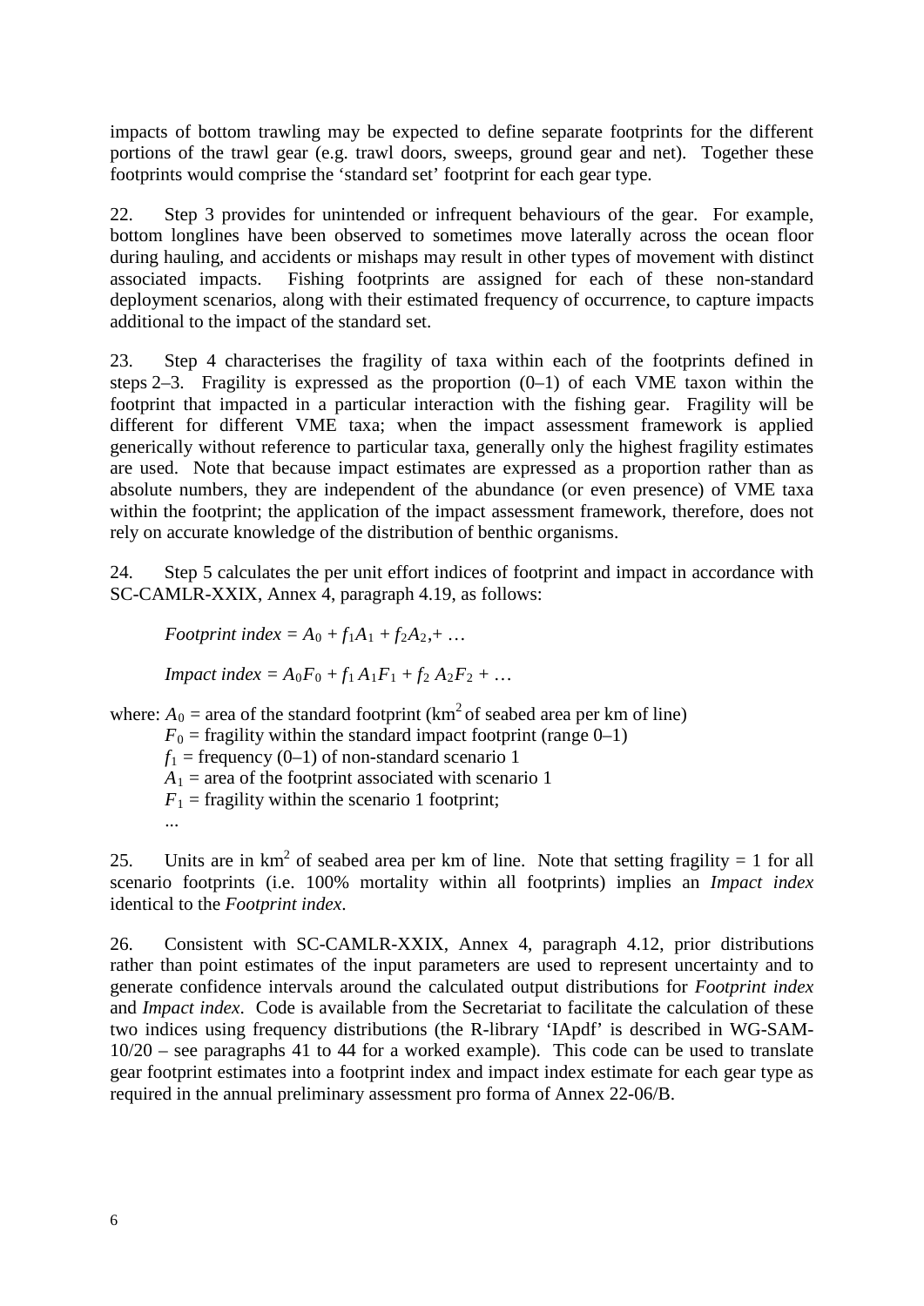impacts of bottom trawling may be expected to define separate footprints for the different portions of the trawl gear (e.g. trawl doors, sweeps, ground gear and net). Together these footprints would comprise the 'standard set' footprint for each gear type.

22. Step 3 provides for unintended or infrequent behaviours of the gear. For example, bottom longlines have been observed to sometimes move laterally across the ocean floor during hauling, and accidents or mishaps may result in other types of movement with distinct associated impacts. Fishing footprints are assigned for each of these non-standard deployment scenarios, along with their estimated frequency of occurrence, to capture impacts additional to the impact of the standard set.

23. Step 4 characterises the fragility of taxa within each of the footprints defined in steps 2–3. Fragility is expressed as the proportion (0–1) of each VME taxon within the footprint that impacted in a particular interaction with the fishing gear. Fragility will be different for different VME taxa; when the impact assessment framework is applied generically without reference to particular taxa, generally only the highest fragility estimates are used. Note that because impact estimates are expressed as a proportion rather than as absolute numbers, they are independent of the abundance (or even presence) of VME taxa within the footprint; the application of the impact assessment framework, therefore, does not rely on accurate knowledge of the distribution of benthic organisms.

24. Step 5 calculates the per unit effort indices of footprint and impact in accordance with SC-CAMLR-XXIX, Annex 4, paragraph 4.19, as follows:

$$\textit{Footprint index} = A_0 + f_1A_1 + f_2A_2,+ \ldots$$

$$\textit{Impact index} = A_0F_0 + f_1\,A_1F_1 + f_2\,A_2F_2 + \ldots$$

where: $A_0$ = area of the standard footprint (km$^2$ of seabed area per km of line)
$F_0$ = fragility within the standard impact footprint (range 0–1)
$f_1$ = frequency (0–1) of non-standard scenario 1
$A_1$ = area of the footprint associated with scenario 1
$F_1$ = fragility within the scenario 1 footprint;
...

25. Units are in km$^2$ of seabed area per km of line. Note that setting fragility = 1 for all scenario footprints (i.e. 100% mortality within all footprints) implies an *Impact index* identical to the *Footprint index*.

26. Consistent with SC-CAMLR-XXIX, Annex 4, paragraph 4.12, prior distributions rather than point estimates of the input parameters are used to represent uncertainty and to generate confidence intervals around the calculated output distributions for *Footprint index* and *Impact index*. Code is available from the Secretariat to facilitate the calculation of these two indices using frequency distributions (the R-library 'IApdf' is described in WG-SAM-10/20 – see paragraphs 41 to 44 for a worked example). This code can be used to translate gear footprint estimates into a footprint index and impact index estimate for each gear type as required in the annual preliminary assessment pro forma of Annex 22-06/B.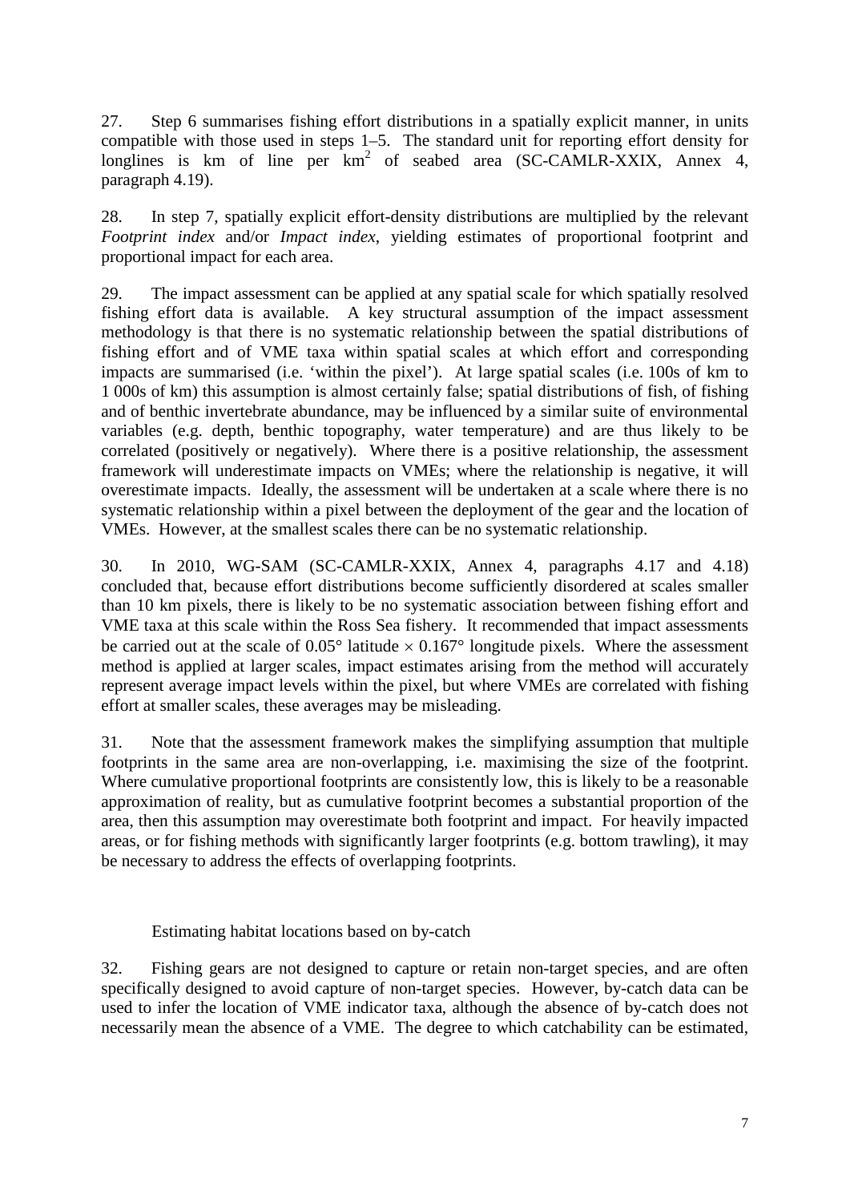27. Step 6 summarises fishing effort distributions in a spatially explicit manner, in units compatible with those used in steps 1–5. The standard unit for reporting effort density for longlines is km of line per $km^2$ of seabed area (SC-CAMLR-XXIX, Annex 4, paragraph 4.19).

28. In step 7, spatially explicit effort-density distributions are multiplied by the relevant *Footprint index* and/or *Impact index*, yielding estimates of proportional footprint and proportional impact for each area.

29. The impact assessment can be applied at any spatial scale for which spatially resolved fishing effort data is available. A key structural assumption of the impact assessment methodology is that there is no systematic relationship between the spatial distributions of fishing effort and of VME taxa within spatial scales at which effort and corresponding impacts are summarised (i.e. 'within the pixel'). At large spatial scales (i.e. 100s of km to 1 000s of km) this assumption is almost certainly false; spatial distributions of fish, of fishing and of benthic invertebrate abundance, may be influenced by a similar suite of environmental variables (e.g. depth, benthic topography, water temperature) and are thus likely to be correlated (positively or negatively). Where there is a positive relationship, the assessment framework will underestimate impacts on VMEs; where the relationship is negative, it will overestimate impacts. Ideally, the assessment will be undertaken at a scale where there is no systematic relationship within a pixel between the deployment of the gear and the location of VMEs. However, at the smallest scales there can be no systematic relationship.

30. In 2010, WG-SAM (SC-CAMLR-XXIX, Annex 4, paragraphs 4.17 and 4.18) concluded that, because effort distributions become sufficiently disordered at scales smaller than 10 km pixels, there is likely to be no systematic association between fishing effort and VME taxa at this scale within the Ross Sea fishery. It recommended that impact assessments be carried out at the scale of 0.05° latitude × 0.167° longitude pixels. Where the assessment method is applied at larger scales, impact estimates arising from the method will accurately represent average impact levels within the pixel, but where VMEs are correlated with fishing effort at smaller scales, these averages may be misleading.

31. Note that the assessment framework makes the simplifying assumption that multiple footprints in the same area are non-overlapping, i.e. maximising the size of the footprint. Where cumulative proportional footprints are consistently low, this is likely to be a reasonable approximation of reality, but as cumulative footprint becomes a substantial proportion of the area, then this assumption may overestimate both footprint and impact. For heavily impacted areas, or for fishing methods with significantly larger footprints (e.g. bottom trawling), it may be necessary to address the effects of overlapping footprints.

### Estimating habitat locations based on by-catch

32. Fishing gears are not designed to capture or retain non-target species, and are often specifically designed to avoid capture of non-target species. However, by-catch data can be used to infer the location of VME indicator taxa, although the absence of by-catch does not necessarily mean the absence of a VME. The degree to which catchability can be estimated,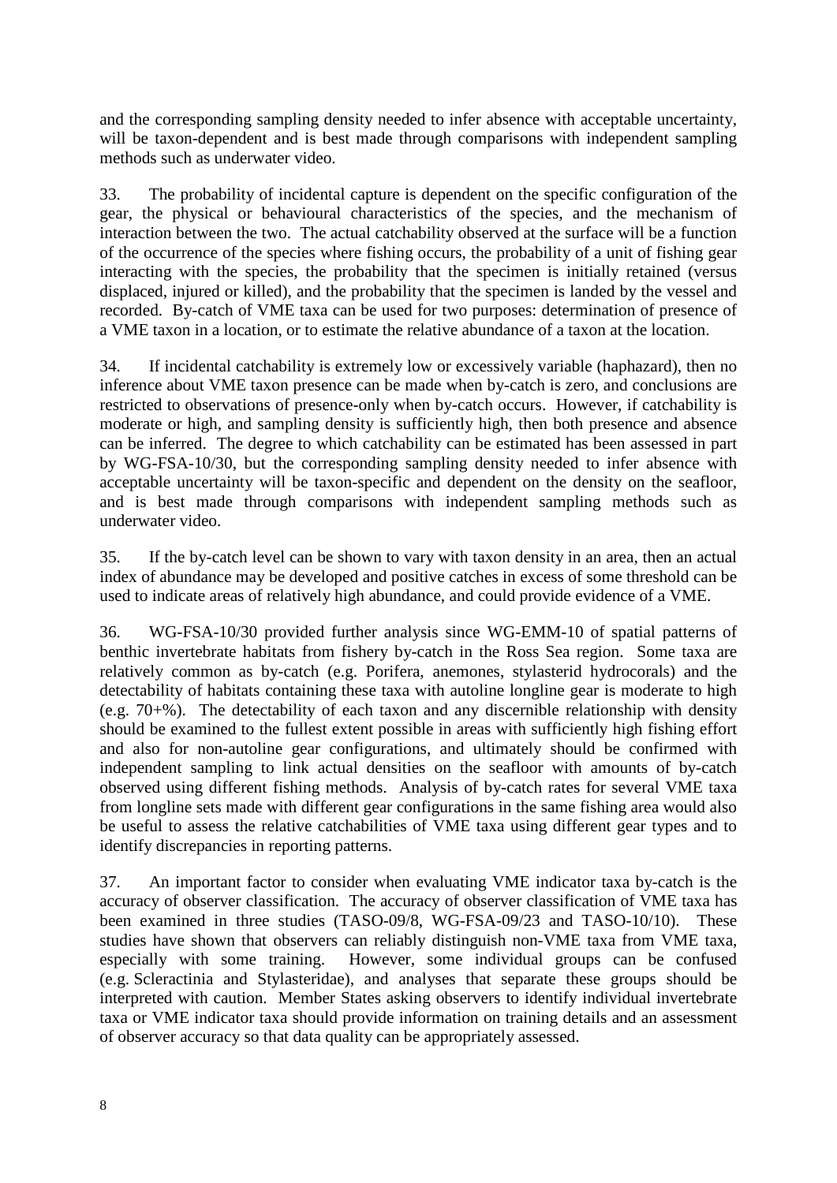and the corresponding sampling density needed to infer absence with acceptable uncertainty, will be taxon-dependent and is best made through comparisons with independent sampling methods such as underwater video.

33. The probability of incidental capture is dependent on the specific configuration of the gear, the physical or behavioural characteristics of the species, and the mechanism of interaction between the two. The actual catchability observed at the surface will be a function of the occurrence of the species where fishing occurs, the probability of a unit of fishing gear interacting with the species, the probability that the specimen is initially retained (versus displaced, injured or killed), and the probability that the specimen is landed by the vessel and recorded. By-catch of VME taxa can be used for two purposes: determination of presence of a VME taxon in a location, or to estimate the relative abundance of a taxon at the location.

34. If incidental catchability is extremely low or excessively variable (haphazard), then no inference about VME taxon presence can be made when by-catch is zero, and conclusions are restricted to observations of presence-only when by-catch occurs. However, if catchability is moderate or high, and sampling density is sufficiently high, then both presence and absence can be inferred. The degree to which catchability can be estimated has been assessed in part by WG-FSA-10/30, but the corresponding sampling density needed to infer absence with acceptable uncertainty will be taxon-specific and dependent on the density on the seafloor, and is best made through comparisons with independent sampling methods such as underwater video.

35. If the by-catch level can be shown to vary with taxon density in an area, then an actual index of abundance may be developed and positive catches in excess of some threshold can be used to indicate areas of relatively high abundance, and could provide evidence of a VME.

36. WG-FSA-10/30 provided further analysis since WG-EMM-10 of spatial patterns of benthic invertebrate habitats from fishery by-catch in the Ross Sea region. Some taxa are relatively common as by-catch (e.g. Porifera, anemones, stylasterid hydrocorals) and the detectability of habitats containing these taxa with autoline longline gear is moderate to high (e.g. 70+%). The detectability of each taxon and any discernible relationship with density should be examined to the fullest extent possible in areas with sufficiently high fishing effort and also for non-autoline gear configurations, and ultimately should be confirmed with independent sampling to link actual densities on the seafloor with amounts of by-catch observed using different fishing methods. Analysis of by-catch rates for several VME taxa from longline sets made with different gear configurations in the same fishing area would also be useful to assess the relative catchabilities of VME taxa using different gear types and to identify discrepancies in reporting patterns.

37. An important factor to consider when evaluating VME indicator taxa by-catch is the accuracy of observer classification. The accuracy of observer classification of VME taxa has been examined in three studies (TASO-09/8, WG-FSA-09/23 and TASO-10/10). These studies have shown that observers can reliably distinguish non-VME taxa from VME taxa, especially with some training. However, some individual groups can be confused (e.g. Scleractinia and Stylasteridae), and analyses that separate these groups should be interpreted with caution. Member States asking observers to identify individual invertebrate taxa or VME indicator taxa should provide information on training details and an assessment of observer accuracy so that data quality can be appropriately assessed.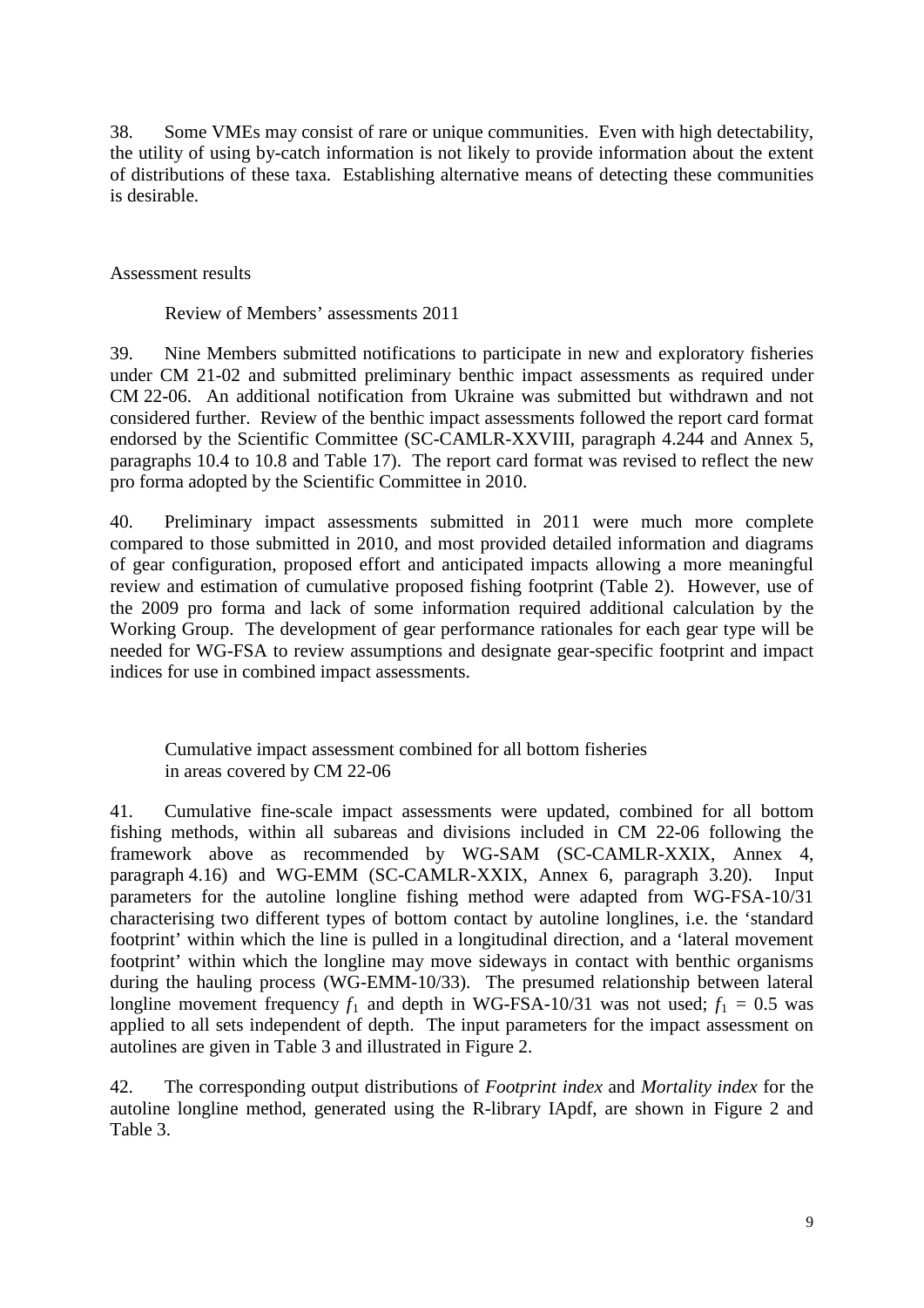38. Some VMEs may consist of rare or unique communities. Even with high detectability, the utility of using by-catch information is not likely to provide information about the extent of distributions of these taxa. Establishing alternative means of detecting these communities is desirable.

## Assessment results

### Review of Members' assessments 2011

39. Nine Members submitted notifications to participate in new and exploratory fisheries under CM 21-02 and submitted preliminary benthic impact assessments as required under CM 22-06. An additional notification from Ukraine was submitted but withdrawn and not considered further. Review of the benthic impact assessments followed the report card format endorsed by the Scientific Committee (SC-CAMLR-XXVIII, paragraph 4.244 and Annex 5, paragraphs 10.4 to 10.8 and Table 17). The report card format was revised to reflect the new pro forma adopted by the Scientific Committee in 2010.

40. Preliminary impact assessments submitted in 2011 were much more complete compared to those submitted in 2010, and most provided detailed information and diagrams of gear configuration, proposed effort and anticipated impacts allowing a more meaningful review and estimation of cumulative proposed fishing footprint (Table 2). However, use of the 2009 pro forma and lack of some information required additional calculation by the Working Group. The development of gear performance rationales for each gear type will be needed for WG-FSA to review assumptions and designate gear-specific footprint and impact indices for use in combined impact assessments.

### Cumulative impact assessment combined for all bottom fisheries in areas covered by CM 22-06

41. Cumulative fine-scale impact assessments were updated, combined for all bottom fishing methods, within all subareas and divisions included in CM 22-06 following the framework above as recommended by WG-SAM (SC-CAMLR-XXIX, Annex 4, paragraph 4.16) and WG-EMM (SC-CAMLR-XXIX, Annex 6, paragraph 3.20). Input parameters for the autoline longline fishing method were adapted from WG-FSA-10/31 characterising two different types of bottom contact by autoline longlines, i.e. the 'standard footprint' within which the line is pulled in a longitudinal direction, and a 'lateral movement footprint' within which the longline may move sideways in contact with benthic organisms during the hauling process (WG-EMM-10/33). The presumed relationship between lateral longline movement frequency $f_1$ and depth in WG-FSA-10/31 was not used; $f_1 = 0.5$ was applied to all sets independent of depth. The input parameters for the impact assessment on autolines are given in Table 3 and illustrated in Figure 2.

42. The corresponding output distributions of *Footprint index* and *Mortality index* for the autoline longline method, generated using the R-library IApdf, are shown in Figure 2 and Table 3.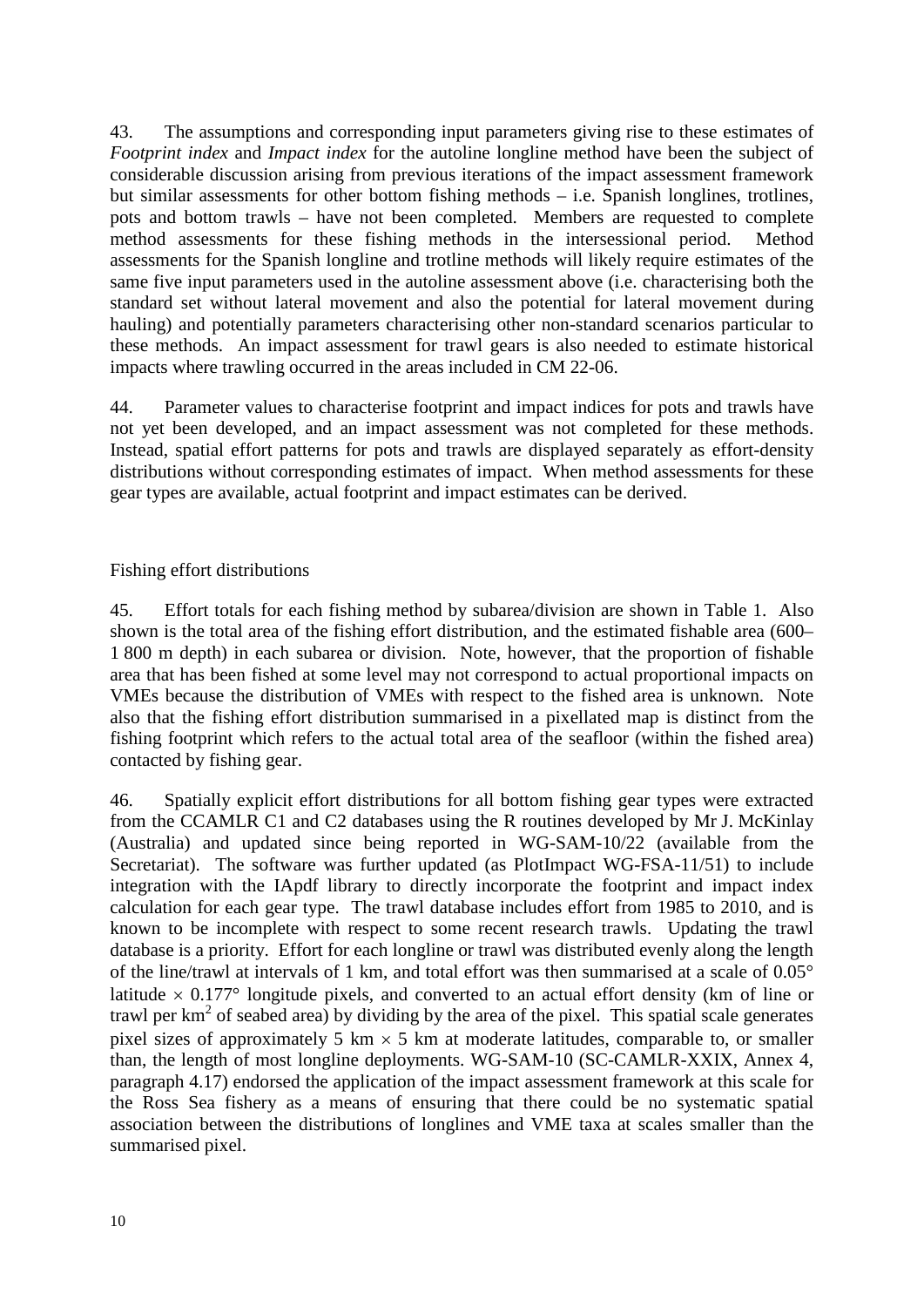43. The assumptions and corresponding input parameters giving rise to these estimates of *Footprint index* and *Impact index* for the autoline longline method have been the subject of considerable discussion arising from previous iterations of the impact assessment framework but similar assessments for other bottom fishing methods – i.e. Spanish longlines, trotlines, pots and bottom trawls – have not been completed. Members are requested to complete method assessments for these fishing methods in the intersessional period. Method assessments for the Spanish longline and trotline methods will likely require estimates of the same five input parameters used in the autoline assessment above (i.e. characterising both the standard set without lateral movement and also the potential for lateral movement during hauling) and potentially parameters characterising other non-standard scenarios particular to these methods. An impact assessment for trawl gears is also needed to estimate historical impacts where trawling occurred in the areas included in CM 22-06.

44. Parameter values to characterise footprint and impact indices for pots and trawls have not yet been developed, and an impact assessment was not completed for these methods. Instead, spatial effort patterns for pots and trawls are displayed separately as effort-density distributions without corresponding estimates of impact. When method assessments for these gear types are available, actual footprint and impact estimates can be derived.

Fishing effort distributions

45. Effort totals for each fishing method by subarea/division are shown in Table 1. Also shown is the total area of the fishing effort distribution, and the estimated fishable area (600–1 800 m depth) in each subarea or division. Note, however, that the proportion of fishable area that has been fished at some level may not correspond to actual proportional impacts on VMEs because the distribution of VMEs with respect to the fished area is unknown. Note also that the fishing effort distribution summarised in a pixellated map is distinct from the fishing footprint which refers to the actual total area of the seafloor (within the fished area) contacted by fishing gear.

46. Spatially explicit effort distributions for all bottom fishing gear types were extracted from the CCAMLR C1 and C2 databases using the R routines developed by Mr J. McKinlay (Australia) and updated since being reported in WG-SAM-10/22 (available from the Secretariat). The software was further updated (as PlotImpact WG-FSA-11/51) to include integration with the IApdf library to directly incorporate the footprint and impact index calculation for each gear type. The trawl database includes effort from 1985 to 2010, and is known to be incomplete with respect to some recent research trawls. Updating the trawl database is a priority. Effort for each longline or trawl was distributed evenly along the length of the line/trawl at intervals of 1 km, and total effort was then summarised at a scale of 0.05° latitude × 0.177° longitude pixels, and converted to an actual effort density (km of line or trawl per km$^2$ of seabed area) by dividing by the area of the pixel. This spatial scale generates pixel sizes of approximately 5 km × 5 km at moderate latitudes, comparable to, or smaller than, the length of most longline deployments. WG-SAM-10 (SC-CAMLR-XXIX, Annex 4, paragraph 4.17) endorsed the application of the impact assessment framework at this scale for the Ross Sea fishery as a means of ensuring that there could be no systematic spatial association between the distributions of longlines and VME taxa at scales smaller than the summarised pixel.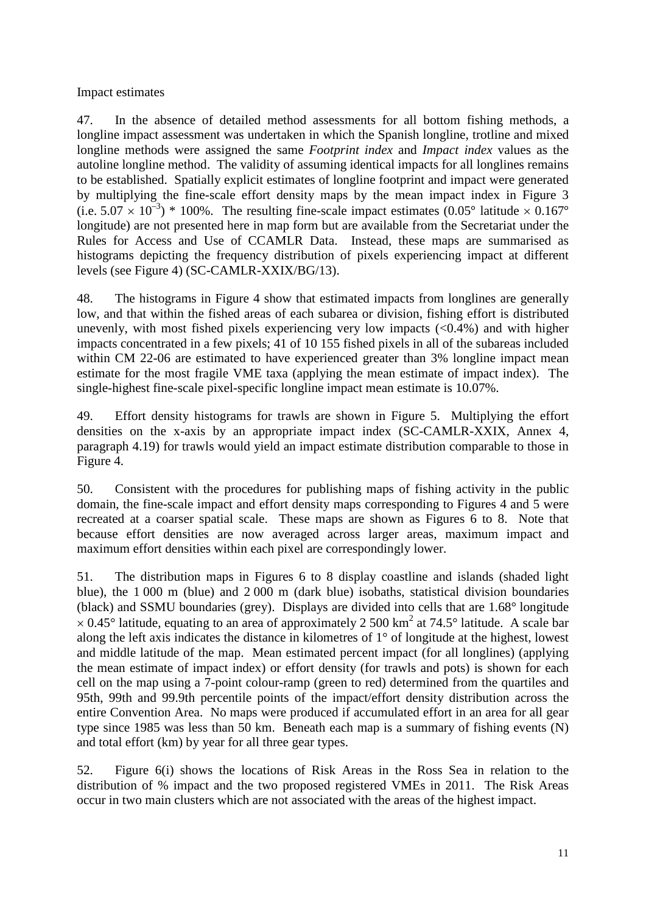Impact estimates

47. In the absence of detailed method assessments for all bottom fishing methods, a longline impact assessment was undertaken in which the Spanish longline, trotline and mixed longline methods were assigned the same *Footprint index* and *Impact index* values as the autoline longline method. The validity of assuming identical impacts for all longlines remains to be established. Spatially explicit estimates of longline footprint and impact were generated by multiplying the fine-scale effort density maps by the mean impact index in Figure 3 (i.e. $5.07 \times 10^{-3}$) * 100%. The resulting fine-scale impact estimates (0.05° latitude × 0.167° longitude) are not presented here in map form but are available from the Secretariat under the Rules for Access and Use of CCAMLR Data. Instead, these maps are summarised as histograms depicting the frequency distribution of pixels experiencing impact at different levels (see Figure 4) (SC-CAMLR-XXIX/BG/13).

48. The histograms in Figure 4 show that estimated impacts from longlines are generally low, and that within the fished areas of each subarea or division, fishing effort is distributed unevenly, with most fished pixels experiencing very low impacts (<0.4%) and with higher impacts concentrated in a few pixels; 41 of 10 155 fished pixels in all of the subareas included within CM 22-06 are estimated to have experienced greater than 3% longline impact mean estimate for the most fragile VME taxa (applying the mean estimate of impact index). The single-highest fine-scale pixel-specific longline impact mean estimate is 10.07%.

49. Effort density histograms for trawls are shown in Figure 5. Multiplying the effort densities on the x-axis by an appropriate impact index (SC-CAMLR-XXIX, Annex 4, paragraph 4.19) for trawls would yield an impact estimate distribution comparable to those in Figure 4.

50. Consistent with the procedures for publishing maps of fishing activity in the public domain, the fine-scale impact and effort density maps corresponding to Figures 4 and 5 were recreated at a coarser spatial scale. These maps are shown as Figures 6 to 8. Note that because effort densities are now averaged across larger areas, maximum impact and maximum effort densities within each pixel are correspondingly lower.

51. The distribution maps in Figures 6 to 8 display coastline and islands (shaded light blue), the 1 000 m (blue) and 2 000 m (dark blue) isobaths, statistical division boundaries (black) and SSMU boundaries (grey). Displays are divided into cells that are 1.68° longitude × 0.45° latitude, equating to an area of approximately 2 500 km$^2$ at 74.5° latitude. A scale bar along the left axis indicates the distance in kilometres of 1° of longitude at the highest, lowest and middle latitude of the map. Mean estimated percent impact (for all longlines) (applying the mean estimate of impact index) or effort density (for trawls and pots) is shown for each cell on the map using a 7-point colour-ramp (green to red) determined from the quartiles and 95th, 99th and 99.9th percentile points of the impact/effort density distribution across the entire Convention Area. No maps were produced if accumulated effort in an area for all gear type since 1985 was less than 50 km. Beneath each map is a summary of fishing events (N) and total effort (km) by year for all three gear types.

52. Figure 6(i) shows the locations of Risk Areas in the Ross Sea in relation to the distribution of % impact and the two proposed registered VMEs in 2011. The Risk Areas occur in two main clusters which are not associated with the areas of the highest impact.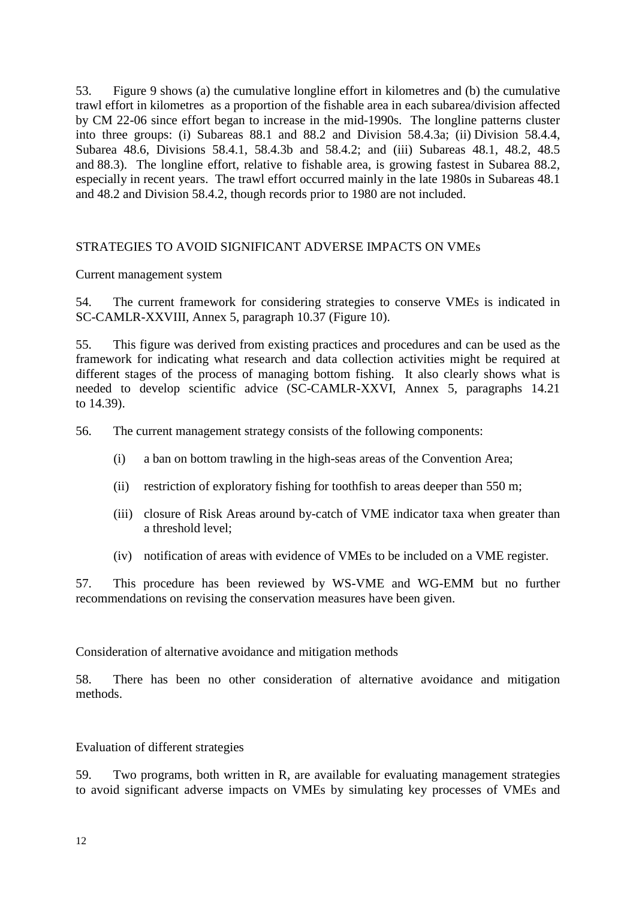53. Figure 9 shows (a) the cumulative longline effort in kilometres and (b) the cumulative trawl effort in kilometres as a proportion of the fishable area in each subarea/division affected by CM 22-06 since effort began to increase in the mid-1990s. The longline patterns cluster into three groups: (i) Subareas 88.1 and 88.2 and Division 58.4.3a; (ii) Division 58.4.4, Subarea 48.6, Divisions 58.4.1, 58.4.3b and 58.4.2; and (iii) Subareas 48.1, 48.2, 48.5 and 88.3). The longline effort, relative to fishable area, is growing fastest in Subarea 88.2, especially in recent years. The trawl effort occurred mainly in the late 1980s in Subareas 48.1 and 48.2 and Division 58.4.2, though records prior to 1980 are not included.

## STRATEGIES TO AVOID SIGNIFICANT ADVERSE IMPACTS ON VMEs

### Current management system

54. The current framework for considering strategies to conserve VMEs is indicated in SC-CAMLR-XXVIII, Annex 5, paragraph 10.37 (Figure 10).

55. This figure was derived from existing practices and procedures and can be used as the framework for indicating what research and data collection activities might be required at different stages of the process of managing bottom fishing. It also clearly shows what is needed to develop scientific advice (SC-CAMLR-XXVI, Annex 5, paragraphs 14.21 to 14.39).

56. The current management strategy consists of the following components:

(i) a ban on bottom trawling in the high-seas areas of the Convention Area;

(ii) restriction of exploratory fishing for toothfish to areas deeper than 550 m;

(iii) closure of Risk Areas around by-catch of VME indicator taxa when greater than a threshold level;

(iv) notification of areas with evidence of VMEs to be included on a VME register.

57. This procedure has been reviewed by WS-VME and WG-EMM but no further recommendations on revising the conservation measures have been given.

### Consideration of alternative avoidance and mitigation methods

58. There has been no other consideration of alternative avoidance and mitigation methods.

### Evaluation of different strategies

59. Two programs, both written in R, are available for evaluating management strategies to avoid significant adverse impacts on VMEs by simulating key processes of VMEs and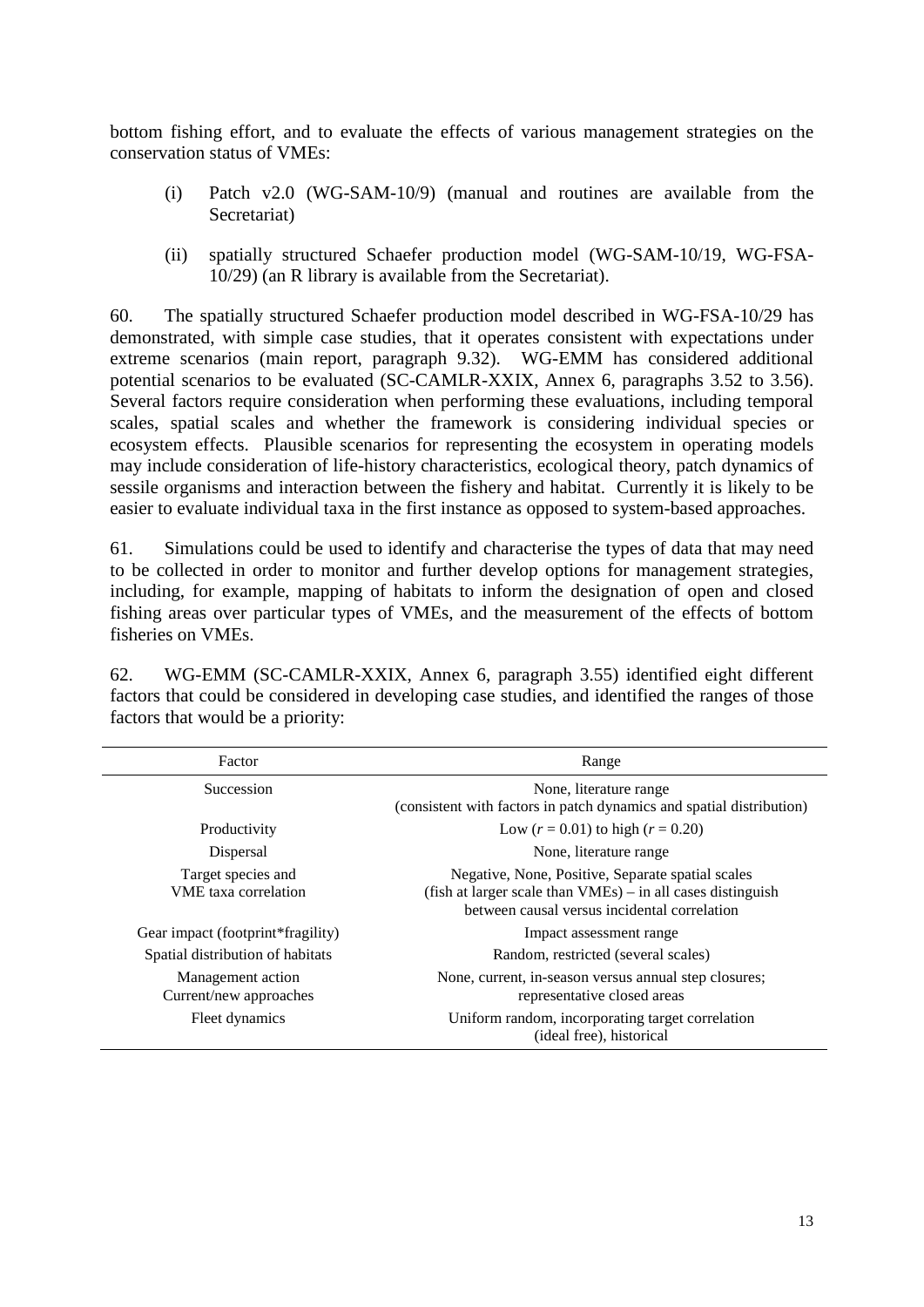bottom fishing effort, and to evaluate the effects of various management strategies on the conservation status of VMEs:

(i) Patch v2.0 (WG-SAM-10/9) (manual and routines are available from the Secretariat)

(ii) spatially structured Schaefer production model (WG-SAM-10/19, WG-FSA-10/29) (an R library is available from the Secretariat).

60. The spatially structured Schaefer production model described in WG-FSA-10/29 has demonstrated, with simple case studies, that it operates consistent with expectations under extreme scenarios (main report, paragraph 9.32). WG-EMM has considered additional potential scenarios to be evaluated (SC-CAMLR-XXIX, Annex 6, paragraphs 3.52 to 3.56). Several factors require consideration when performing these evaluations, including temporal scales, spatial scales and whether the framework is considering individual species or ecosystem effects. Plausible scenarios for representing the ecosystem in operating models may include consideration of life-history characteristics, ecological theory, patch dynamics of sessile organisms and interaction between the fishery and habitat. Currently it is likely to be easier to evaluate individual taxa in the first instance as opposed to system-based approaches.

61. Simulations could be used to identify and characterise the types of data that may need to be collected in order to monitor and further develop options for management strategies, including, for example, mapping of habitats to inform the designation of open and closed fishing areas over particular types of VMEs, and the measurement of the effects of bottom fisheries on VMEs.

62. WG-EMM (SC-CAMLR-XXIX, Annex 6, paragraph 3.55) identified eight different factors that could be considered in developing case studies, and identified the ranges of those factors that would be a priority:

| Factor | Range |
|---|---|
| Succession | None, literature range (consistent with factors in patch dynamics and spatial distribution) |
| Productivity | Low ($r = 0.01$) to high ($r = 0.20$) |
| Dispersal | None, literature range |
| Target species and VME taxa correlation | Negative, None, Positive, Separate spatial scales (fish at larger scale than VMEs) – in all cases distinguish between causal versus incidental correlation |
| Gear impact (footprint*fragility) | Impact assessment range |
| Spatial distribution of habitats | Random, restricted (several scales) |
| Management action Current/new approaches | None, current, in-season versus annual step closures; representative closed areas |
| Fleet dynamics | Uniform random, incorporating target correlation (ideal free), historical |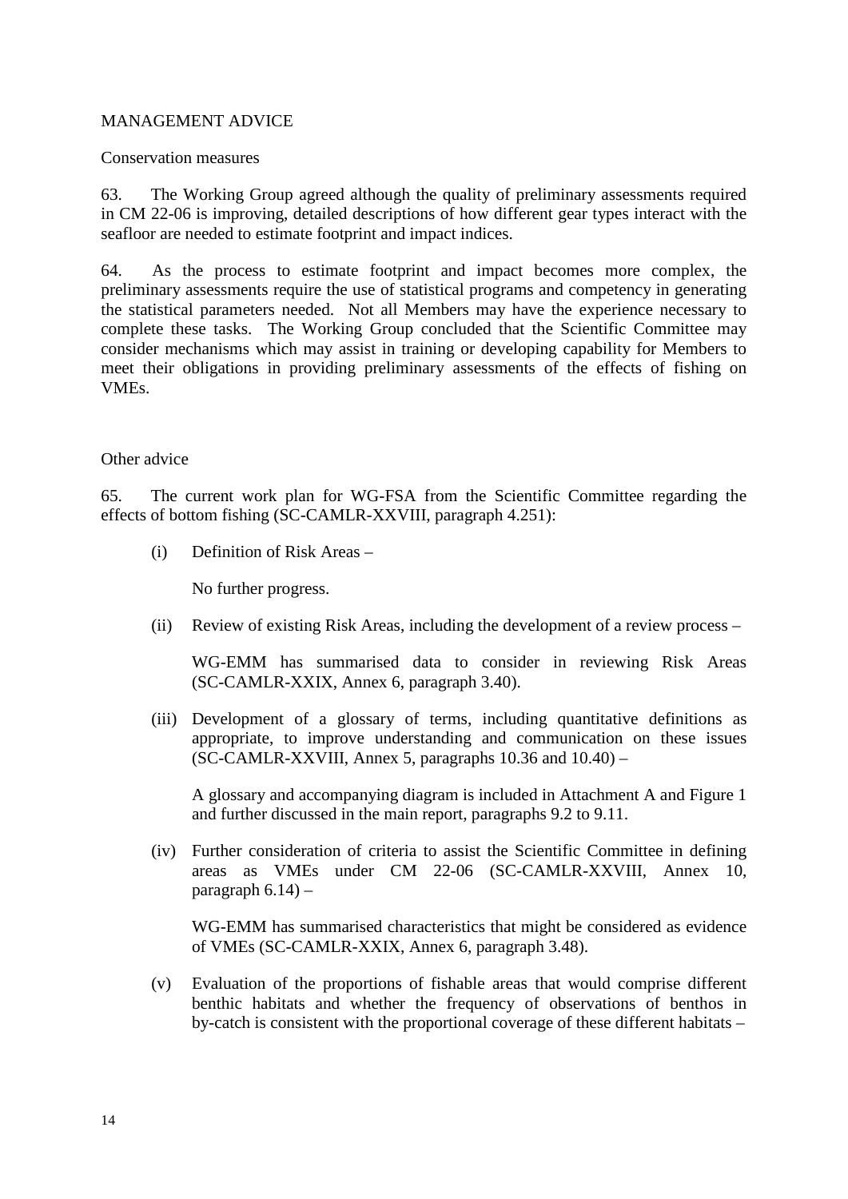## MANAGEMENT ADVICE

### Conservation measures

63. The Working Group agreed although the quality of preliminary assessments required in CM 22-06 is improving, detailed descriptions of how different gear types interact with the seafloor are needed to estimate footprint and impact indices.

64. As the process to estimate footprint and impact becomes more complex, the preliminary assessments require the use of statistical programs and competency in generating the statistical parameters needed. Not all Members may have the experience necessary to complete these tasks. The Working Group concluded that the Scientific Committee may consider mechanisms which may assist in training or developing capability for Members to meet their obligations in providing preliminary assessments of the effects of fishing on VMEs.

### Other advice

65. The current work plan for WG-FSA from the Scientific Committee regarding the effects of bottom fishing (SC-CAMLR-XXVIII, paragraph 4.251):

(i) Definition of Risk Areas –

No further progress.

(ii) Review of existing Risk Areas, including the development of a review process –

WG-EMM has summarised data to consider in reviewing Risk Areas (SC-CAMLR-XXIX, Annex 6, paragraph 3.40).

(iii) Development of a glossary of terms, including quantitative definitions as appropriate, to improve understanding and communication on these issues (SC-CAMLR-XXVIII, Annex 5, paragraphs 10.36 and 10.40) –

A glossary and accompanying diagram is included in Attachment A and Figure 1 and further discussed in the main report, paragraphs 9.2 to 9.11.

(iv) Further consideration of criteria to assist the Scientific Committee in defining areas as VMEs under CM 22-06 (SC-CAMLR-XXVIII, Annex 10, paragraph 6.14) –

WG-EMM has summarised characteristics that might be considered as evidence of VMEs (SC-CAMLR-XXIX, Annex 6, paragraph 3.48).

(v) Evaluation of the proportions of fishable areas that would comprise different benthic habitats and whether the frequency of observations of benthos in by-catch is consistent with the proportional coverage of these different habitats –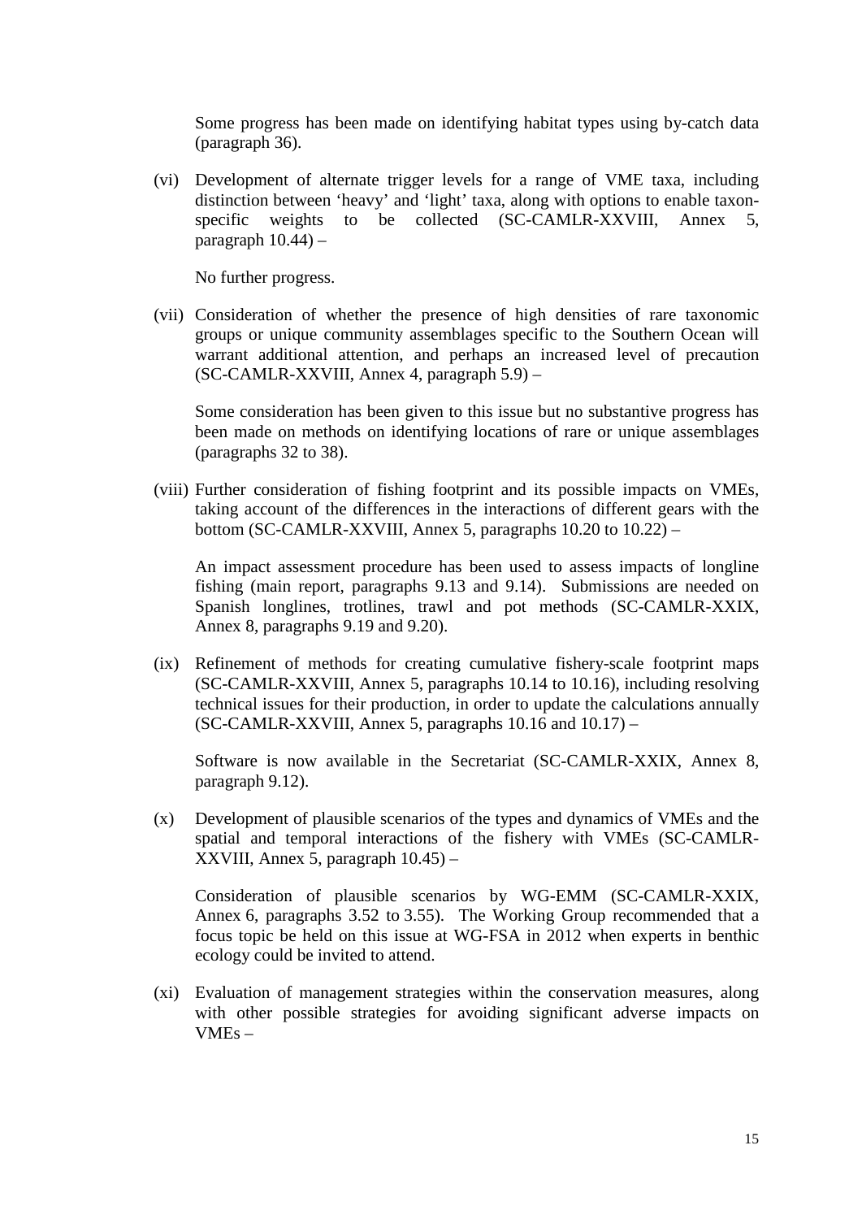Some progress has been made on identifying habitat types using by-catch data (paragraph 36).

(vi) Development of alternate trigger levels for a range of VME taxa, including distinction between 'heavy' and 'light' taxa, along with options to enable taxon-specific weights to be collected (SC-CAMLR-XXVIII, Annex 5, paragraph 10.44) –

No further progress.

(vii) Consideration of whether the presence of high densities of rare taxonomic groups or unique community assemblages specific to the Southern Ocean will warrant additional attention, and perhaps an increased level of precaution (SC-CAMLR-XXVIII, Annex 4, paragraph 5.9) –

Some consideration has been given to this issue but no substantive progress has been made on methods on identifying locations of rare or unique assemblages (paragraphs 32 to 38).

(viii) Further consideration of fishing footprint and its possible impacts on VMEs, taking account of the differences in the interactions of different gears with the bottom (SC-CAMLR-XXVIII, Annex 5, paragraphs 10.20 to 10.22) –

An impact assessment procedure has been used to assess impacts of longline fishing (main report, paragraphs 9.13 and 9.14). Submissions are needed on Spanish longlines, trotlines, trawl and pot methods (SC-CAMLR-XXIX, Annex 8, paragraphs 9.19 and 9.20).

(ix) Refinement of methods for creating cumulative fishery-scale footprint maps (SC-CAMLR-XXVIII, Annex 5, paragraphs 10.14 to 10.16), including resolving technical issues for their production, in order to update the calculations annually (SC-CAMLR-XXVIII, Annex 5, paragraphs 10.16 and 10.17) –

Software is now available in the Secretariat (SC-CAMLR-XXIX, Annex 8, paragraph 9.12).

(x) Development of plausible scenarios of the types and dynamics of VMEs and the spatial and temporal interactions of the fishery with VMEs (SC-CAMLR-XXVIII, Annex 5, paragraph 10.45) –

Consideration of plausible scenarios by WG-EMM (SC-CAMLR-XXIX, Annex 6, paragraphs 3.52 to 3.55). The Working Group recommended that a focus topic be held on this issue at WG-FSA in 2012 when experts in benthic ecology could be invited to attend.

(xi) Evaluation of management strategies within the conservation measures, along with other possible strategies for avoiding significant adverse impacts on VMEs –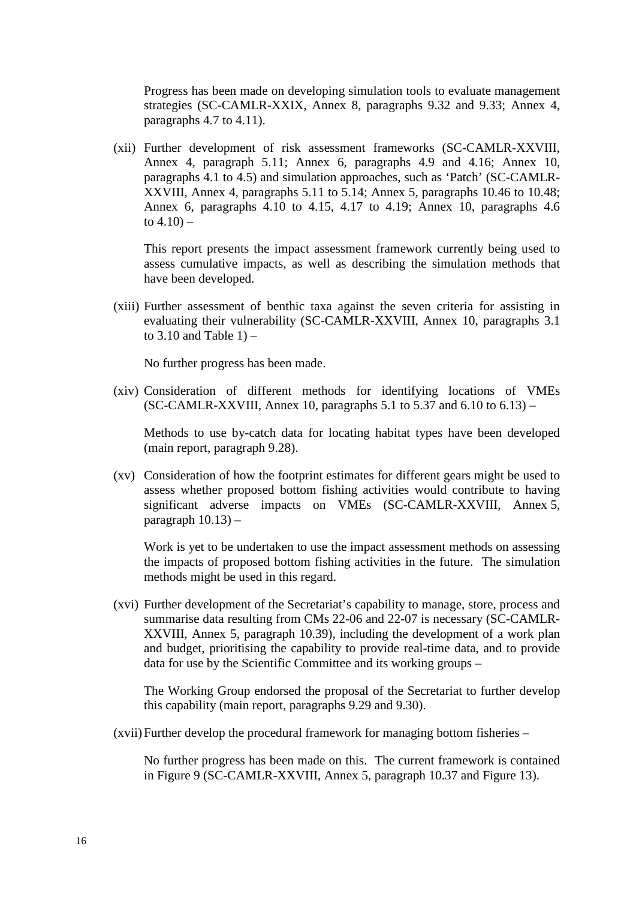Progress has been made on developing simulation tools to evaluate management strategies (SC-CAMLR-XXIX, Annex 8, paragraphs 9.32 and 9.33; Annex 4, paragraphs 4.7 to 4.11).

(xii) Further development of risk assessment frameworks (SC-CAMLR-XXVIII, Annex 4, paragraph 5.11; Annex 6, paragraphs 4.9 and 4.16; Annex 10, paragraphs 4.1 to 4.5) and simulation approaches, such as 'Patch' (SC-CAMLR-XXVIII, Annex 4, paragraphs 5.11 to 5.14; Annex 5, paragraphs 10.46 to 10.48; Annex 6, paragraphs 4.10 to 4.15, 4.17 to 4.19; Annex 10, paragraphs 4.6 to 4.10) –

This report presents the impact assessment framework currently being used to assess cumulative impacts, as well as describing the simulation methods that have been developed.

(xiii) Further assessment of benthic taxa against the seven criteria for assisting in evaluating their vulnerability (SC-CAMLR-XXVIII, Annex 10, paragraphs 3.1 to 3.10 and Table 1) –

No further progress has been made.

(xiv) Consideration of different methods for identifying locations of VMEs (SC-CAMLR-XXVIII, Annex 10, paragraphs 5.1 to 5.37 and 6.10 to 6.13) –

Methods to use by-catch data for locating habitat types have been developed (main report, paragraph 9.28).

(xv) Consideration of how the footprint estimates for different gears might be used to assess whether proposed bottom fishing activities would contribute to having significant adverse impacts on VMEs (SC-CAMLR-XXVIII, Annex 5, paragraph 10.13) –

Work is yet to be undertaken to use the impact assessment methods on assessing the impacts of proposed bottom fishing activities in the future. The simulation methods might be used in this regard.

(xvi) Further development of the Secretariat's capability to manage, store, process and summarise data resulting from CMs 22-06 and 22-07 is necessary (SC-CAMLR-XXVIII, Annex 5, paragraph 10.39), including the development of a work plan and budget, prioritising the capability to provide real-time data, and to provide data for use by the Scientific Committee and its working groups –

The Working Group endorsed the proposal of the Secretariat to further develop this capability (main report, paragraphs 9.29 and 9.30).

(xvii) Further develop the procedural framework for managing bottom fisheries –

No further progress has been made on this. The current framework is contained in Figure 9 (SC-CAMLR-XXVIII, Annex 5, paragraph 10.37 and Figure 13).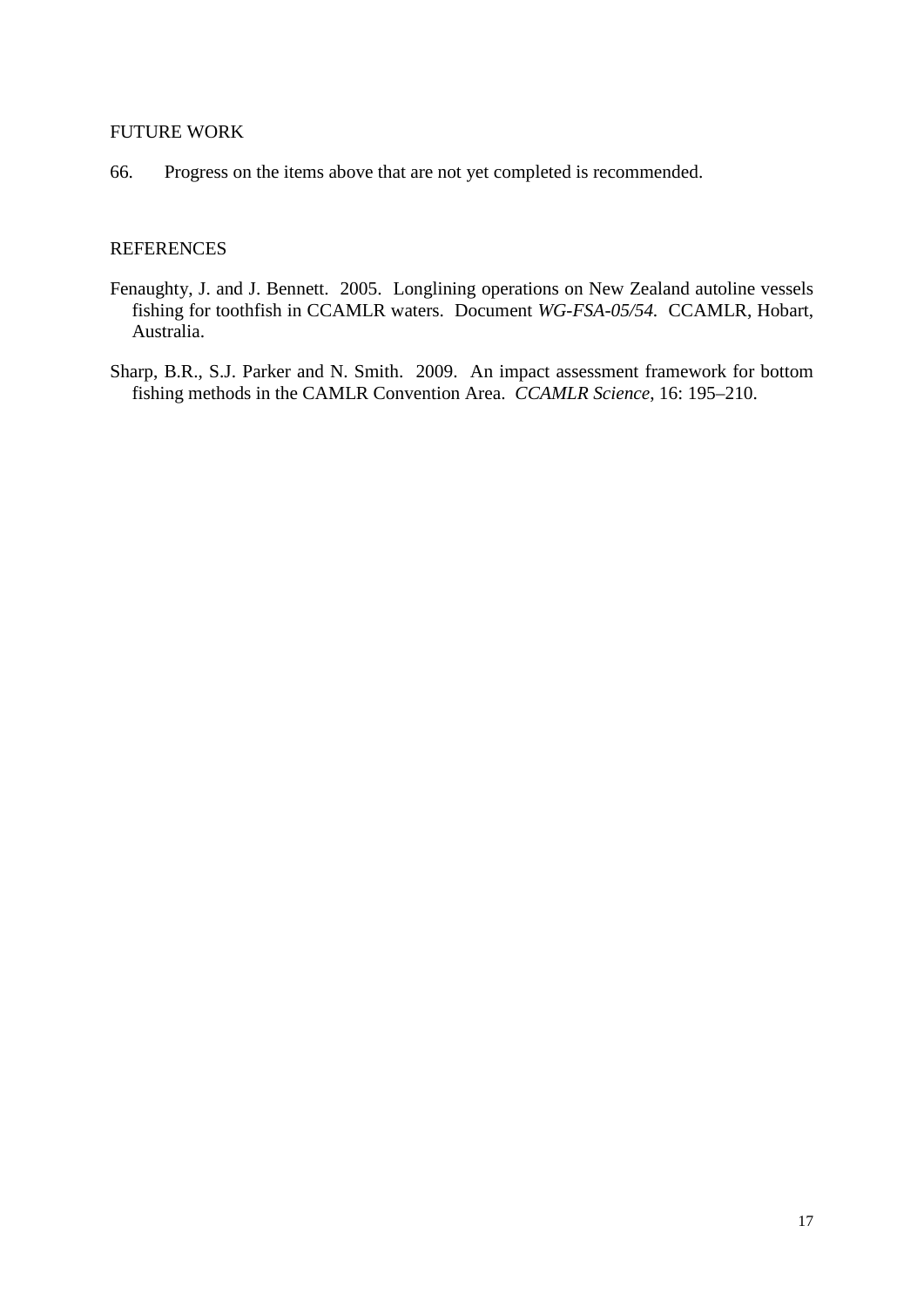## FUTURE WORK

66. Progress on the items above that are not yet completed is recommended.

## REFERENCES

Fenaughty, J. and J. Bennett. 2005. Longlining operations on New Zealand autoline vessels fishing for toothfish in CCAMLR waters. Document *WG-FSA-05/54*. CCAMLR, Hobart, Australia.

Sharp, B.R., S.J. Parker and N. Smith. 2009. An impact assessment framework for bottom fishing methods in the CAMLR Convention Area. *CCAMLR Science*, 16: 195–210.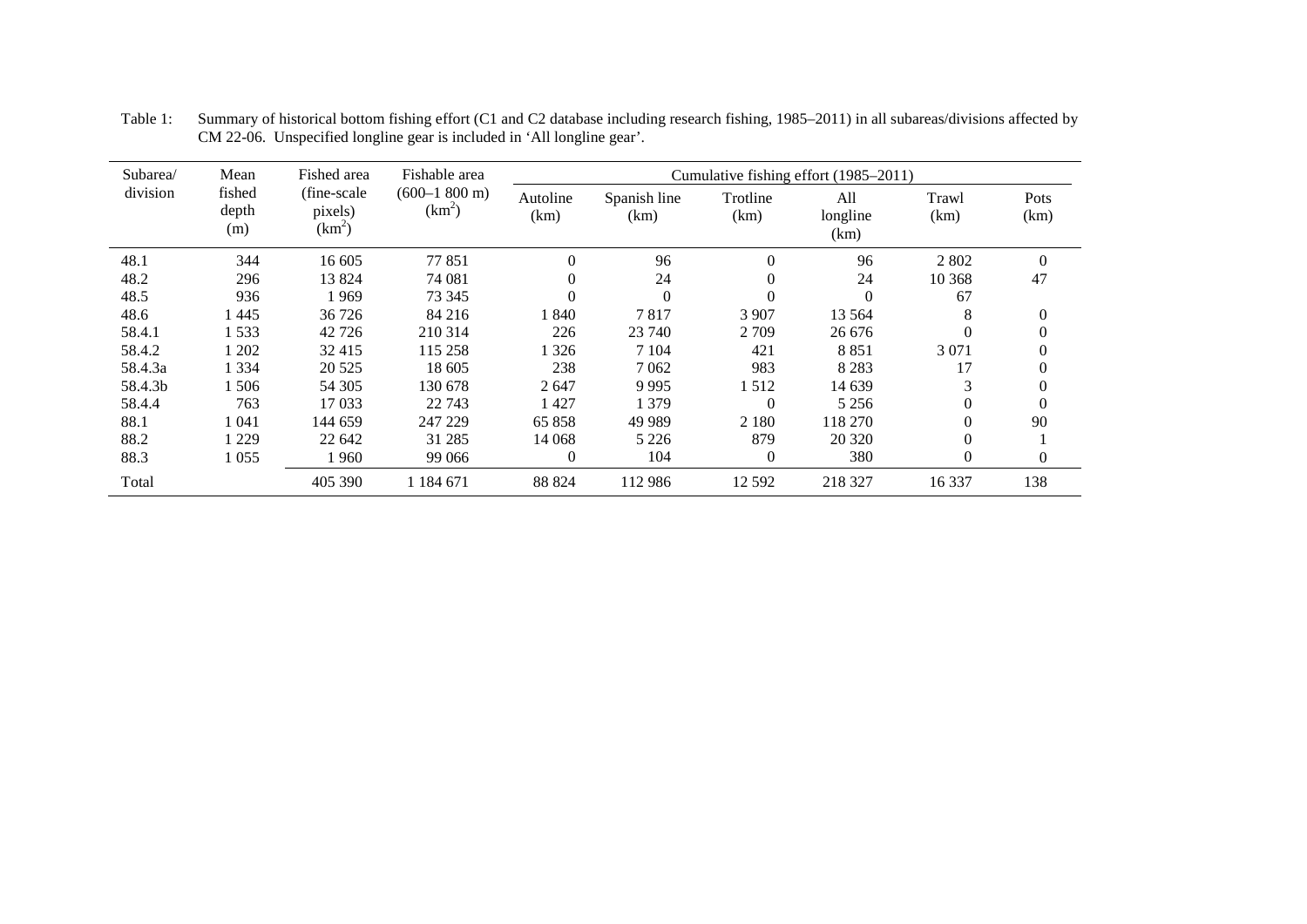Table 1: Summary of historical bottom fishing effort (C1 and C2 database including research fishing, 1985–2011) in all subareas/divisions affected by CM 22-06. Unspecified longline gear is included in 'All longline gear'.

| Subarea/ division | Mean fished depth (m) | Fished area (fine-scale pixels) ($km^2$) | Fishable area (600–1 800 m) ($km^2$) | Cumulative fishing effort (1985–2011) | | | | | |
|---|---|---|---|---|---|---|---|---|---|
| | | | | Autoline (km) | Spanish line (km) | Trotline (km) | All longline (km) | Trawl (km) | Pots (km) |
| 48.1 | 344 | 16 605 | 77 851 | 0 | 96 | 0 | 96 | 2 802 | 0 |
| 48.2 | 296 | 13 824 | 74 081 | 0 | 24 | 0 | 24 | 10 368 | 47 |
| 48.5 | 936 | 1 969 | 73 345 | 0 | 0 | 0 | 0 | 67 | |
| 48.6 | 1 445 | 36 726 | 84 216 | 1 840 | 7 817 | 3 907 | 13 564 | 8 | 0 |
| 58.4.1 | 1 533 | 42 726 | 210 314 | 226 | 23 740 | 2 709 | 26 676 | 0 | 0 |
| 58.4.2 | 1 202 | 32 415 | 115 258 | 1 326 | 7 104 | 421 | 8 851 | 3 071 | 0 |
| 58.4.3a | 1 334 | 20 525 | 18 605 | 238 | 7 062 | 983 | 8 283 | 17 | 0 |
| 58.4.3b | 1 506 | 54 305 | 130 678 | 2 647 | 9 995 | 1 512 | 14 639 | 3 | 0 |
| 58.4.4 | 763 | 17 033 | 22 743 | 1 427 | 1 379 | 0 | 5 256 | 0 | 0 |
| 88.1 | 1 041 | 144 659 | 247 229 | 65 858 | 49 989 | 2 180 | 118 270 | 0 | 90 |
| 88.2 | 1 229 | 22 642 | 31 285 | 14 068 | 5 226 | 879 | 20 320 | 0 | 1 |
| 88.3 | 1 055 | 1 960 | 99 066 | 0 | 104 | 0 | 380 | 0 | 0 |
| Total | | 405 390 | 1 184 671 | 88 824 | 112 986 | 12 592 | 218 327 | 16 337 | 138 |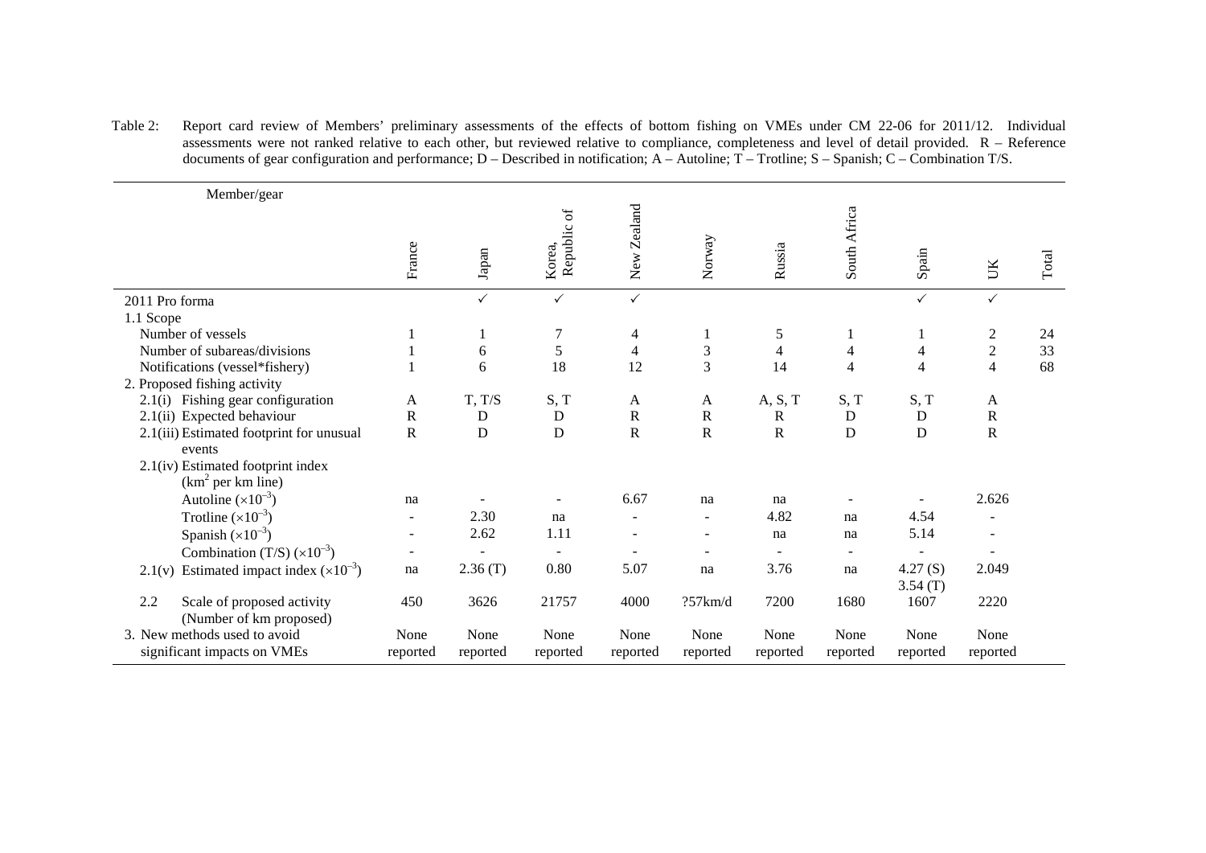Table 2: Report card review of Members' preliminary assessments of the effects of bottom fishing on VMEs under CM 22-06 for 2011/12. Individual assessments were not ranked relative to each other, but reviewed relative to compliance, completeness and level of detail provided. R – Reference documents of gear configuration and performance; D – Described in notification; A – Autoline; T – Trotline; S – Spanish; C – Combination T/S.

| Member/gear | France | Japan | Korea, Republic of | New Zealand | Norway | Russia | South Africa | Spain | UK | Total |
|---|---|---|---|---|---|---|---|---|---|---|
| 2011 Pro forma | | ✓ | ✓ | ✓ | | | | ✓ | ✓ | |
| 1.1 Scope | | | | | | | | | | |
| Number of vessels | 1 | 1 | 7 | 4 | 1 | 5 | 1 | 1 | 2 | 24 |
| Number of subareas/divisions | 1 | 6 | 5 | 4 | 3 | 4 | 4 | 4 | 2 | 33 |
| Notifications (vessel*fishery) | 1 | 6 | 18 | 12 | 3 | 14 | 4 | 4 | 4 | 68 |
| 2. Proposed fishing activity | | | | | | | | | | |
| 2.1(i) Fishing gear configuration | A | T, T/S | S, T | A | A | A, S, T | S, T | S, T | A | |
| 2.1(ii) Expected behaviour | R | D | D | R | R | R | D | D | R | |
| 2.1(iii) Estimated footprint for unusual events | R | D | D | R | R | R | D | D | R | |
| 2.1(iv) Estimated footprint index ($km^2$ per km line) | | | | | | | | | | |
| Autoline ($\times 10^{-3}$) | na | - | - | 6.67 | na | na | - | - | 2.626 | |
| Trotline ($\times 10^{-3}$) | - | 2.30 | na | - | - | 4.82 | na | 4.54 | - | |
| Spanish ($\times 10^{-3}$) | - | 2.62 | 1.11 | - | - | na | na | 5.14 | - | |
| Combination (T/S) ($\times 10^{-3}$) | - | - | - | - | - | - | - | - | - | |
| 2.1(v) Estimated impact index ($\times 10^{-3}$) | na | 2.36 (T) | 0.80 | 5.07 | na | 3.76 | na | 4.27 (S) 3.54 (T) | 2.049 | |
| 2.2 Scale of proposed activity (Number of km proposed) | 450 | 3626 | 21757 | 4000 | ?57km/d | 7200 | 1680 | 1607 | 2220 | |
| 3. New methods used to avoid significant impacts on VMEs | None reported | None reported | None reported | None reported | None reported | None reported | None reported | None reported | None reported | |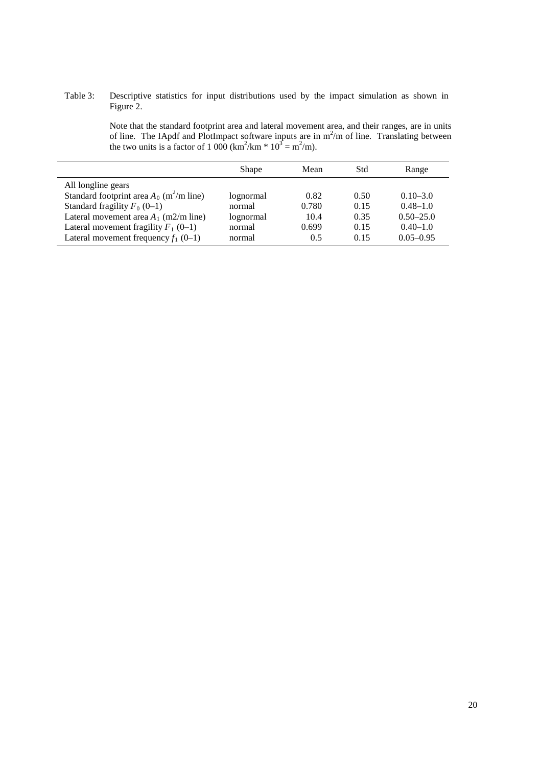Table 3: Descriptive statistics for input distributions used by the impact simulation as shown in Figure 2.

Note that the standard footprint area and lateral movement area, and their ranges, are in units of line. The IApdf and PlotImpact software inputs are in $m^2$/m of line. Translating between the two units is a factor of 1 000 ($km^2/km * 10^3 = m^2/m$).

| | Shape | Mean | Std | Range |
|---|---|---|---|---|
| All longline gears | | | | |
| Standard footprint area $A_0$ ($m^2$/m line) | lognormal | 0.82 | 0.50 | 0.10–3.0 |
| Standard fragility $F_0$ (0–1) | normal | 0.780 | 0.15 | 0.48–1.0 |
| Lateral movement area $A_1$ (m2/m line) | lognormal | 10.4 | 0.35 | 0.50–25.0 |
| Lateral movement fragility $F_1$ (0–1) | normal | 0.699 | 0.15 | 0.40–1.0 |
| Lateral movement frequency $f_1$ (0–1) | normal | 0.5 | 0.15 | 0.05–0.95 |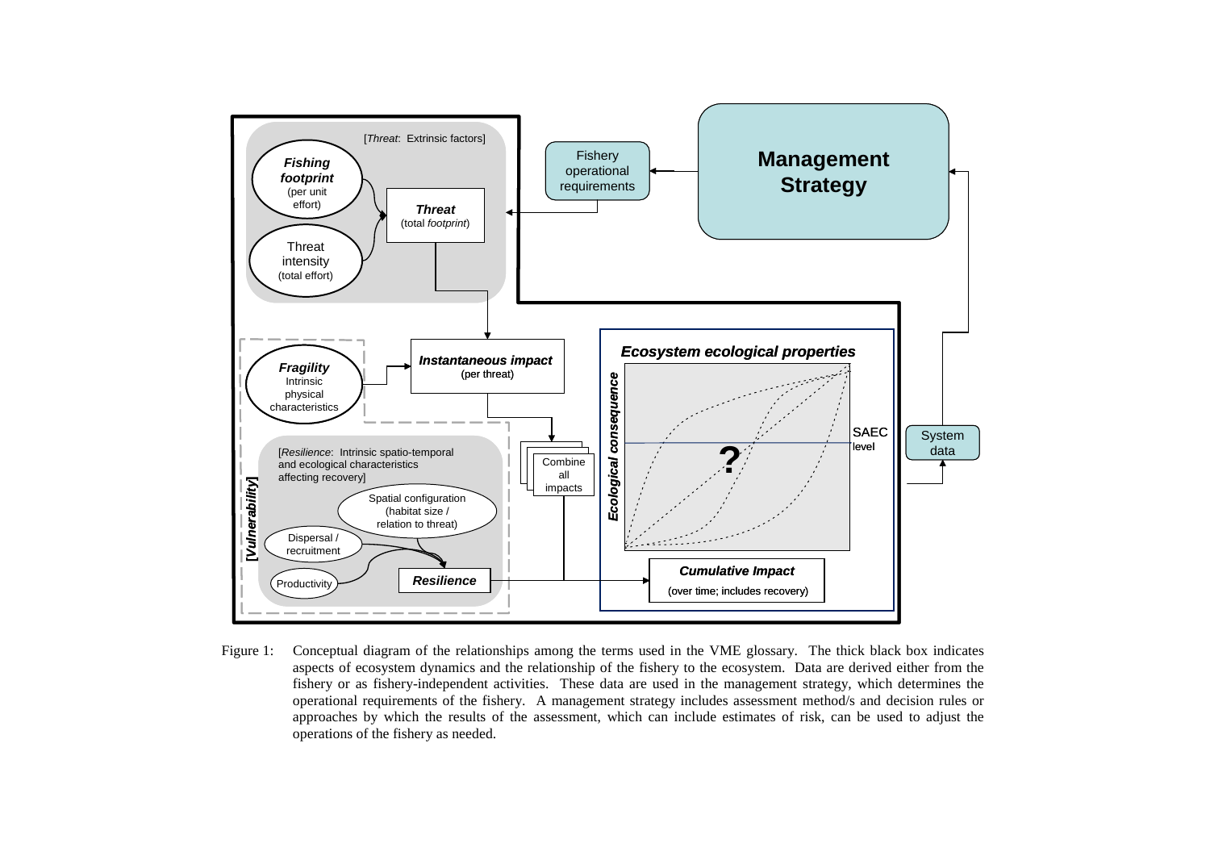Figure 1: Conceptual diagram of the relationships among the terms used in the VME glossary. The thick black box indicates aspects of ecosystem dynamics and the relationship of the fishery to the ecosystem. Data are derived either from the fishery or as fishery-independent activities. These data are used in the management strategy, which determines the operational requirements of the fishery. A management strategy includes assessment method/s and decision rules or approaches by which the results of the assessment, which can include estimates of risk, can be used to adjust the operations of the fishery as needed.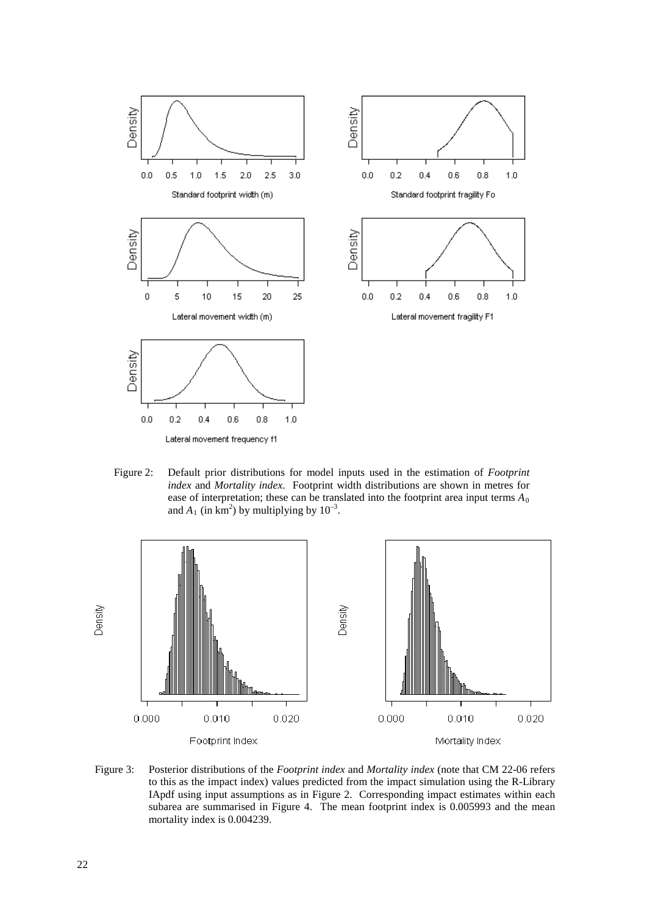Figure 2: Default prior distributions for model inputs used in the estimation of *Footprint index* and *Mortality index*. Footprint width distributions are shown in metres for ease of interpretation; these can be translated into the footprint area input terms $A_0$ and $A_1$ (in km$^2$) by multiplying by $10^{-3}$.

Figure 3: Posterior distributions of the *Footprint index* and *Mortality index* (note that CM 22-06 refers to this as the impact index) values predicted from the impact simulation using the R-Library IApdf using input assumptions as in Figure 2. Corresponding impact estimates within each subarea are summarised in Figure 4. The mean footprint index is 0.005993 and the mean mortality index is 0.004239.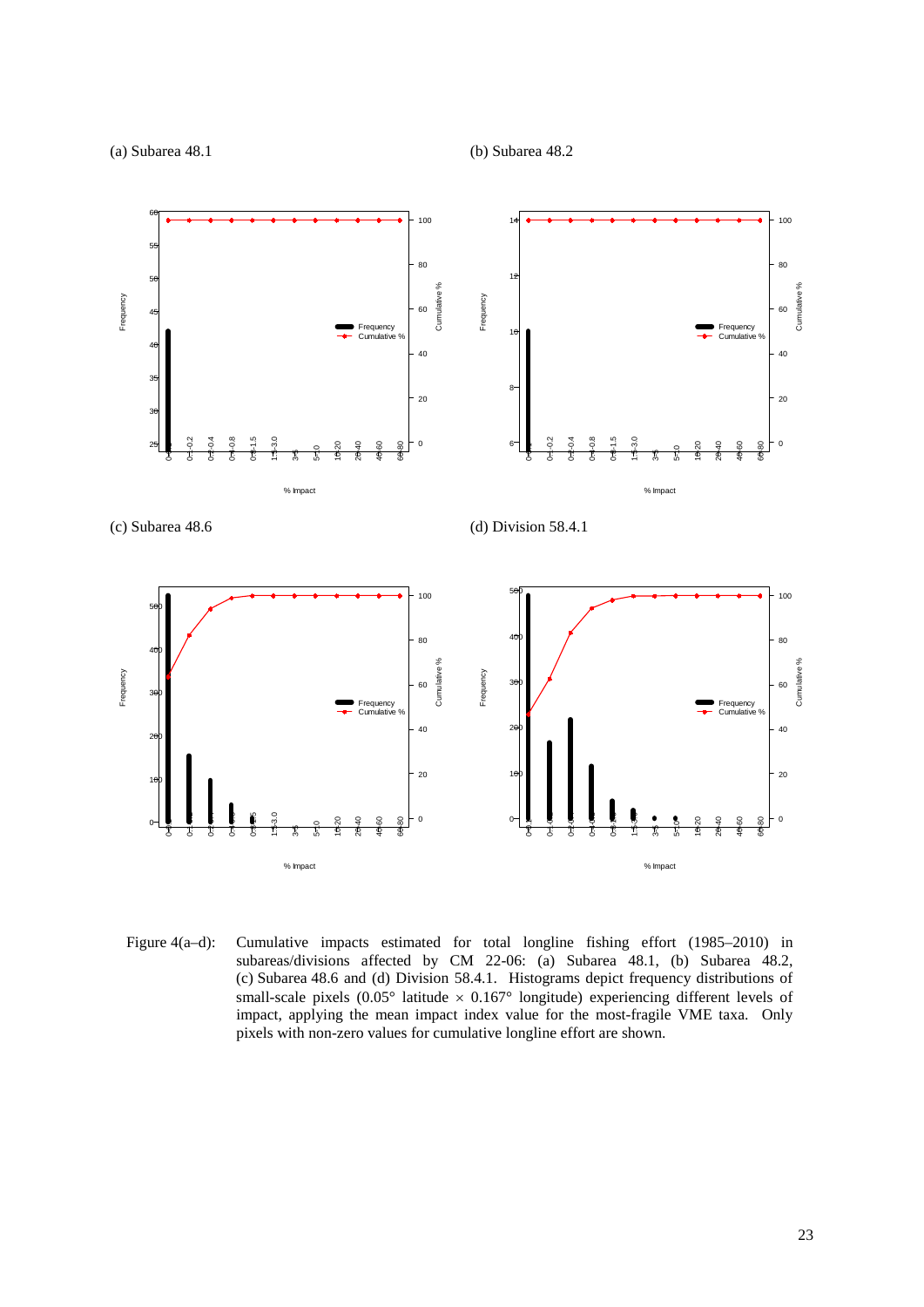(a) Subarea 48.1

(b) Subarea 48.2

(c) Subarea 48.6

(d) Division 58.4.1

Figure 4(a–d): Cumulative impacts estimated for total longline fishing effort (1985–2010) in subareas/divisions affected by CM 22-06: (a) Subarea 48.1, (b) Subarea 48.2, (c) Subarea 48.6 and (d) Division 58.4.1. Histograms depict frequency distributions of small-scale pixels (0.05° latitude × 0.167° longitude) experiencing different levels of impact, applying the mean impact index value for the most-fragile VME taxa. Only pixels with non-zero values for cumulative longline effort are shown.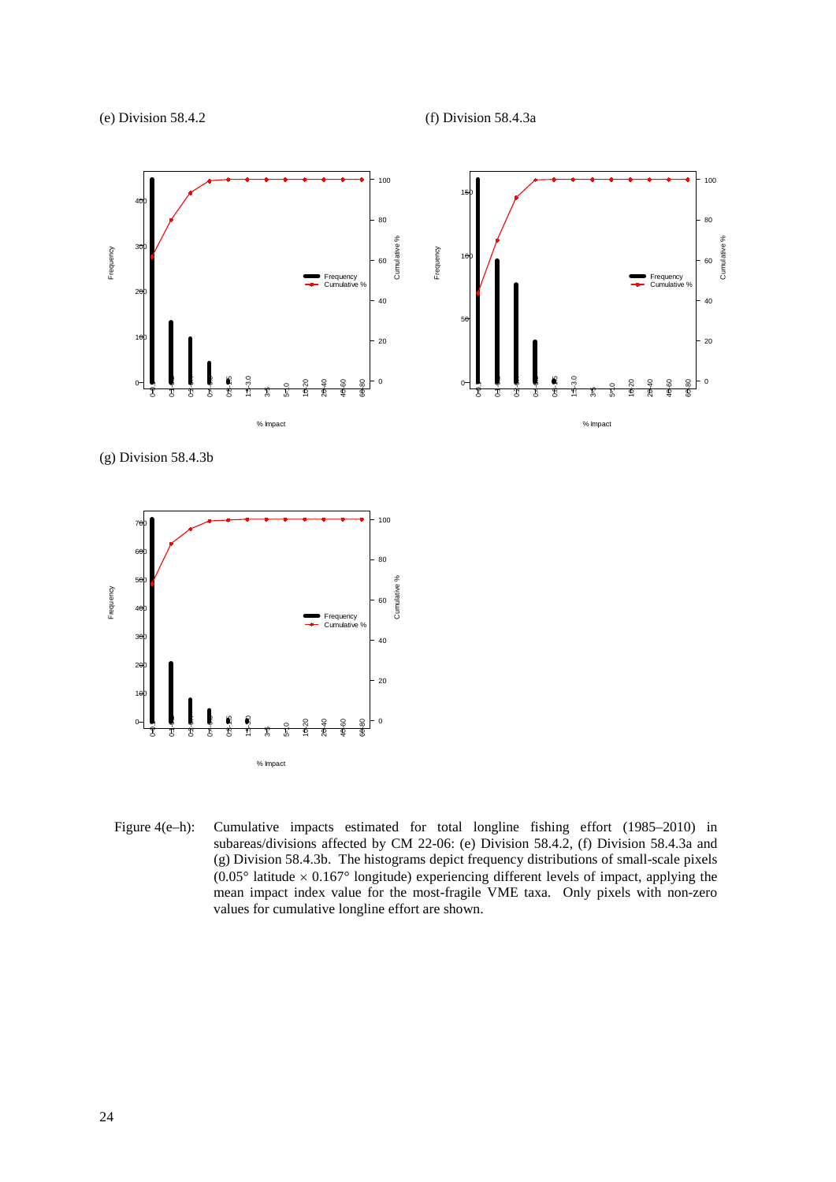(e) Division 58.4.2

(f) Division 58.4.3a

(g) Division 58.4.3b

Figure 4(e–h): Cumulative impacts estimated for total longline fishing effort (1985–2010) in subareas/divisions affected by CM 22-06: (e) Division 58.4.2, (f) Division 58.4.3a and (g) Division 58.4.3b. The histograms depict frequency distributions of small-scale pixels (0.05° latitude × 0.167° longitude) experiencing different levels of impact, applying the mean impact index value for the most-fragile VME taxa. Only pixels with non-zero values for cumulative longline effort are shown.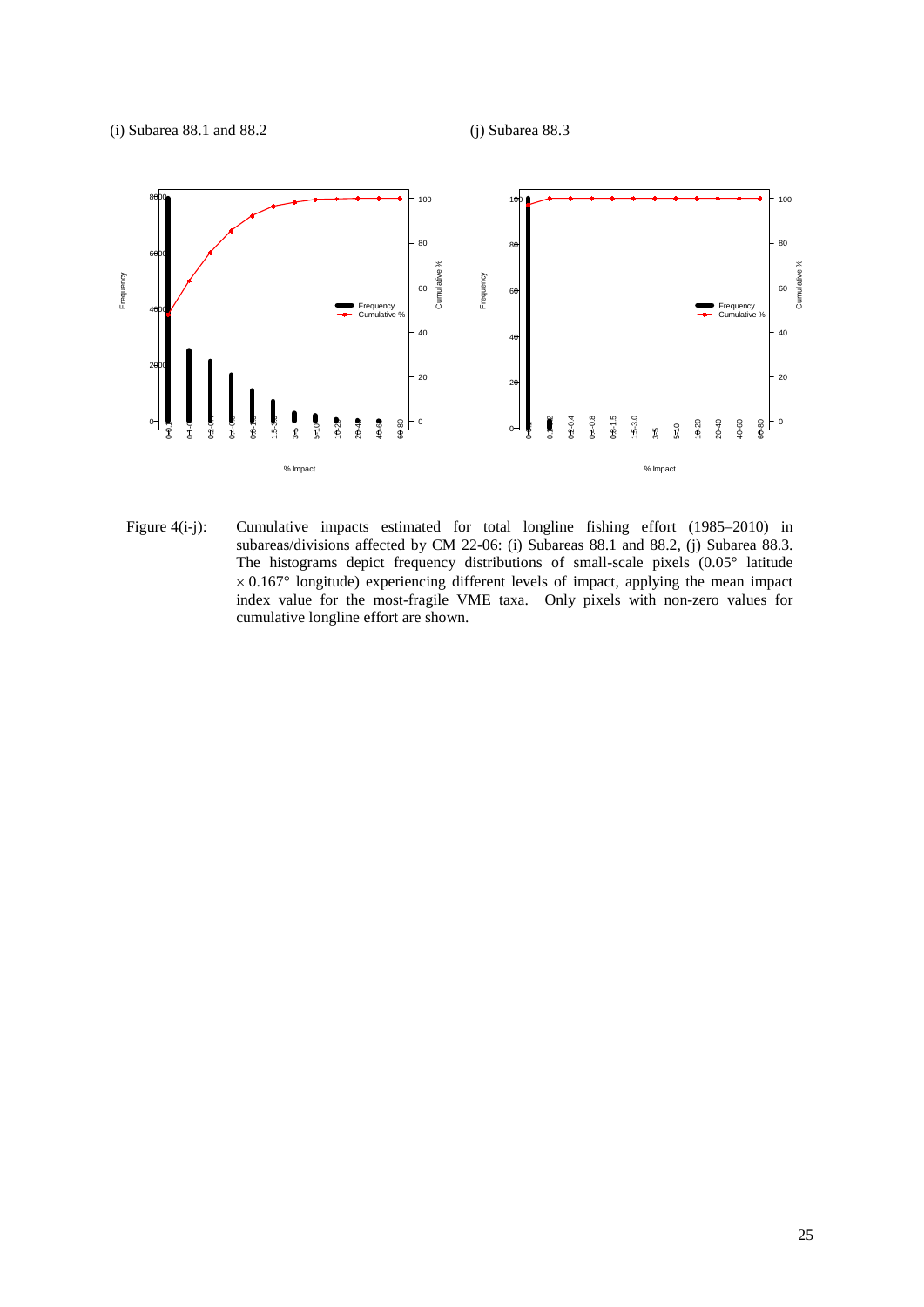(i) Subarea 88.1 and 88.2

(j) Subarea 88.3

Figure 4(i-j): Cumulative impacts estimated for total longline fishing effort (1985–2010) in subareas/divisions affected by CM 22-06: (i) Subareas 88.1 and 88.2, (j) Subarea 88.3. The histograms depict frequency distributions of small-scale pixels (0.05° latitude × 0.167° longitude) experiencing different levels of impact, applying the mean impact index value for the most-fragile VME taxa. Only pixels with non-zero values for cumulative longline effort are shown.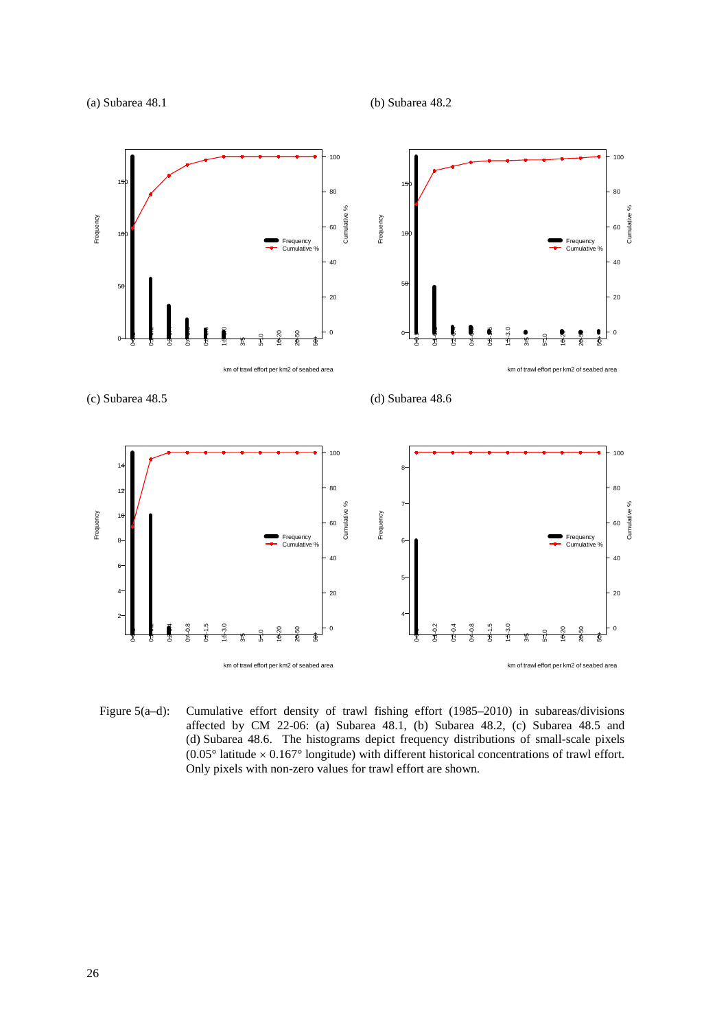(a) Subarea 48.1

(b) Subarea 48.2

(c) Subarea 48.5

(d) Subarea 48.6

Figure 5(a–d): Cumulative effort density of trawl fishing effort (1985–2010) in subareas/divisions affected by CM 22-06: (a) Subarea 48.1, (b) Subarea 48.2, (c) Subarea 48.5 and (d) Subarea 48.6. The histograms depict frequency distributions of small-scale pixels (0.05° latitude × 0.167° longitude) with different historical concentrations of trawl effort. Only pixels with non-zero values for trawl effort are shown.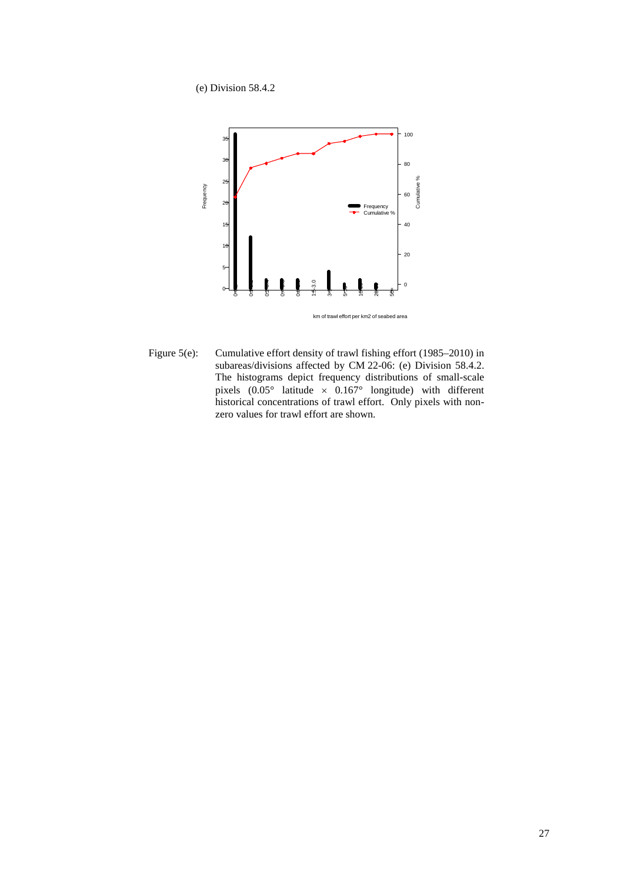(e) Division 58.4.2

Figure 5(e): Cumulative effort density of trawl fishing effort (1985–2010) in subareas/divisions affected by CM 22-06: (e) Division 58.4.2. The histograms depict frequency distributions of small-scale pixels (0.05° latitude × 0.167° longitude) with different historical concentrations of trawl effort. Only pixels with non-zero values for trawl effort are shown.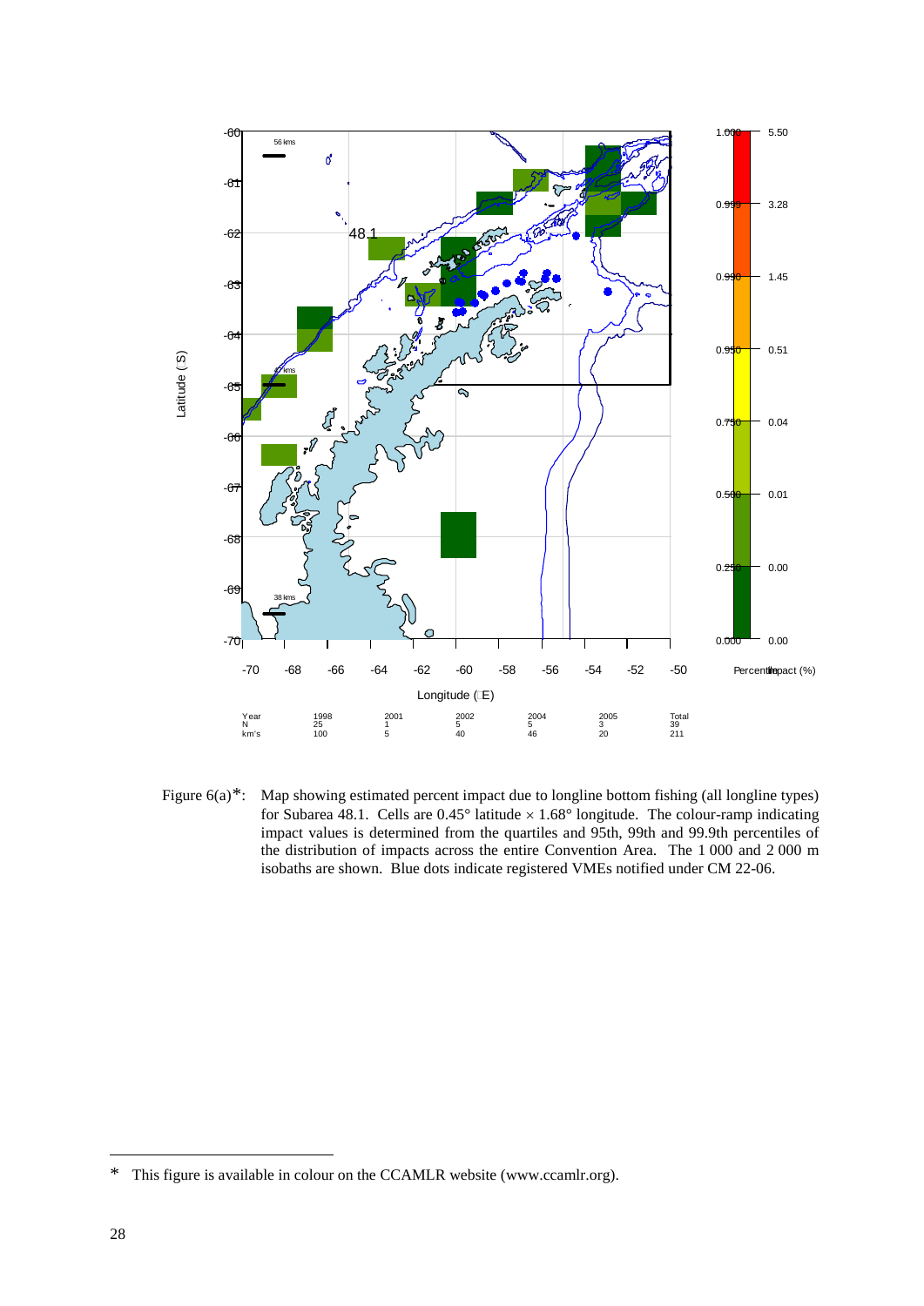Figure 6(a)*: Map showing estimated percent impact due to longline bottom fishing (all longline types) for Subarea 48.1. Cells are 0.45° latitude × 1.68° longitude. The colour-ramp indicating impact values is determined from the quartiles and 95th, 99th and 99.9th percentiles of the distribution of impacts across the entire Convention Area. The 1 000 and 2 000 m isobaths are shown. Blue dots indicate registered VMEs notified under CM 22-06.

| Year | 1998 | 2001 | 2002 | 2004 | 2005 | Total |
|---|---|---|---|---|---|---|
| N | 25 | 1 | 5 | 5 | 3 | 39 |
| km's | 100 | 5 | 40 | 46 | 20 | 211 |

\* This figure is available in colour on the CCAMLR website (www.ccamlr.org).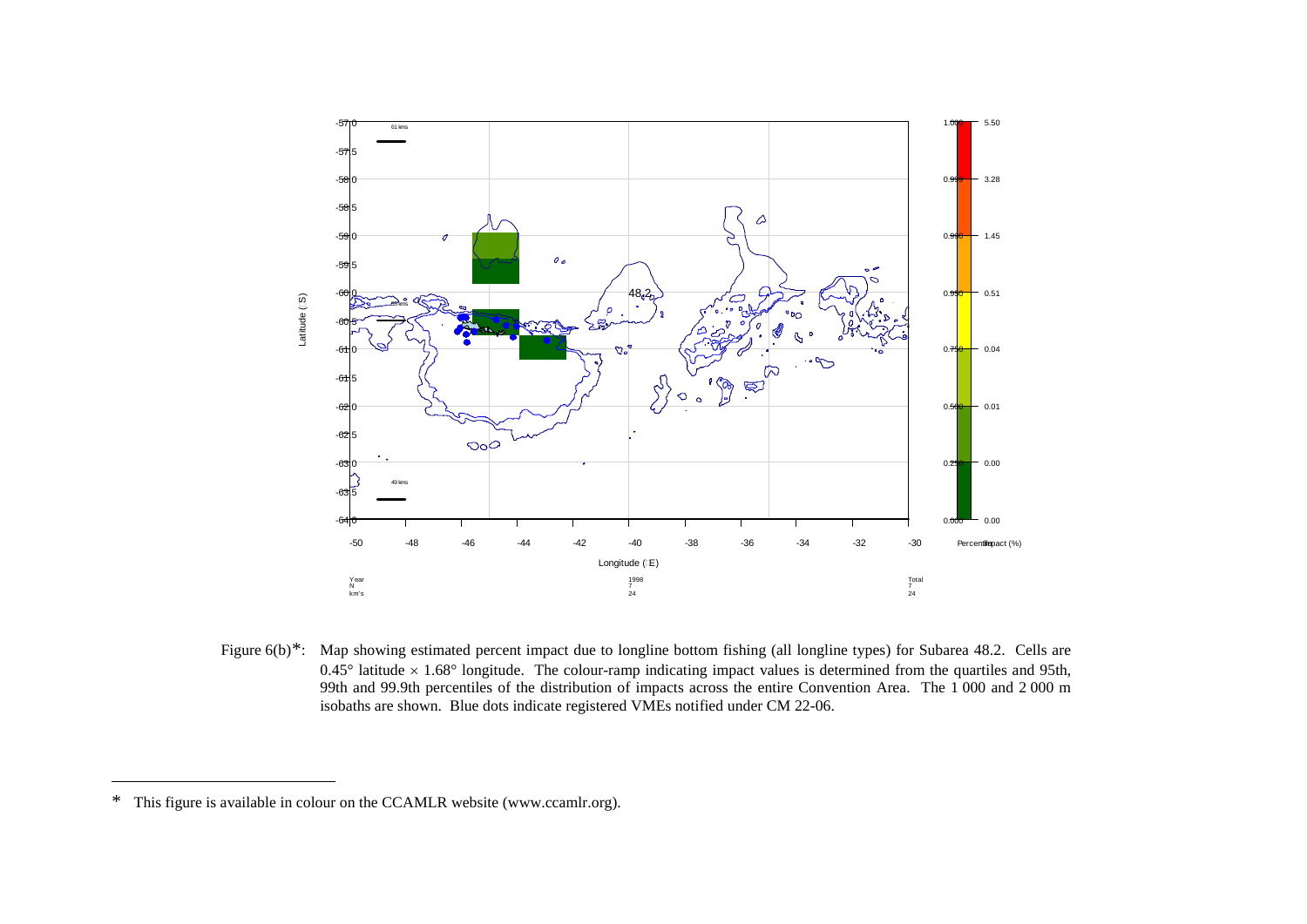Figure 6(b)*: Map showing estimated percent impact due to longline bottom fishing (all longline types) for Subarea 48.2. Cells are 0.45° latitude × 1.68° longitude. The colour-ramp indicating impact values is determined from the quartiles and 95th, 99th and 99.9th percentiles of the distribution of impacts across the entire Convention Area. The 1 000 and 2 000 m isobaths are shown. Blue dots indicate registered VMEs notified under CM 22-06.

---

\* This figure is available in colour on the CCAMLR website (www.ccamlr.org).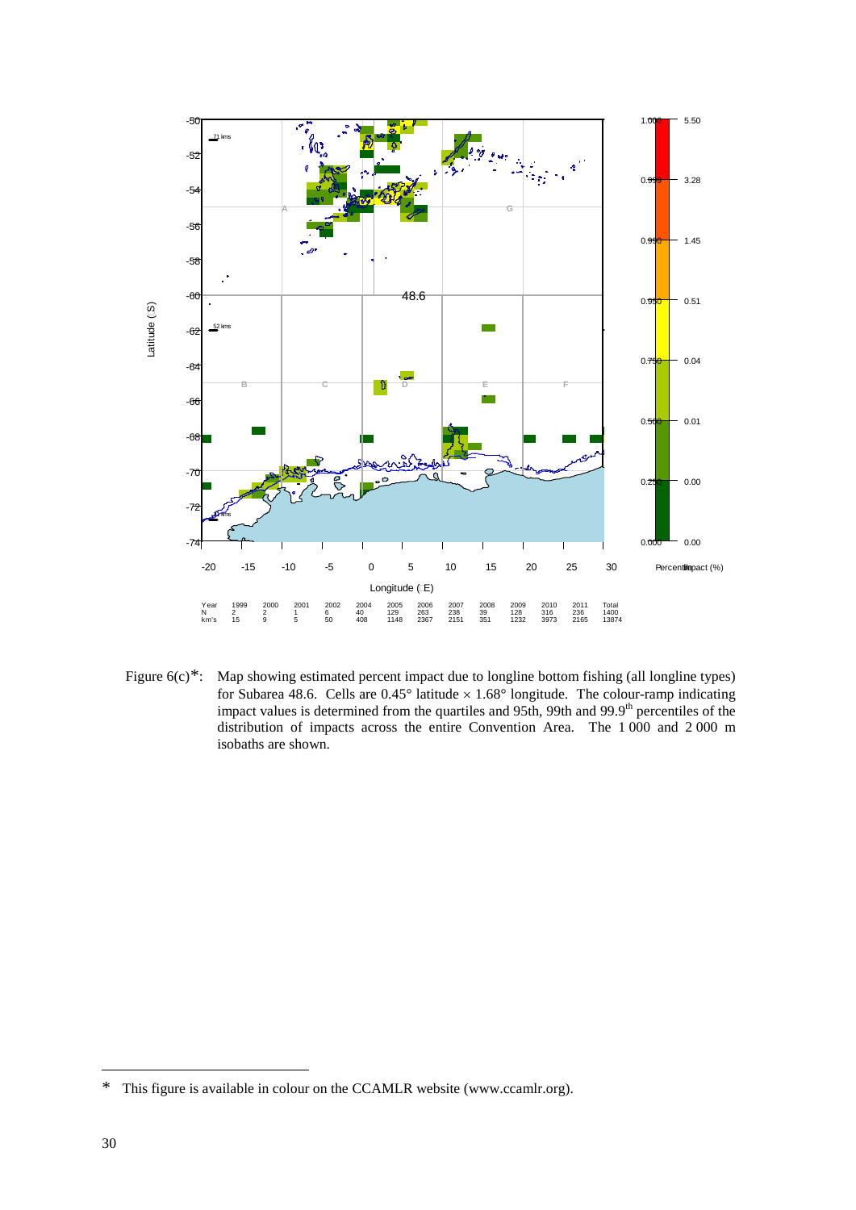Figure 6(c)*: Map showing estimated percent impact due to longline bottom fishing (all longline types) for Subarea 48.6. Cells are 0.45° latitude × 1.68° longitude. The colour-ramp indicating impact values is determined from the quartiles and 95th, 99th and 99.9th percentiles of the distribution of impacts across the entire Convention Area. The 1 000 and 2 000 m isobaths are shown.

| Year | 1999 | 2000 | 2001 | 2002 | 2004 | 2005 | 2006 | 2007 | 2008 | 2009 | 2010 | 2011 | Total |
|---|---|---|---|---|---|---|---|---|---|---|---|---|---|
| N | 2 | 2 | 1 | 6 | 40 | 129 | 263 | 238 | 39 | 128 | 316 | 236 | 1400 |
| km's | 15 | 9 | 5 | 50 | 408 | 1148 | 2367 | 2151 | 351 | 1232 | 3973 | 2165 | 13874 |

---

* This figure is available in colour on the CCAMLR website (www.ccamlr.org).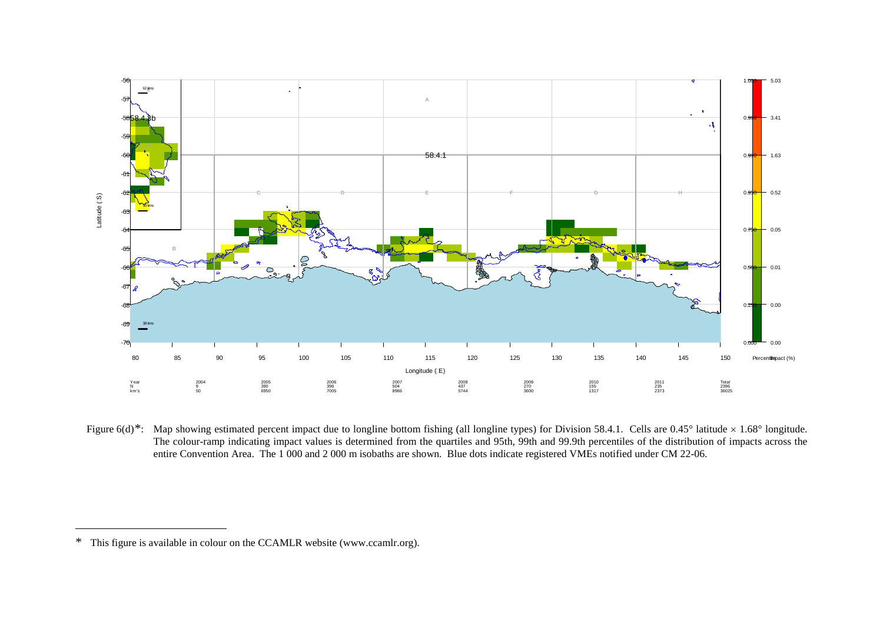Figure 6(d)*: Map showing estimated percent impact due to longline bottom fishing (all longline types) for Division 58.4.1. Cells are 0.45° latitude × 1.68° longitude. The colour-ramp indicating impact values is determined from the quartiles and 95th, 99th and 99.9th percentiles of the distribution of impacts across the entire Convention Area. The 1 000 and 2 000 m isobaths are shown. Blue dots indicate registered VMEs notified under CM 22-06.

* This figure is available in colour on the CCAMLR website (www.ccamlr.org).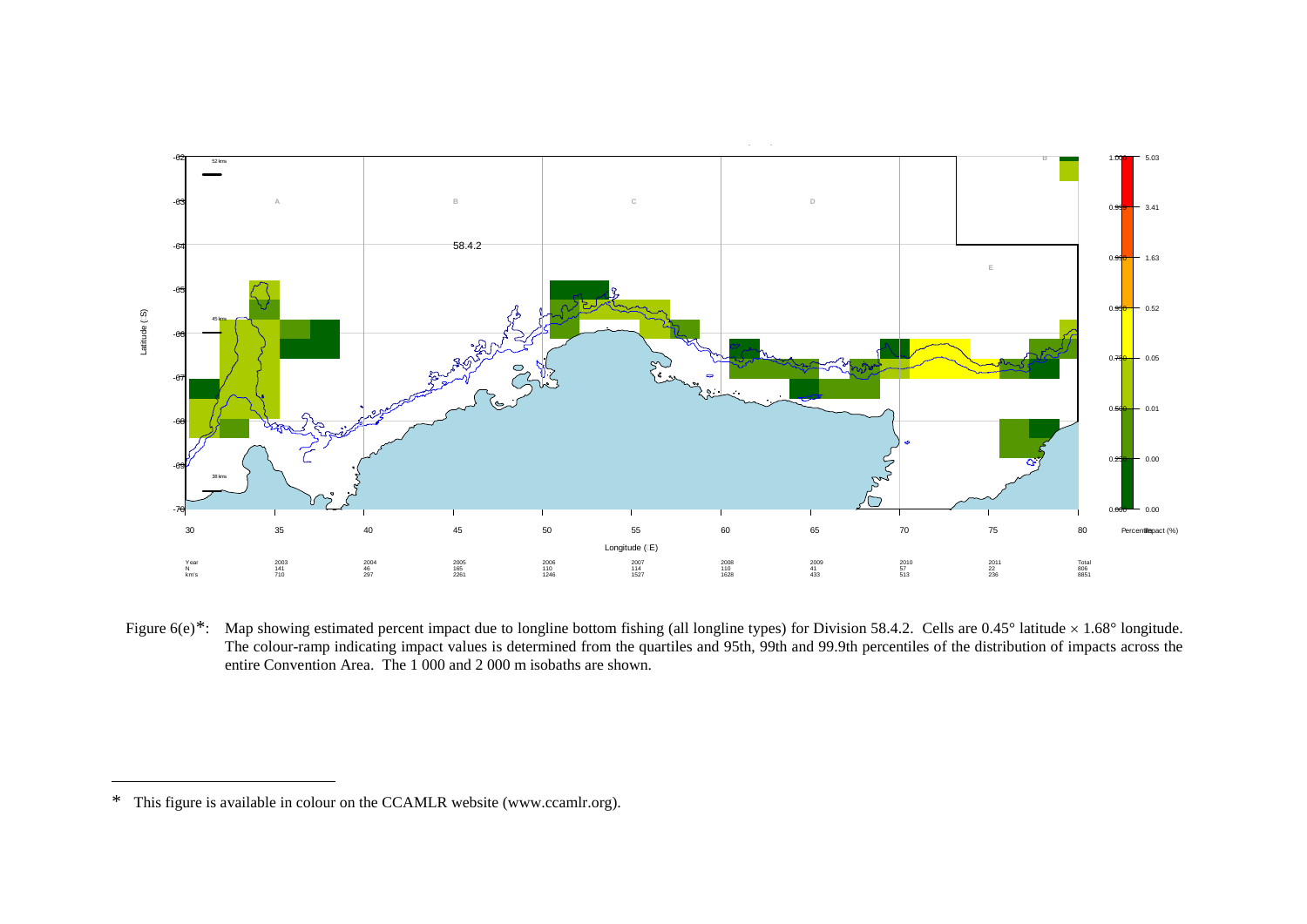Figure 6(e)*: Map showing estimated percent impact due to longline bottom fishing (all longline types) for Division 58.4.2. Cells are 0.45° latitude × 1.68° longitude. The colour-ramp indicating impact values is determined from the quartiles and 95th, 99th and 99.9th percentiles of the distribution of impacts across the entire Convention Area. The 1 000 and 2 000 m isobaths are shown.

---

\* This figure is available in colour on the CCAMLR website (www.ccamlr.org).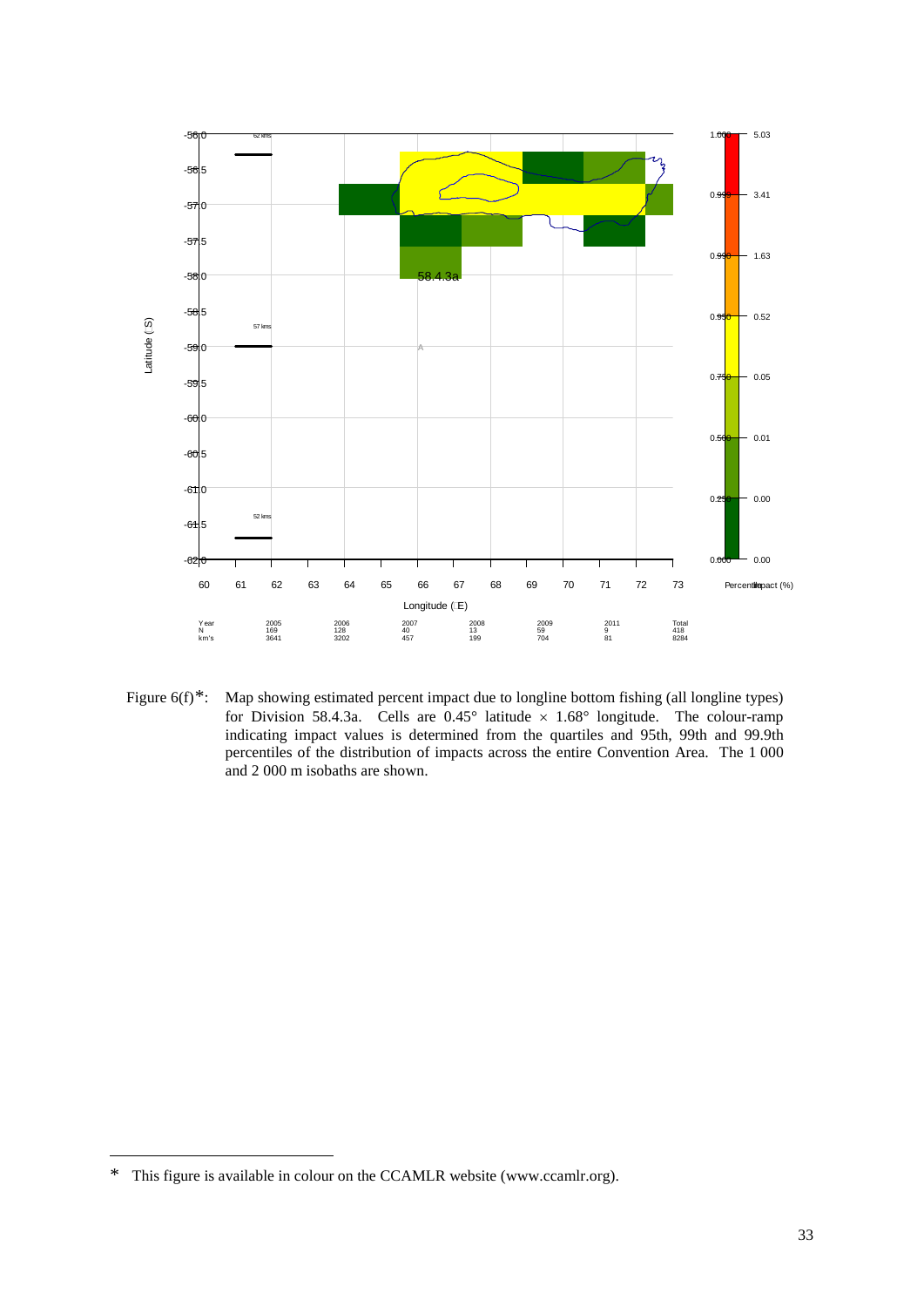Figure 6(f)*: Map showing estimated percent impact due to longline bottom fishing (all longline types) for Division 58.4.3a. Cells are 0.45° latitude × 1.68° longitude. The colour-ramp indicating impact values is determined from the quartiles and 95th, 99th and 99.9th percentiles of the distribution of impacts across the entire Convention Area. The 1 000 and 2 000 m isobaths are shown.

| Year | 2005 | 2006 | 2007 | 2008 | 2009 | 2011 | Total |
|---|---|---|---|---|---|---|---|
| N | 169 | 128 | 40 | 13 | 59 | 9 | 418 |
| km's | 3641 | 3202 | 457 | 199 | 704 | 81 | 8284 |

\* This figure is available in colour on the CCAMLR website (www.ccamlr.org).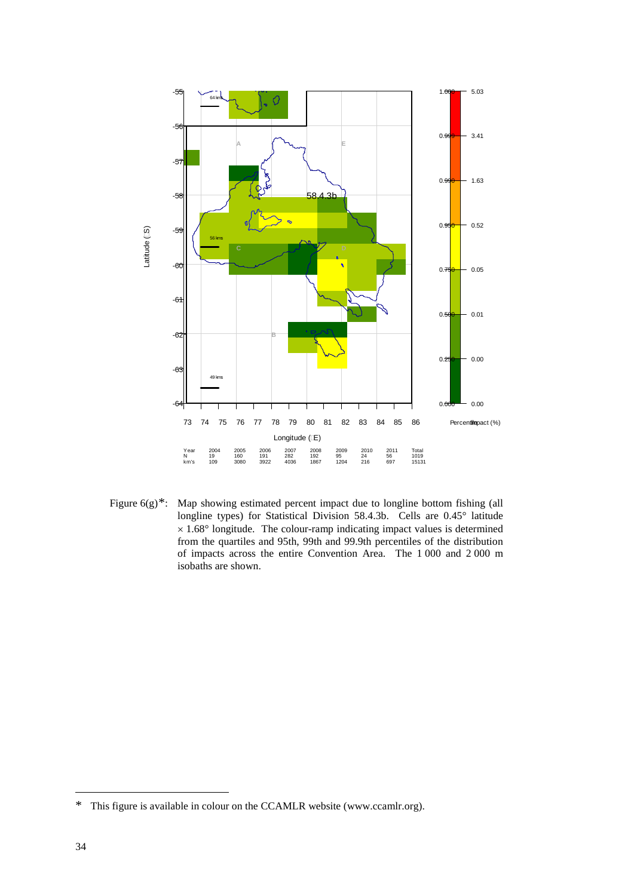| Year | 2004 | 2005 | 2006 | 2007 | 2008 | 2009 | 2010 | 2011 | Total |
|---|---|---|---|---|---|---|---|---|---|
| N | 19 | 160 | 191 | 282 | 192 | 95 | 24 | 56 | 1019 |
| km's | 109 | 3080 | 3922 | 4036 | 1867 | 1204 | 216 | 697 | 15131 |

Figure 6(g)*: Map showing estimated percent impact due to longline bottom fishing (all longline types) for Statistical Division 58.4.3b. Cells are 0.45° latitude × 1.68° longitude. The colour-ramp indicating impact values is determined from the quartiles and 95th, 99th and 99.9th percentiles of the distribution of impacts across the entire Convention Area. The 1 000 and 2 000 m isobaths are shown.

\* This figure is available in colour on the CCAMLR website (www.ccamlr.org).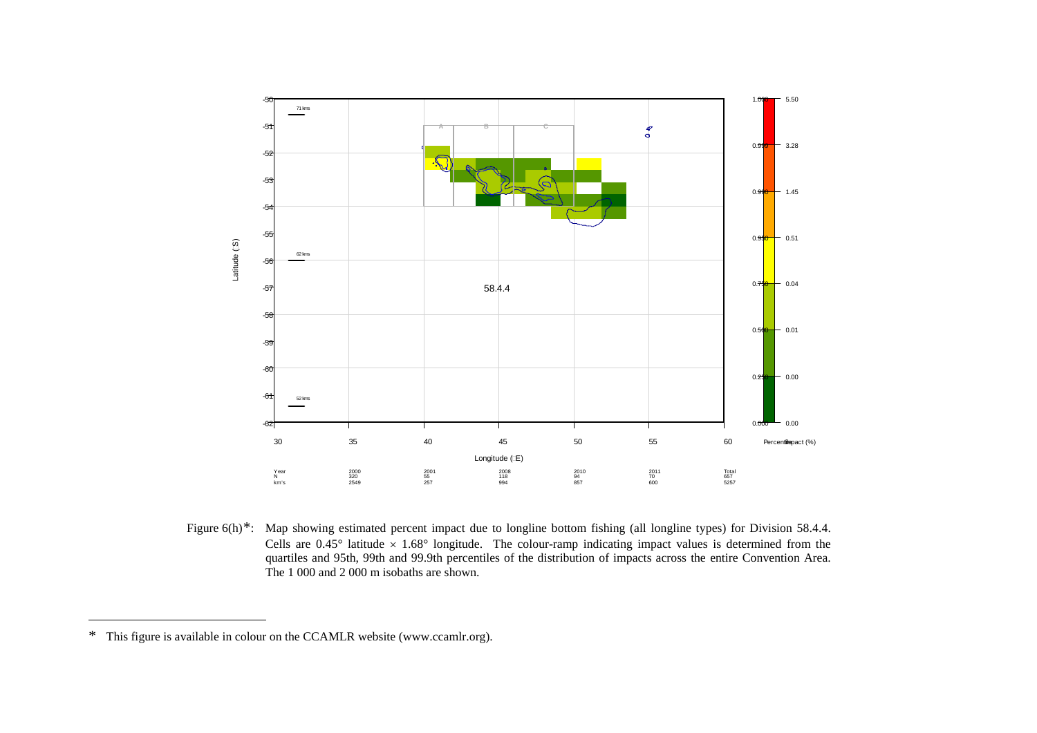Figure 6(h)*: Map showing estimated percent impact due to longline bottom fishing (all longline types) for Division 58.4.4. Cells are 0.45° latitude × 1.68° longitude. The colour-ramp indicating impact values is determined from the quartiles and 95th, 99th and 99.9th percentiles of the distribution of impacts across the entire Convention Area. The 1 000 and 2 000 m isobaths are shown.

---

* This figure is available in colour on the CCAMLR website (www.ccamlr.org).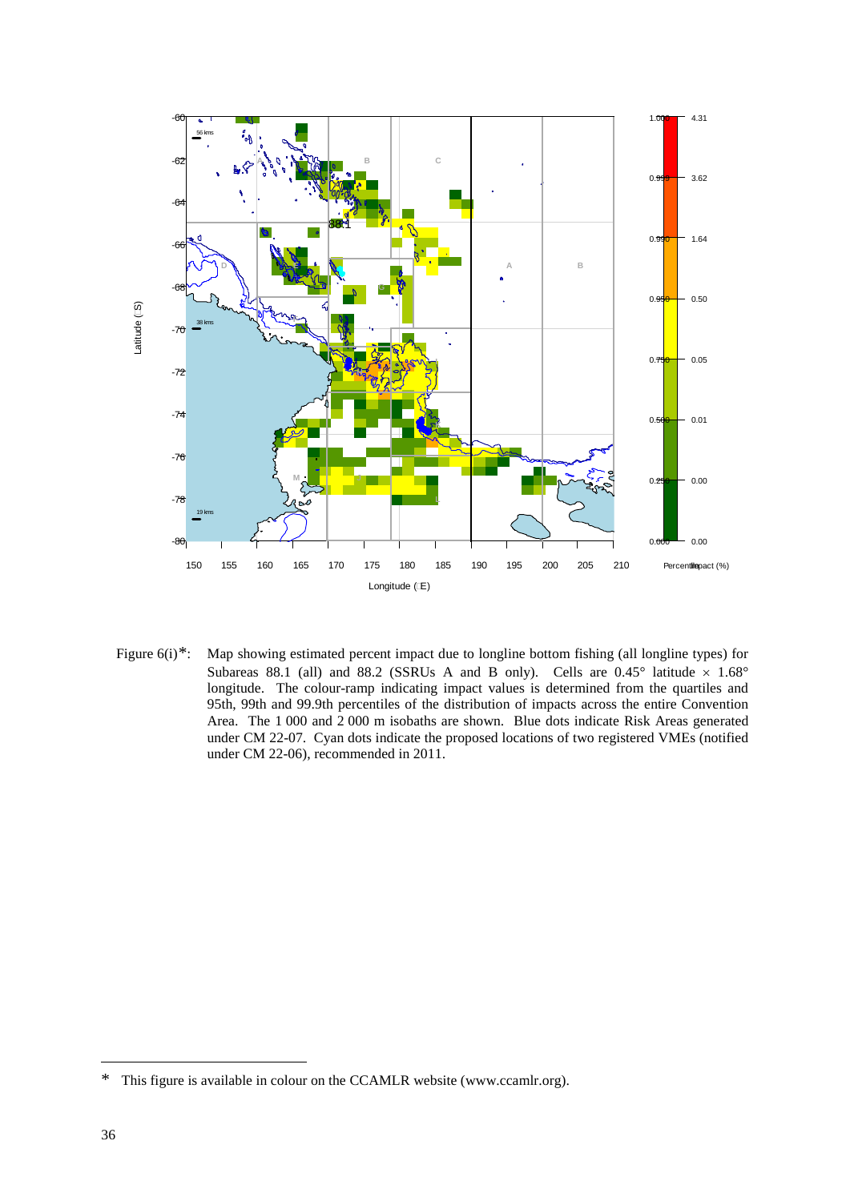Figure 6(i)*: Map showing estimated percent impact due to longline bottom fishing (all longline types) for Subareas 88.1 (all) and 88.2 (SSRUs A and B only). Cells are 0.45° latitude × 1.68° longitude. The colour-ramp indicating impact values is determined from the quartiles and 95th, 99th and 99.9th percentiles of the distribution of impacts across the entire Convention Area. The 1 000 and 2 000 m isobaths are shown. Blue dots indicate Risk Areas generated under CM 22-07. Cyan dots indicate the proposed locations of two registered VMEs (notified under CM 22-06), recommended in 2011.

* This figure is available in colour on the CCAMLR website (www.ccamlr.org).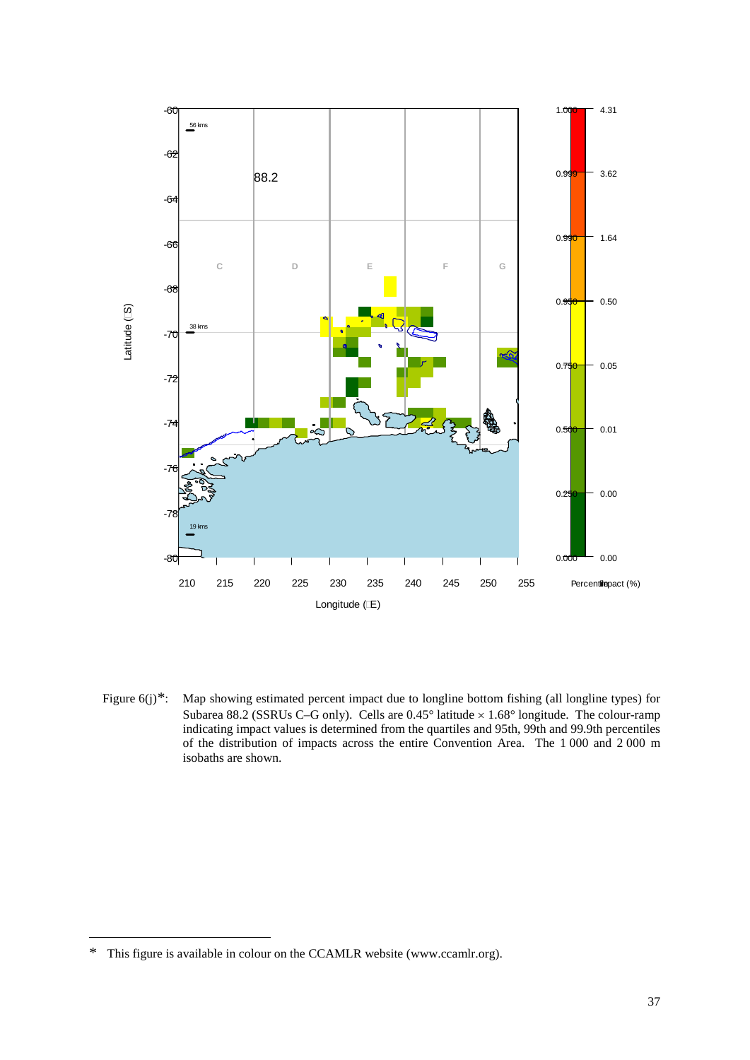Figure 6(j)*: Map showing estimated percent impact due to longline bottom fishing (all longline types) for Subarea 88.2 (SSRUs C–G only). Cells are 0.45° latitude × 1.68° longitude. The colour-ramp indicating impact values is determined from the quartiles and 95th, 99th and 99.9th percentiles of the distribution of impacts across the entire Convention Area. The 1 000 and 2 000 m isobaths are shown.

* This figure is available in colour on the CCAMLR website (www.ccamlr.org).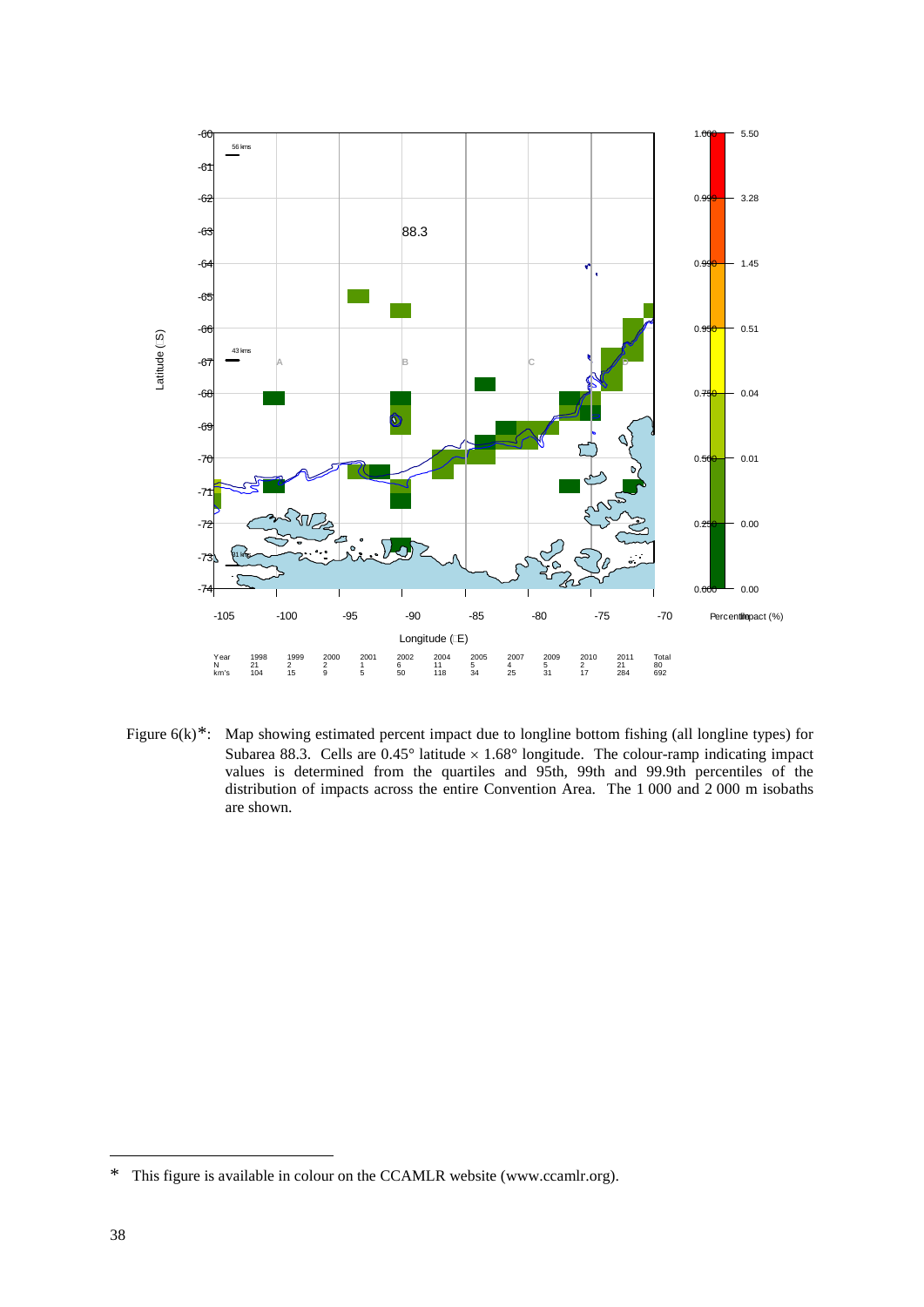Figure 6(k)*: Map showing estimated percent impact due to longline bottom fishing (all longline types) for Subarea 88.3. Cells are 0.45° latitude × 1.68° longitude. The colour-ramp indicating impact values is determined from the quartiles and 95th, 99th and 99.9th percentiles of the distribution of impacts across the entire Convention Area. The 1 000 and 2 000 m isobaths are shown.

| Year | 1998 | 1999 | 2000 | 2001 | 2002 | 2004 | 2005 | 2007 | 2009 | 2010 | 2011 | Total |
|---|---|---|---|---|---|---|---|---|---|---|---|---|
| N | 21 | 2 | 2 | 1 | 6 | 11 | 5 | 4 | 5 | 2 | 21 | 80 |
| km's | 104 | 15 | 9 | 5 | 50 | 118 | 34 | 25 | 31 | 17 | 284 | 692 |

* This figure is available in colour on the CCAMLR website (www.ccamlr.org).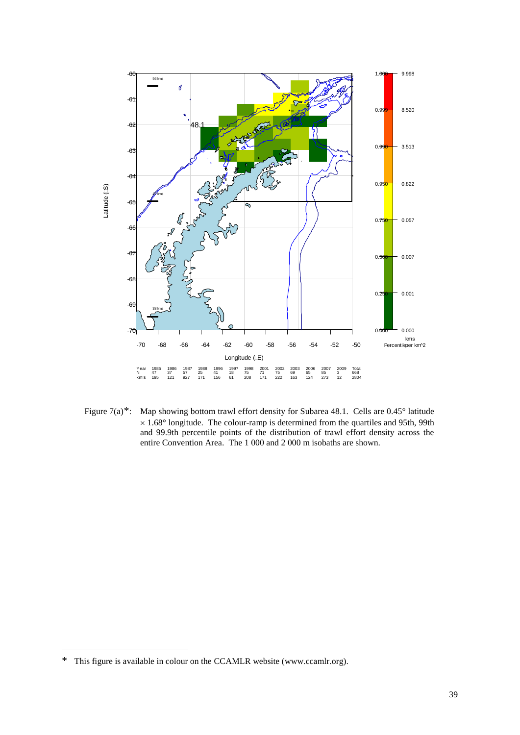| Year | 1985 | 1986 | 1987 | 1988 | 1996 | 1997 | 1998 | 2001 | 2002 | 2003 | 2006 | 2007 | 2009 | Total |
|---|---|---|---|---|---|---|---|---|---|---|---|---|---|---|
| N | 47 | 37 | 57 | 25 | 41 | 18 | 75 | 71 | 75 | 69 | 65 | 85 | 3 | 668 |
| km's | 195 | 121 | 927 | 171 | 156 | 61 | 208 | 171 | 222 | 163 | 124 | 273 | 12 | 2804 |

Figure 7(a)*: Map showing bottom trawl effort density for Subarea 48.1. Cells are 0.45° latitude × 1.68° longitude. The colour-ramp is determined from the quartiles and 95th, 99th and 99.9th percentile points of the distribution of trawl effort density across the entire Convention Area. The 1 000 and 2 000 m isobaths are shown.

\* This figure is available in colour on the CCAMLR website (www.ccamlr.org).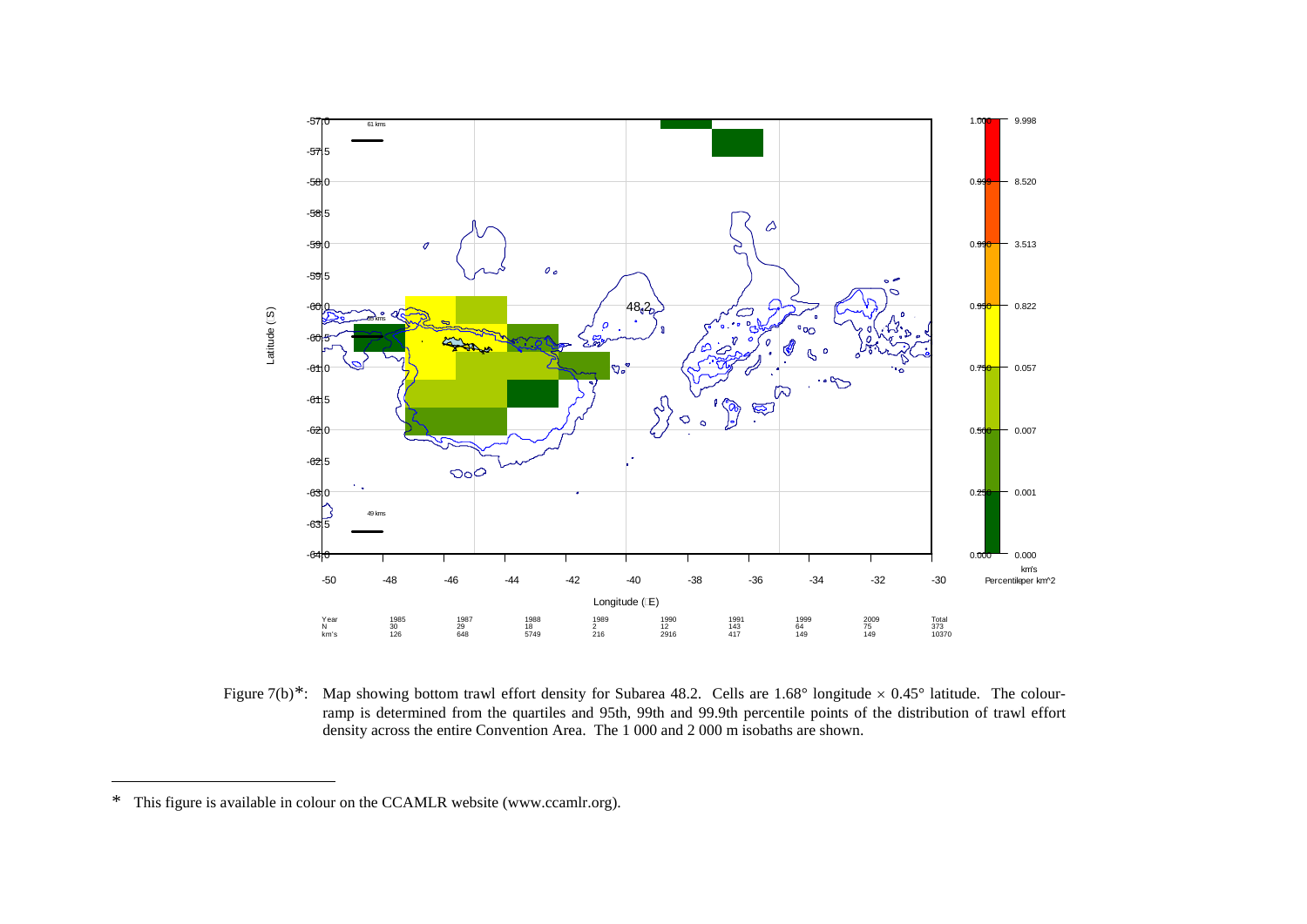| Year | 1985 | 1987 | 1988 | 1989 | 1990 | 1991 | 1999 | 2009 | Total |
|---|---|---|---|---|---|---|---|---|---|
| N | 30 | 29 | 18 | 2 | 12 | 143 | 64 | 75 | 373 |
| km's | 126 | 648 | 5749 | 216 | 2916 | 417 | 149 | 149 | 10370 |

Figure 7(b)*: Map showing bottom trawl effort density for Subarea 48.2. Cells are 1.68° longitude × 0.45° latitude. The colour-ramp is determined from the quartiles and 95th, 99th and 99.9th percentile points of the distribution of trawl effort density across the entire Convention Area. The 1 000 and 2 000 m isobaths are shown.

---

\* This figure is available in colour on the CCAMLR website (www.ccamlr.org).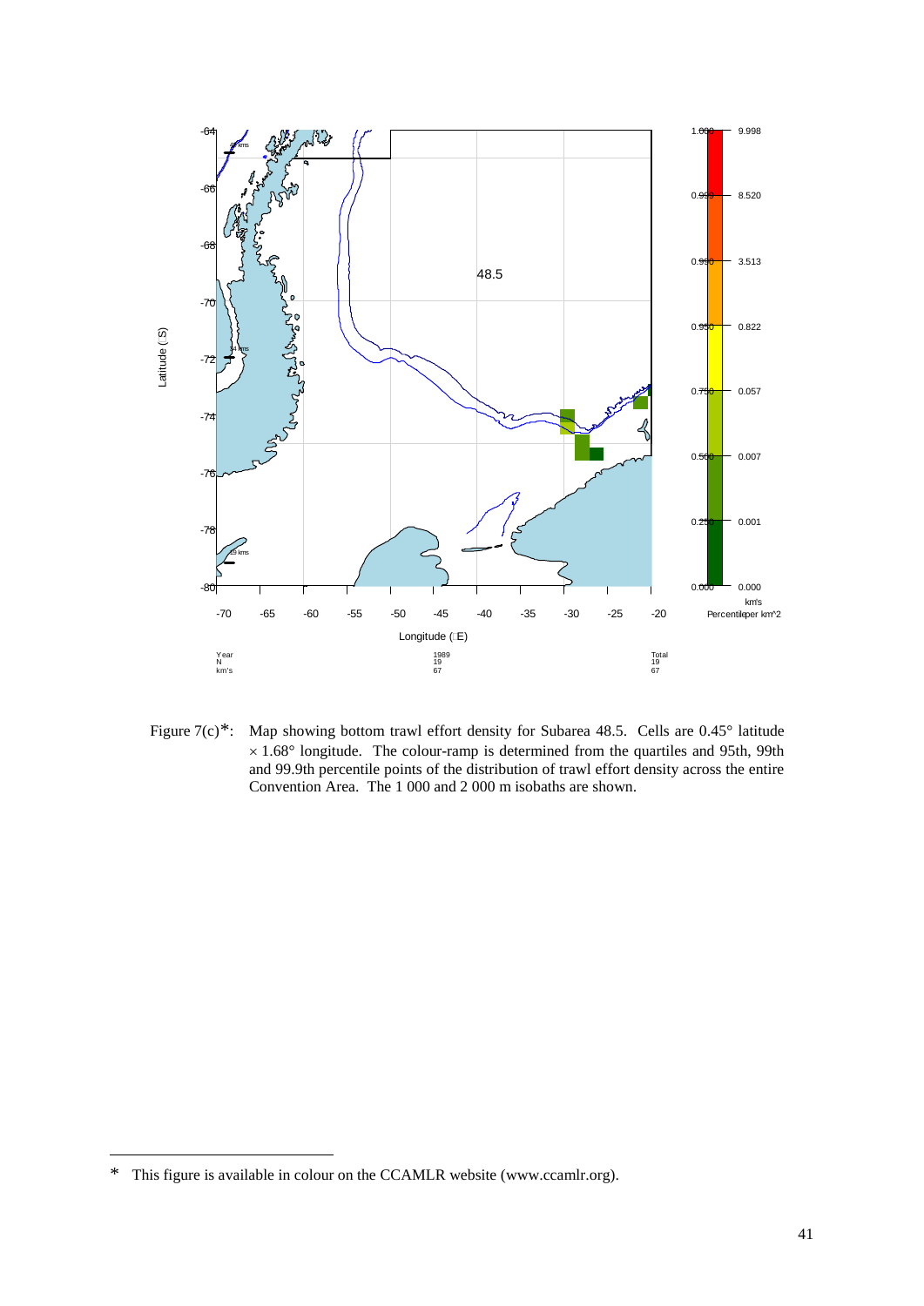Figure 7(c)*: Map showing bottom trawl effort density for Subarea 48.5. Cells are 0.45° latitude × 1.68° longitude. The colour-ramp is determined from the quartiles and 95th, 99th and 99.9th percentile points of the distribution of trawl effort density across the entire Convention Area. The 1 000 and 2 000 m isobaths are shown.

---

\* This figure is available in colour on the CCAMLR website (www.ccamlr.org).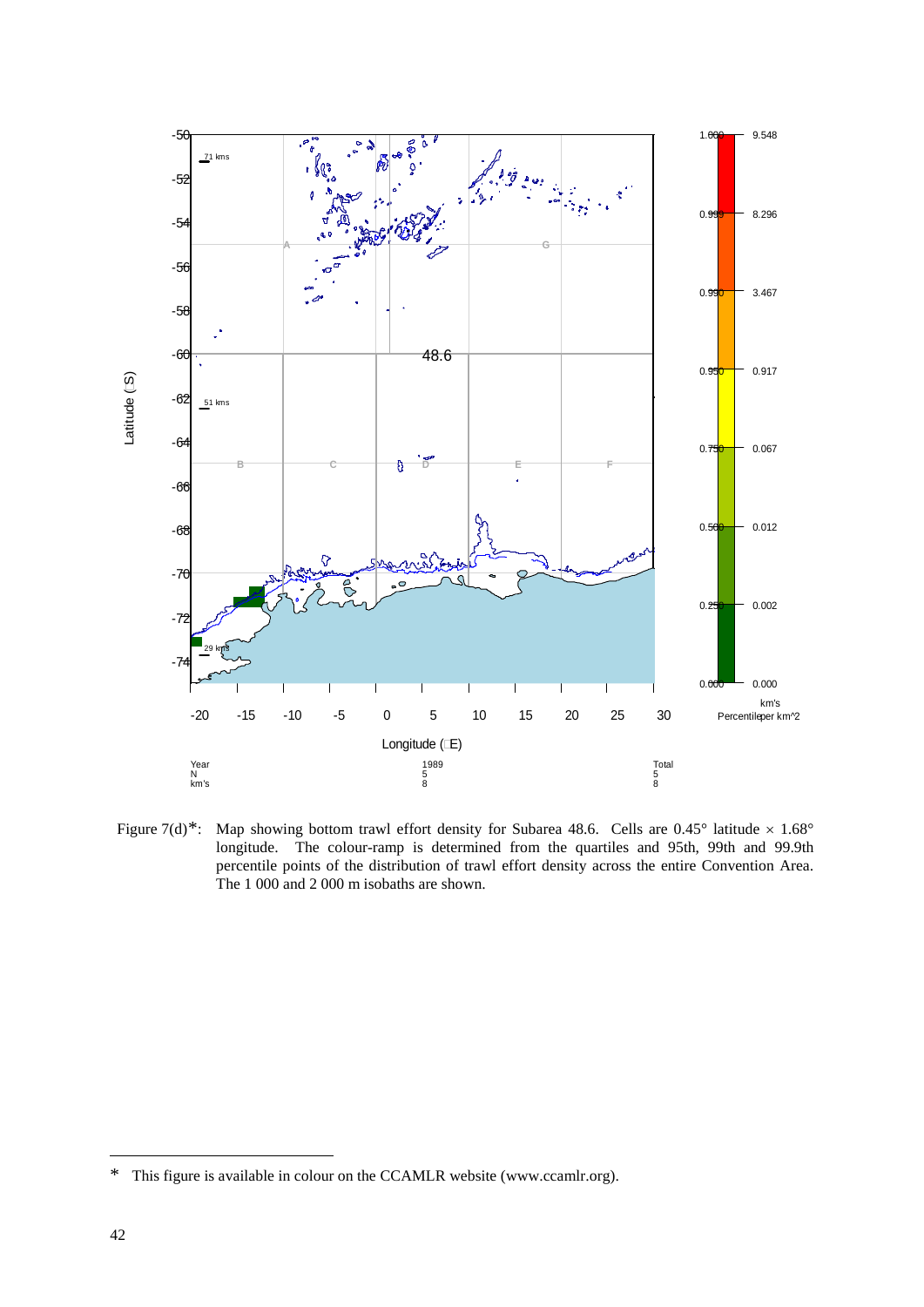Figure 7(d)*: Map showing bottom trawl effort density for Subarea 48.6. Cells are 0.45° latitude × 1.68° longitude. The colour-ramp is determined from the quartiles and 95th, 99th and 99.9th percentile points of the distribution of trawl effort density across the entire Convention Area. The 1 000 and 2 000 m isobaths are shown.

---

\* This figure is available in colour on the CCAMLR website (www.ccamlr.org).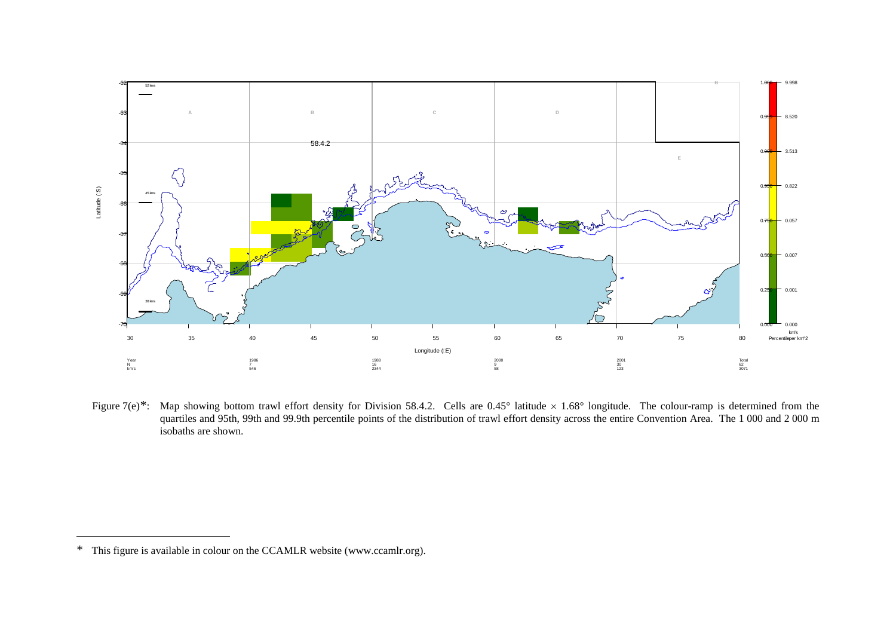Figure 7(e)*: Map showing bottom trawl effort density for Division 58.4.2. Cells are 0.45° latitude × 1.68° longitude. The colour-ramp is determined from the quartiles and 95th, 99th and 99.9th percentile points of the distribution of trawl effort density across the entire Convention Area. The 1 000 and 2 000 m isobaths are shown.

---

\* This figure is available in colour on the CCAMLR website (www.ccamlr.org).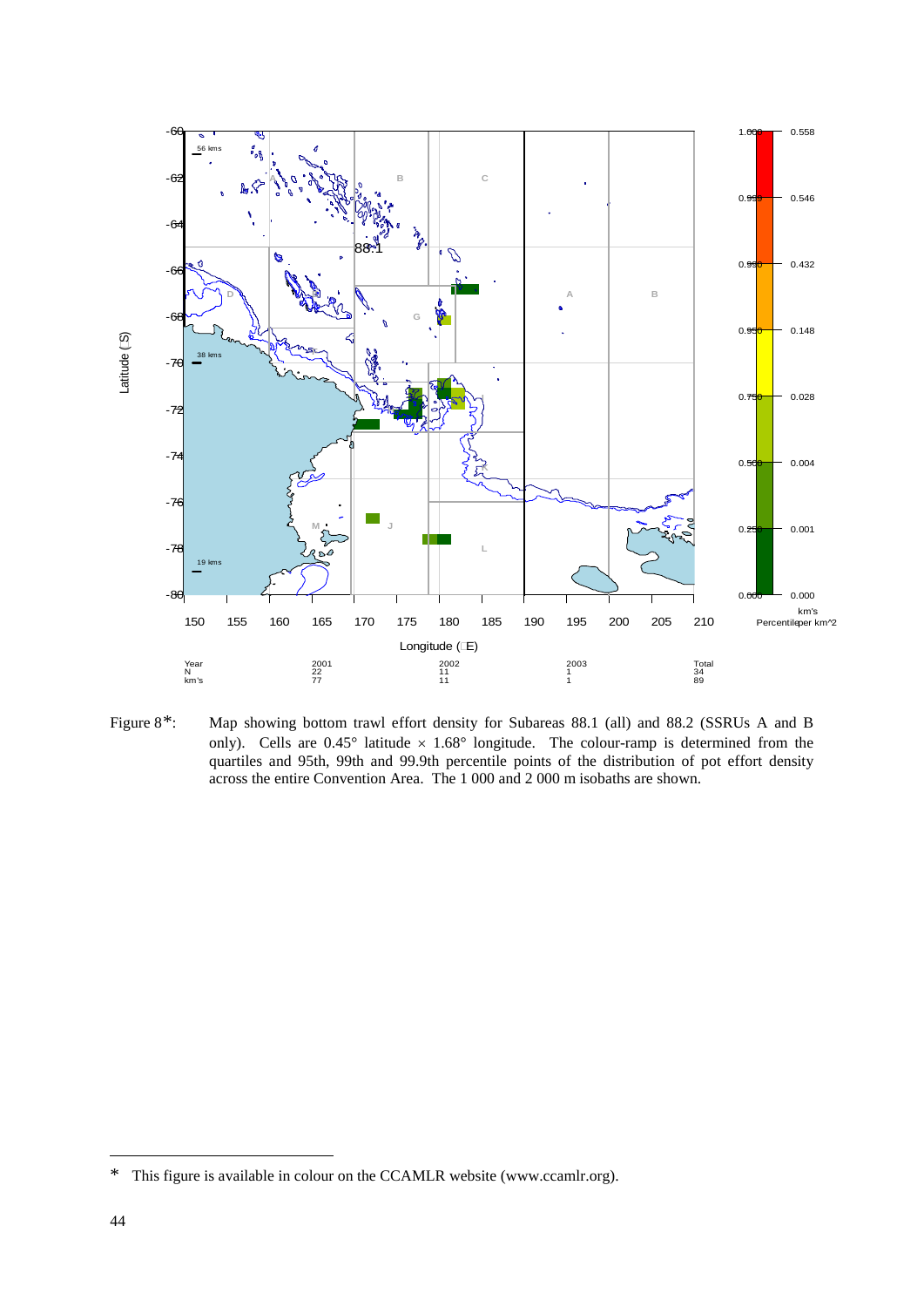Figure 8*: Map showing bottom trawl effort density for Subareas 88.1 (all) and 88.2 (SSRUs A and B only). Cells are 0.45° latitude × 1.68° longitude. The colour-ramp is determined from the quartiles and 95th, 99th and 99.9th percentile points of the distribution of pot effort density across the entire Convention Area. The 1 000 and 2 000 m isobaths are shown.

---

\* This figure is available in colour on the CCAMLR website (www.ccamlr.org).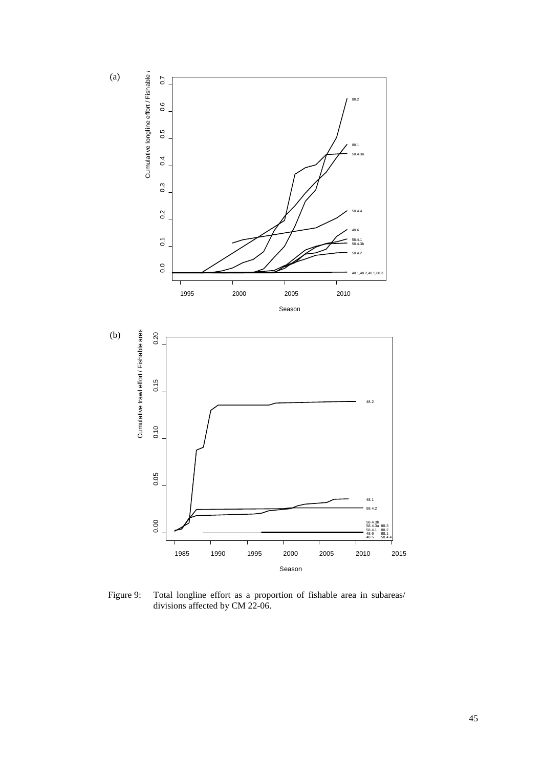Figure 9: Total longline effort as a proportion of fishable area in subareas/divisions affected by CM 22-06.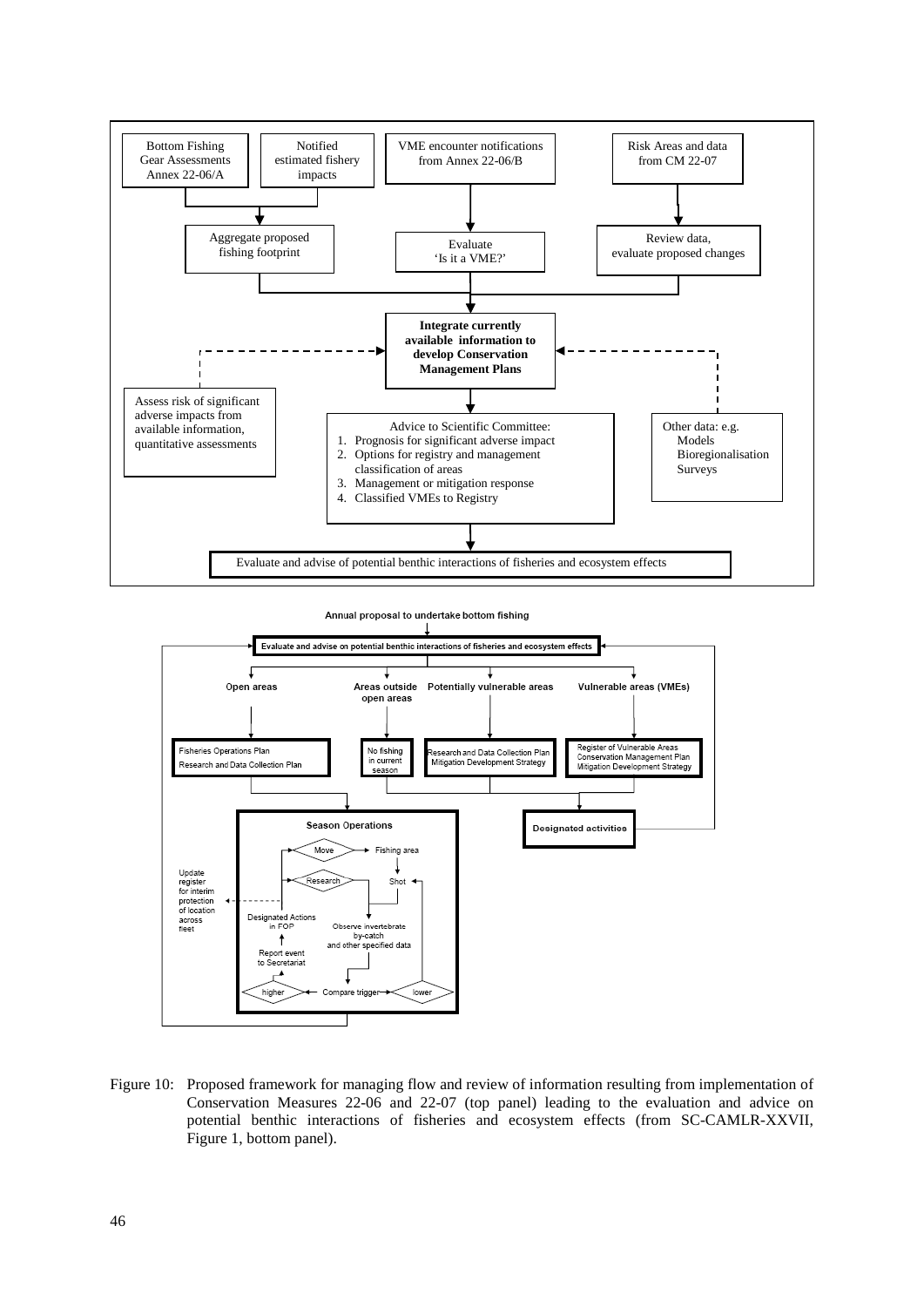Bottom Fishing Gear Assessments Annex 22-06/A

Notified estimated fishery impacts

VME encounter notifications from Annex 22-06/B

Risk Areas and data from CM 22-07

Aggregate proposed fishing footprint

Evaluate 'Is it a VME?'

Review data, evaluate proposed changes

**Integrate currently available information to develop Conservation Management Plans**

Assess risk of significant adverse impacts from available information, quantitative assessments

Advice to Scientific Committee:

1. Prognosis for significant adverse impact
2. Options for registry and management classification of areas
3. Management or mitigation response
4. Classified VMEs to Registry

Other data: e.g. Models Bioregionalisation Surveys

Evaluate and advise of potential benthic interactions of fisheries and ecosystem effects

Annual proposal to undertake bottom fishing

Evaluate and advise on potential benthic interactions of fisheries and ecosystem effects

Open areas | Areas outside open areas | Potentially vulnerable areas | Vulnerable areas (VMEs)

Fisheries Operations Plan
Research and Data Collection Plan

No fishing in current season

Research and Data Collection Plan
Mitigation Development Strategy

Register of Vulnerable Areas
Conservation Management Plan
Mitigation Development Strategy

Season Operations

Move → Fishing area → Shot; Research; Observe invertebrate by-catch and other specified data → Compare trigger → higher / lower; Report event to Secretariat; Designated Actions in FOP

Update register for interim protection of location across fleet

Designated activities

Figure 10: Proposed framework for managing flow and review of information resulting from implementation of Conservation Measures 22-06 and 22-07 (top panel) leading to the evaluation and advice on potential benthic interactions of fisheries and ecosystem effects (from SC-CAMLR-XXVII, Figure 1, bottom panel).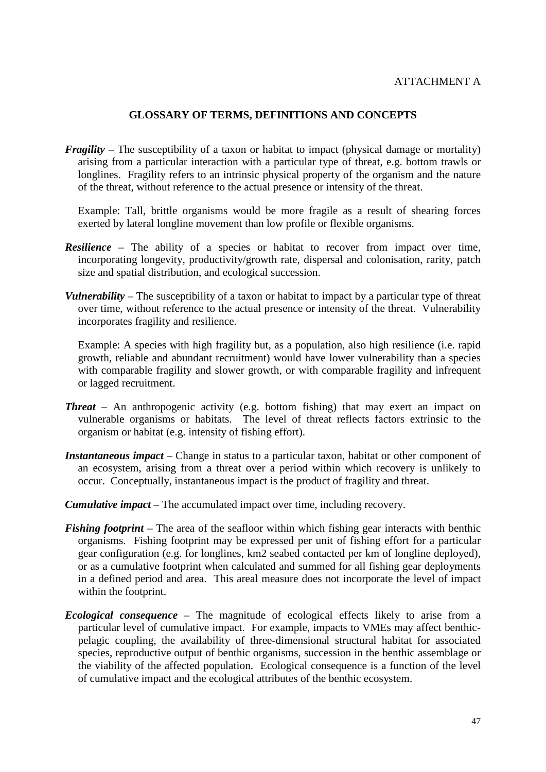ATTACHMENT A

## GLOSSARY OF TERMS, DEFINITIONS AND CONCEPTS

***Fragility*** – The susceptibility of a taxon or habitat to impact (physical damage or mortality) arising from a particular interaction with a particular type of threat, e.g. bottom trawls or longlines. Fragility refers to an intrinsic physical property of the organism and the nature of the threat, without reference to the actual presence or intensity of the threat.

Example: Tall, brittle organisms would be more fragile as a result of shearing forces exerted by lateral longline movement than low profile or flexible organisms.

***Resilience*** – The ability of a species or habitat to recover from impact over time, incorporating longevity, productivity/growth rate, dispersal and colonisation, rarity, patch size and spatial distribution, and ecological succession.

***Vulnerability*** – The susceptibility of a taxon or habitat to impact by a particular type of threat over time, without reference to the actual presence or intensity of the threat. Vulnerability incorporates fragility and resilience.

Example: A species with high fragility but, as a population, also high resilience (i.e. rapid growth, reliable and abundant recruitment) would have lower vulnerability than a species with comparable fragility and slower growth, or with comparable fragility and infrequent or lagged recruitment.

***Threat*** – An anthropogenic activity (e.g. bottom fishing) that may exert an impact on vulnerable organisms or habitats. The level of threat reflects factors extrinsic to the organism or habitat (e.g. intensity of fishing effort).

***Instantaneous impact*** – Change in status to a particular taxon, habitat or other component of an ecosystem, arising from a threat over a period within which recovery is unlikely to occur. Conceptually, instantaneous impact is the product of fragility and threat.

***Cumulative impact*** – The accumulated impact over time, including recovery.

***Fishing footprint*** – The area of the seafloor within which fishing gear interacts with benthic organisms. Fishing footprint may be expressed per unit of fishing effort for a particular gear configuration (e.g. for longlines, km2 seabed contacted per km of longline deployed), or as a cumulative footprint when calculated and summed for all fishing gear deployments in a defined period and area. This areal measure does not incorporate the level of impact within the footprint.

***Ecological consequence*** – The magnitude of ecological effects likely to arise from a particular level of cumulative impact. For example, impacts to VMEs may affect benthic-pelagic coupling, the availability of three-dimensional structural habitat for associated species, reproductive output of benthic organisms, succession in the benthic assemblage or the viability of the affected population. Ecological consequence is a function of the level of cumulative impact and the ecological attributes of the benthic ecosystem.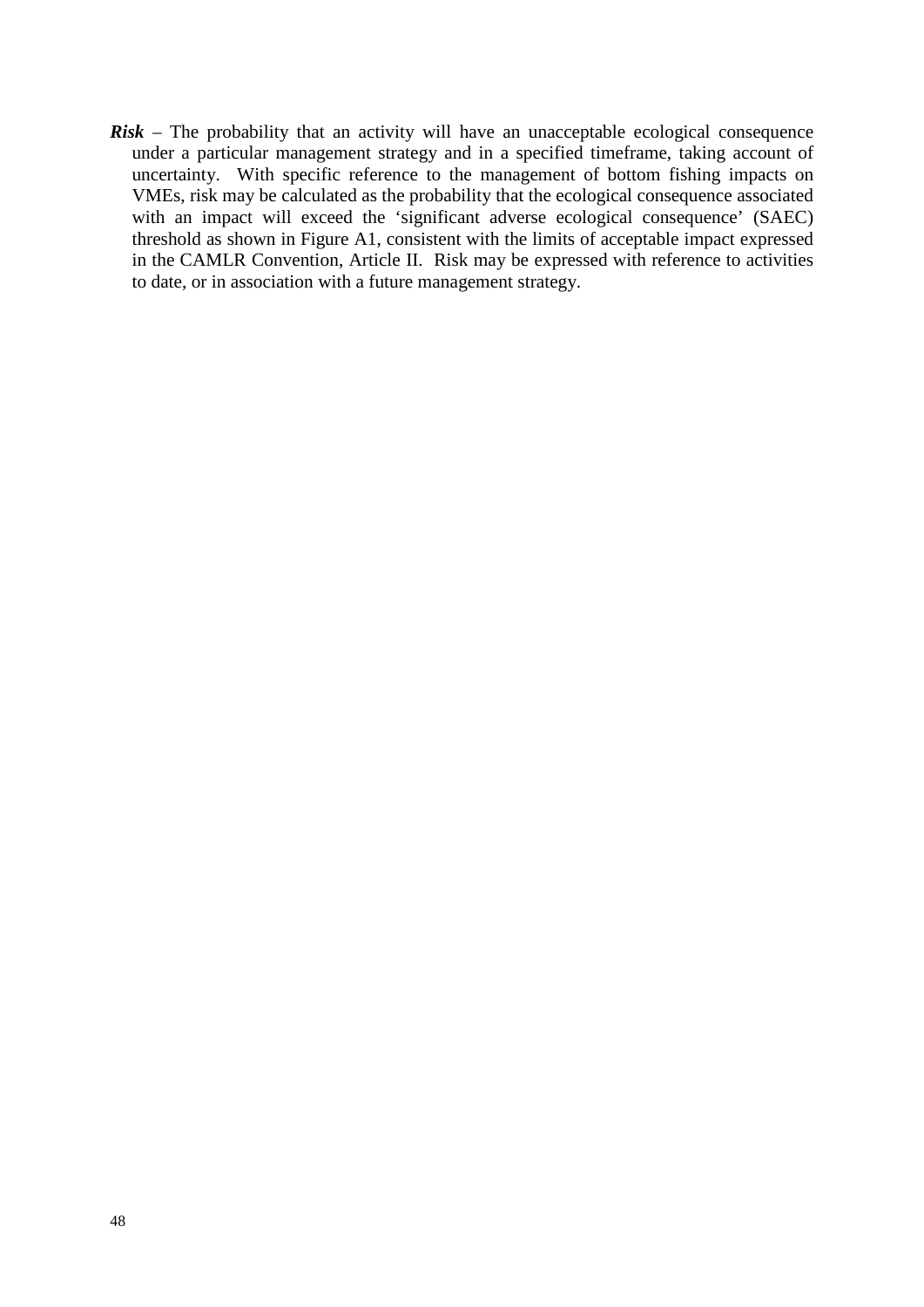***Risk*** – The probability that an activity will have an unacceptable ecological consequence under a particular management strategy and in a specified timeframe, taking account of uncertainty. With specific reference to the management of bottom fishing impacts on VMEs, risk may be calculated as the probability that the ecological consequence associated with an impact will exceed the 'significant adverse ecological consequence' (SAEC) threshold as shown in Figure A1, consistent with the limits of acceptable impact expressed in the CAMLR Convention, Article II. Risk may be expressed with reference to activities to date, or in association with a future management strategy.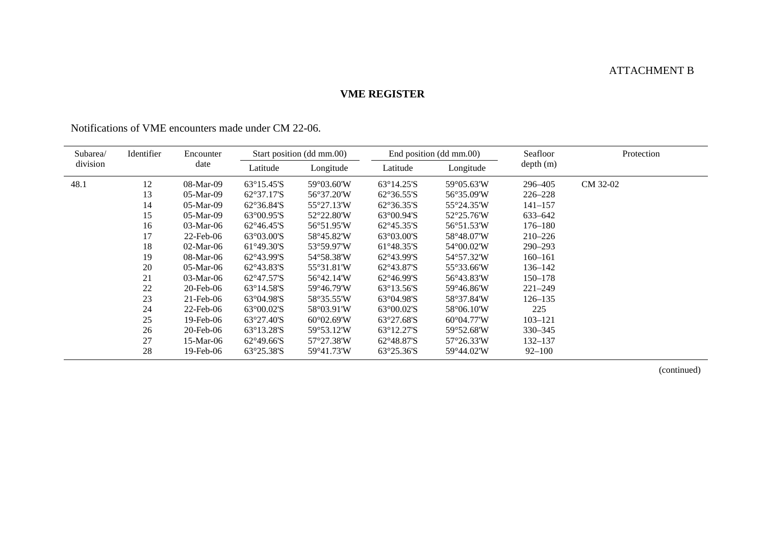ATTACHMENT B

## VME REGISTER

Notifications of VME encounters made under CM 22-06.

| Subarea/ division | Identifier | Encounter date | Start position (dd mm.00) | | End position (dd mm.00) | | Seafloor depth (m) | Protection |
|---|---|---|---|---|---|---|---|---|
| | | | Latitude | Longitude | Latitude | Longitude | | |
| 48.1 | 12 | 08-Mar-09 | 63°15.45'S | 59°03.60'W | 63°14.25'S | 59°05.63'W | 296–405 | CM 32-02 |
| | 13 | 05-Mar-09 | 62°37.17'S | 56°37.20'W | 62°36.55'S | 56°35.09'W | 226–228 | |
| | 14 | 05-Mar-09 | 62°36.84'S | 55°27.13'W | 62°36.35'S | 55°24.35'W | 141–157 | |
| | 15 | 05-Mar-09 | 63°00.95'S | 52°22.80'W | 63°00.94'S | 52°25.76'W | 633–642 | |
| | 16 | 03-Mar-06 | 62°46.45'S | 56°51.95'W | 62°45.35'S | 56°51.53'W | 176–180 | |
| | 17 | 22-Feb-06 | 63°03.00'S | 58°45.82'W | 63°03.00'S | 58°48.07'W | 210–226 | |
| | 18 | 02-Mar-06 | 61°49.30'S | 53°59.97'W | 61°48.35'S | 54°00.02'W | 290–293 | |
| | 19 | 08-Mar-06 | 62°43.99'S | 54°58.38'W | 62°43.99'S | 54°57.32'W | 160–161 | |
| | 20 | 05-Mar-06 | 62°43.83'S | 55°31.81'W | 62°43.87'S | 55°33.66'W | 136–142 | |
| | 21 | 03-Mar-06 | 62°47.57'S | 56°42.14'W | 62°46.99'S | 56°43.83'W | 150–178 | |
| | 22 | 20-Feb-06 | 63°14.58'S | 59°46.79'W | 63°13.56'S | 59°46.86'W | 221–249 | |
| | 23 | 21-Feb-06 | 63°04.98'S | 58°35.55'W | 63°04.98'S | 58°37.84'W | 126–135 | |
| | 24 | 22-Feb-06 | 63°00.02'S | 58°03.91'W | 63°00.02'S | 58°06.10'W | 225 | |
| | 25 | 19-Feb-06 | 63°27.40'S | 60°02.69'W | 63°27.68'S | 60°04.77'W | 103–121 | |
| | 26 | 20-Feb-06 | 63°13.28'S | 59°53.12'W | 63°12.27'S | 59°52.68'W | 330–345 | |
| | 27 | 15-Mar-06 | 62°49.66'S | 57°27.38'W | 62°48.87'S | 57°26.33'W | 132–137 | |
| | 28 | 19-Feb-06 | 63°25.38'S | 59°41.73'W | 63°25.36'S | 59°44.02'W | 92–100 | |

(continued)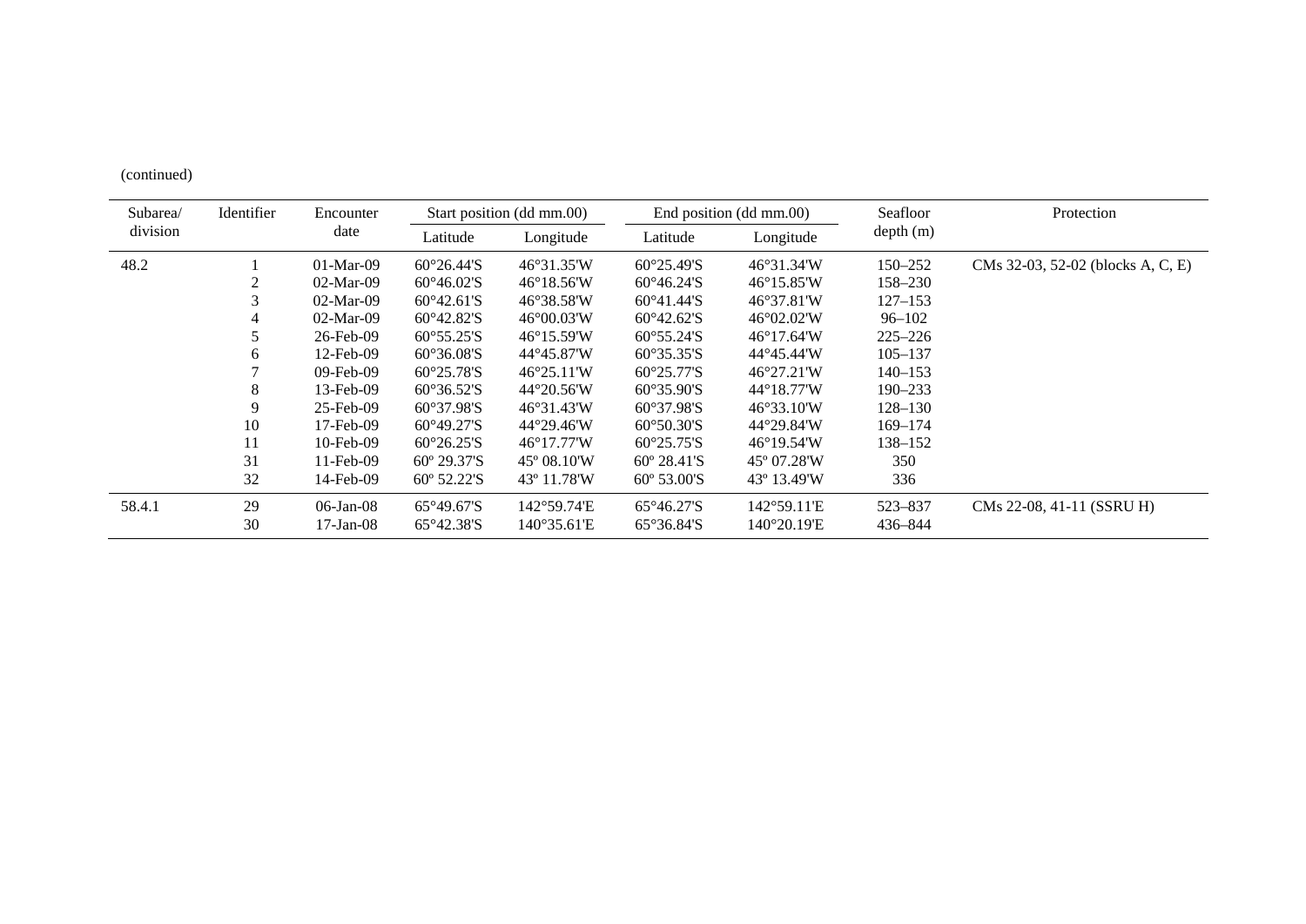(continued)

| Subarea/ division | Identifier | Encounter date | Start position (dd mm.00) | | End position (dd mm.00) | | Seafloor depth (m) | Protection |
|---|---|---|---|---|---|---|---|---|
| | | | Latitude | Longitude | Latitude | Longitude | | |
| 48.2 | 1 | 01-Mar-09 | 60°26.44'S | 46°31.35'W | 60°25.49'S | 46°31.34'W | 150–252 | CMs 32-03, 52-02 (blocks A, C, E) |
| | 2 | 02-Mar-09 | 60°46.02'S | 46°18.56'W | 60°46.24'S | 46°15.85'W | 158–230 | |
| | 3 | 02-Mar-09 | 60°42.61'S | 46°38.58'W | 60°41.44'S | 46°37.81'W | 127–153 | |
| | 4 | 02-Mar-09 | 60°42.82'S | 46°00.03'W | 60°42.62'S | 46°02.02'W | 96–102 | |
| | 5 | 26-Feb-09 | 60°55.25'S | 46°15.59'W | 60°55.24'S | 46°17.64'W | 225–226 | |
| | 6 | 12-Feb-09 | 60°36.08'S | 44°45.87'W | 60°35.35'S | 44°45.44'W | 105–137 | |
| | 7 | 09-Feb-09 | 60°25.78'S | 46°25.11'W | 60°25.77'S | 46°27.21'W | 140–153 | |
| | 8 | 13-Feb-09 | 60°36.52'S | 44°20.56'W | 60°35.90'S | 44°18.77'W | 190–233 | |
| | 9 | 25-Feb-09 | 60°37.98'S | 46°31.43'W | 60°37.98'S | 46°33.10'W | 128–130 | |
| | 10 | 17-Feb-09 | 60°49.27'S | 44°29.46'W | 60°50.30'S | 44°29.84'W | 169–174 | |
| | 11 | 10-Feb-09 | 60°26.25'S | 46°17.77'W | 60°25.75'S | 46°19.54'W | 138–152 | |
| | 31 | 11-Feb-09 | 60º 29.37'S | 45º 08.10'W | 60º 28.41'S | 45º 07.28'W | 350 | |
| | 32 | 14-Feb-09 | 60º 52.22'S | 43º 11.78'W | 60º 53.00'S | 43º 13.49'W | 336 | |
| 58.4.1 | 29 | 06-Jan-08 | 65°49.67'S | 142°59.74'E | 65°46.27'S | 142°59.11'E | 523–837 | CMs 22-08, 41-11 (SSRU H) |
| | 30 | 17-Jan-08 | 65°42.38'S | 140°35.61'E | 65°36.84'S | 140°20.19'E | 436–844 | |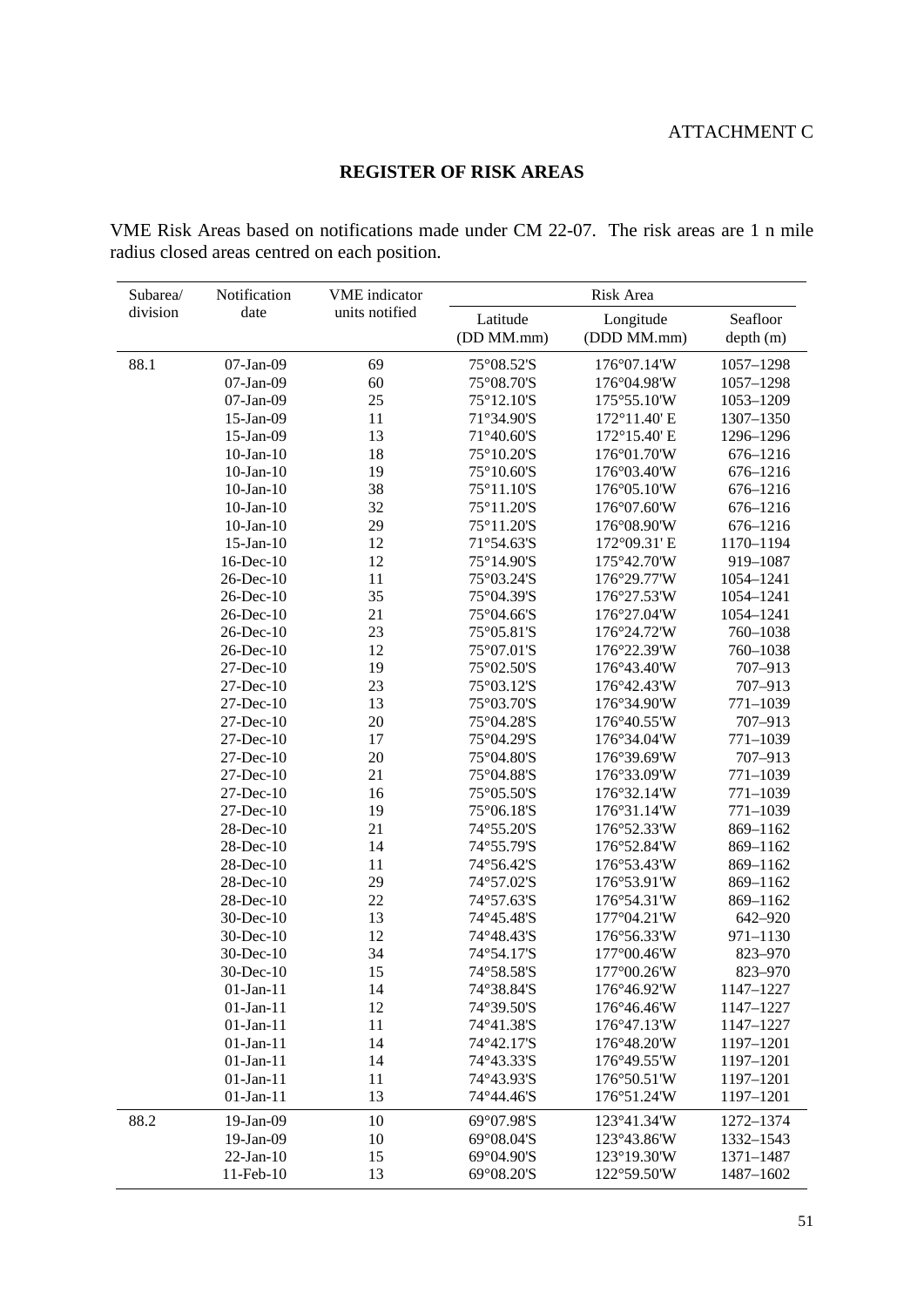ATTACHMENT C

## REGISTER OF RISK AREAS

VME Risk Areas based on notifications made under CM 22-07. The risk areas are 1 n mile radius closed areas centred on each position.

| Subarea/ division | Notification date | VME indicator units notified | Risk Area | | |
|---|---|---|---|---|---|
| | | | Latitude (DD MM.mm) | Longitude (DDD MM.mm) | Seafloor depth (m) |
| 88.1 | 07-Jan-09 | 69 | 75°08.52'S | 176°07.14'W | 1057–1298 |
| | 07-Jan-09 | 60 | 75°08.70'S | 176°04.98'W | 1057–1298 |
| | 07-Jan-09 | 25 | 75°12.10'S | 175°55.10'W | 1053–1209 |
| | 15-Jan-09 | 11 | 71°34.90'S | 172°11.40' E | 1307–1350 |
| | 15-Jan-09 | 13 | 71°40.60'S | 172°15.40' E | 1296–1296 |
| | 10-Jan-10 | 18 | 75°10.20'S | 176°01.70'W | 676–1216 |
| | 10-Jan-10 | 19 | 75°10.60'S | 176°03.40'W | 676–1216 |
| | 10-Jan-10 | 38 | 75°11.10'S | 176°05.10'W | 676–1216 |
| | 10-Jan-10 | 32 | 75°11.20'S | 176°07.60'W | 676–1216 |
| | 10-Jan-10 | 29 | 75°11.20'S | 176°08.90'W | 676–1216 |
| | 15-Jan-10 | 12 | 71°54.63'S | 172°09.31' E | 1170–1194 |
| | 16-Dec-10 | 12 | 75°14.90'S | 175°42.70'W | 919–1087 |
| | 26-Dec-10 | 11 | 75°03.24'S | 176°29.77'W | 1054–1241 |
| | 26-Dec-10 | 35 | 75°04.39'S | 176°27.53'W | 1054–1241 |
| | 26-Dec-10 | 21 | 75°04.66'S | 176°27.04'W | 1054–1241 |
| | 26-Dec-10 | 23 | 75°05.81'S | 176°24.72'W | 760–1038 |
| | 26-Dec-10 | 12 | 75°07.01'S | 176°22.39'W | 760–1038 |
| | 27-Dec-10 | 19 | 75°02.50'S | 176°43.40'W | 707–913 |
| | 27-Dec-10 | 23 | 75°03.12'S | 176°42.43'W | 707–913 |
| | 27-Dec-10 | 13 | 75°03.70'S | 176°34.90'W | 771–1039 |
| | 27-Dec-10 | 20 | 75°04.28'S | 176°40.55'W | 707–913 |
| | 27-Dec-10 | 17 | 75°04.29'S | 176°34.04'W | 771–1039 |
| | 27-Dec-10 | 20 | 75°04.80'S | 176°39.69'W | 707–913 |
| | 27-Dec-10 | 21 | 75°04.88'S | 176°33.09'W | 771–1039 |
| | 27-Dec-10 | 16 | 75°05.50'S | 176°32.14'W | 771–1039 |
| | 27-Dec-10 | 19 | 75°06.18'S | 176°31.14'W | 771–1039 |
| | 28-Dec-10 | 21 | 74°55.20'S | 176°52.33'W | 869–1162 |
| | 28-Dec-10 | 14 | 74°55.79'S | 176°52.84'W | 869–1162 |
| | 28-Dec-10 | 11 | 74°56.42'S | 176°53.43'W | 869–1162 |
| | 28-Dec-10 | 29 | 74°57.02'S | 176°53.91'W | 869–1162 |
| | 28-Dec-10 | 22 | 74°57.63'S | 176°54.31'W | 869–1162 |
| | 30-Dec-10 | 13 | 74°45.48'S | 177°04.21'W | 642–920 |
| | 30-Dec-10 | 12 | 74°48.43'S | 176°56.33'W | 971–1130 |
| | 30-Dec-10 | 34 | 74°54.17'S | 177°00.46'W | 823–970 |
| | 30-Dec-10 | 15 | 74°58.58'S | 177°00.26'W | 823–970 |
| | 01-Jan-11 | 14 | 74°38.84'S | 176°46.92'W | 1147–1227 |
| | 01-Jan-11 | 12 | 74°39.50'S | 176°46.46'W | 1147–1227 |
| | 01-Jan-11 | 11 | 74°41.38'S | 176°47.13'W | 1147–1227 |
| | 01-Jan-11 | 14 | 74°42.17'S | 176°48.20'W | 1197–1201 |
| | 01-Jan-11 | 14 | 74°43.33'S | 176°49.55'W | 1197–1201 |
| | 01-Jan-11 | 11 | 74°43.93'S | 176°50.51'W | 1197–1201 |
| | 01-Jan-11 | 13 | 74°44.46'S | 176°51.24'W | 1197–1201 |
| 88.2 | 19-Jan-09 | 10 | 69°07.98'S | 123°41.34'W | 1272–1374 |
| | 19-Jan-09 | 10 | 69°08.04'S | 123°43.86'W | 1332–1543 |
| | 22-Jan-10 | 15 | 69°04.90'S | 123°19.30'W | 1371–1487 |
| | 11-Feb-10 | 13 | 69°08.20'S | 122°59.50'W | 1487–1602 |